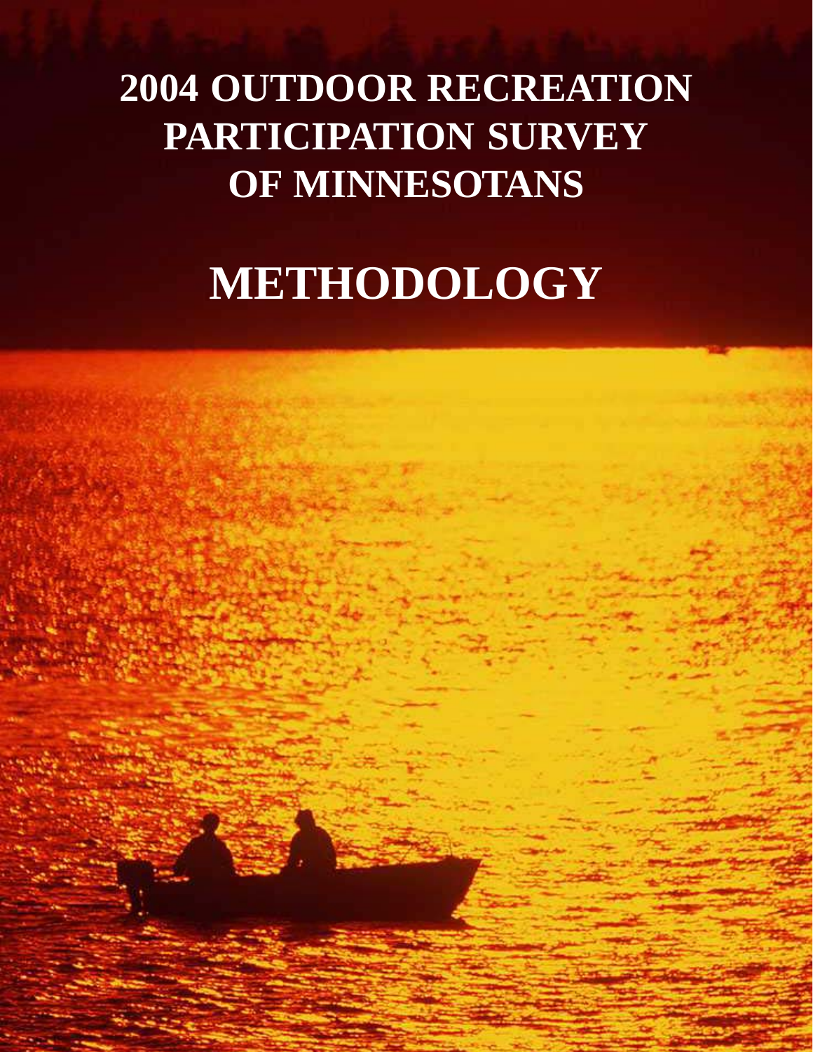# 2004 OUTDOOR RECREATION PARTICIPATION SURVEY OF MINNESOTANS

# METHODOLOGY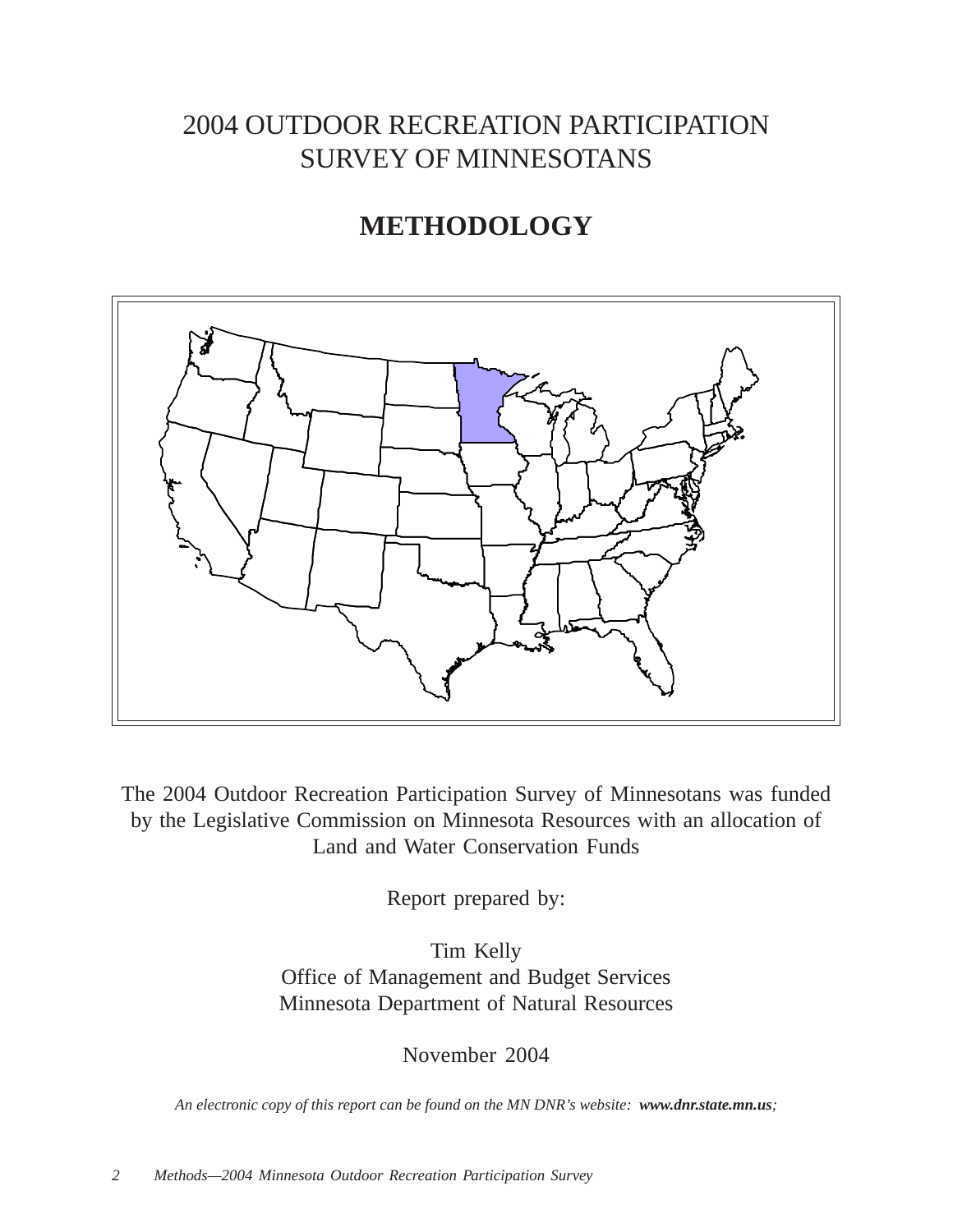# 2004 OUTDOOR RECREATION PARTICIPATION SURVEY OF MINNESOTANS

## METHODOLOGY

The 2004 Outdoor Recreation Participation Survey of Minnesotans was funded by the Legislative Commission on Minnesota Resources with an allocation of Land and Water Conservation Funds

Report prepared by:

Tim Kelly
Office of Management and Budget Services
Minnesota Department of Natural Resources

November 2004

*An electronic copy of this report can be found on the MN DNR's website:* ***www.dnr.state.mn.us****;*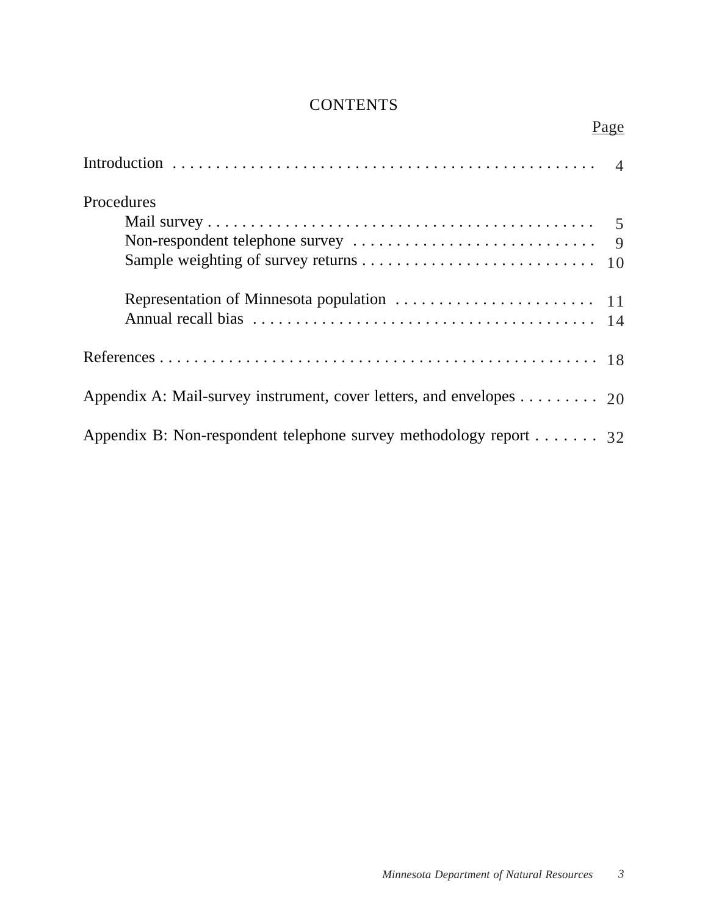# CONTENTS

| | Page |
|---|---|
| Introduction | 4 |
| Procedures | |
| Mail survey | 5 |
| Non-respondent telephone survey | 9 |
| Sample weighting of survey returns | 10 |
| Representation of Minnesota population | 11 |
| Annual recall bias | 14 |
| References | 18 |
| Appendix A: Mail-survey instrument, cover letters, and envelopes | 20 |
| Appendix B: Non-respondent telephone survey methodology report | 32 |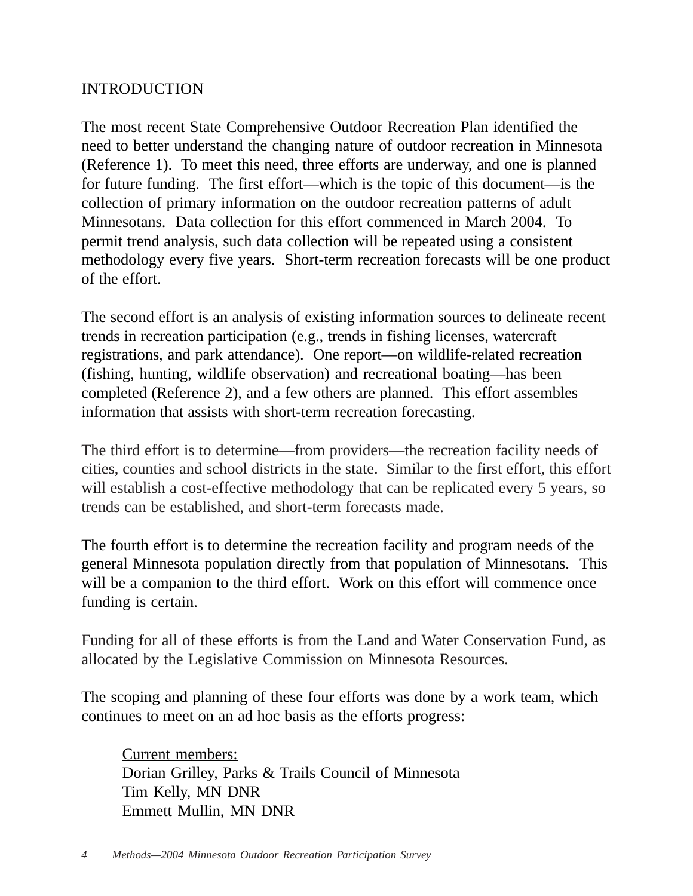# INTRODUCTION

The most recent State Comprehensive Outdoor Recreation Plan identified the need to better understand the changing nature of outdoor recreation in Minnesota (Reference 1). To meet this need, three efforts are underway, and one is planned for future funding. The first effort—which is the topic of this document—is the collection of primary information on the outdoor recreation patterns of adult Minnesotans. Data collection for this effort commenced in March 2004. To permit trend analysis, such data collection will be repeated using a consistent methodology every five years. Short-term recreation forecasts will be one product of the effort.

The second effort is an analysis of existing information sources to delineate recent trends in recreation participation (e.g., trends in fishing licenses, watercraft registrations, and park attendance). One report—on wildlife-related recreation (fishing, hunting, wildlife observation) and recreational boating—has been completed (Reference 2), and a few others are planned. This effort assembles information that assists with short-term recreation forecasting.

The third effort is to determine—from providers—the recreation facility needs of cities, counties and school districts in the state. Similar to the first effort, this effort will establish a cost-effective methodology that can be replicated every 5 years, so trends can be established, and short-term forecasts made.

The fourth effort is to determine the recreation facility and program needs of the general Minnesota population directly from that population of Minnesotans. This will be a companion to the third effort. Work on this effort will commence once funding is certain.

Funding for all of these efforts is from the Land and Water Conservation Fund, as allocated by the Legislative Commission on Minnesota Resources.

The scoping and planning of these four efforts was done by a work team, which continues to meet on an ad hoc basis as the efforts progress:

Current members:
Dorian Grilley, Parks & Trails Council of Minnesota
Tim Kelly, MN DNR
Emmett Mullin, MN DNR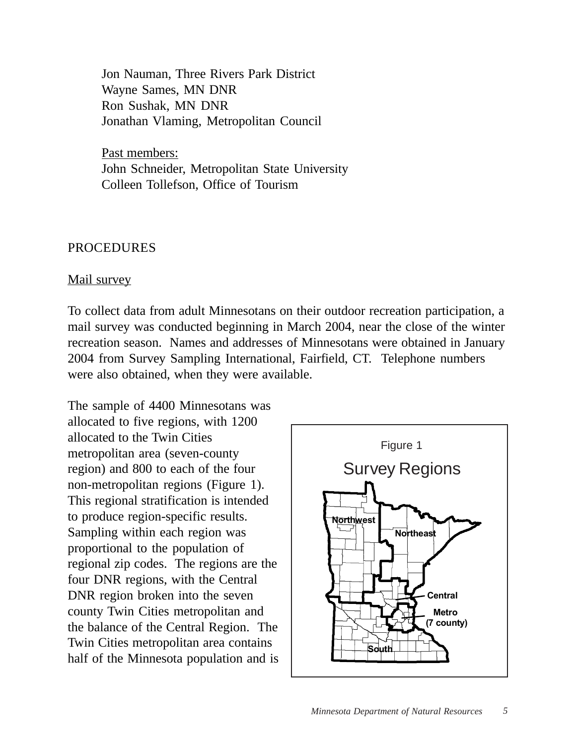Jon Nauman, Three Rivers Park District
Wayne Sames, MN DNR
Ron Sushak, MN DNR
Jonathan Vlaming, Metropolitan Council

Past members:
John Schneider, Metropolitan State University
Colleen Tollefson, Office of Tourism

## PROCEDURES

### Mail survey

To collect data from adult Minnesotans on their outdoor recreation participation, a mail survey was conducted beginning in March 2004, near the close of the winter recreation season. Names and addresses of Minnesotans were obtained in January 2004 from Survey Sampling International, Fairfield, CT. Telephone numbers were also obtained, when they were available.

The sample of 4400 Minnesotans was allocated to five regions, with 1200 allocated to the Twin Cities metropolitan area (seven-county region) and 800 to each of the four non-metropolitan regions (Figure 1). This regional stratification is intended to produce region-specific results. Sampling within each region was proportional to the population of regional zip codes. The regions are the four DNR regions, with the Central DNR region broken into the seven county Twin Cities metropolitan and the balance of the Central Region. The Twin Cities metropolitan area contains half of the Minnesota population and is

Figure 1
Survey Regions

Northwest, Northeast, Central, Metro (7 county), South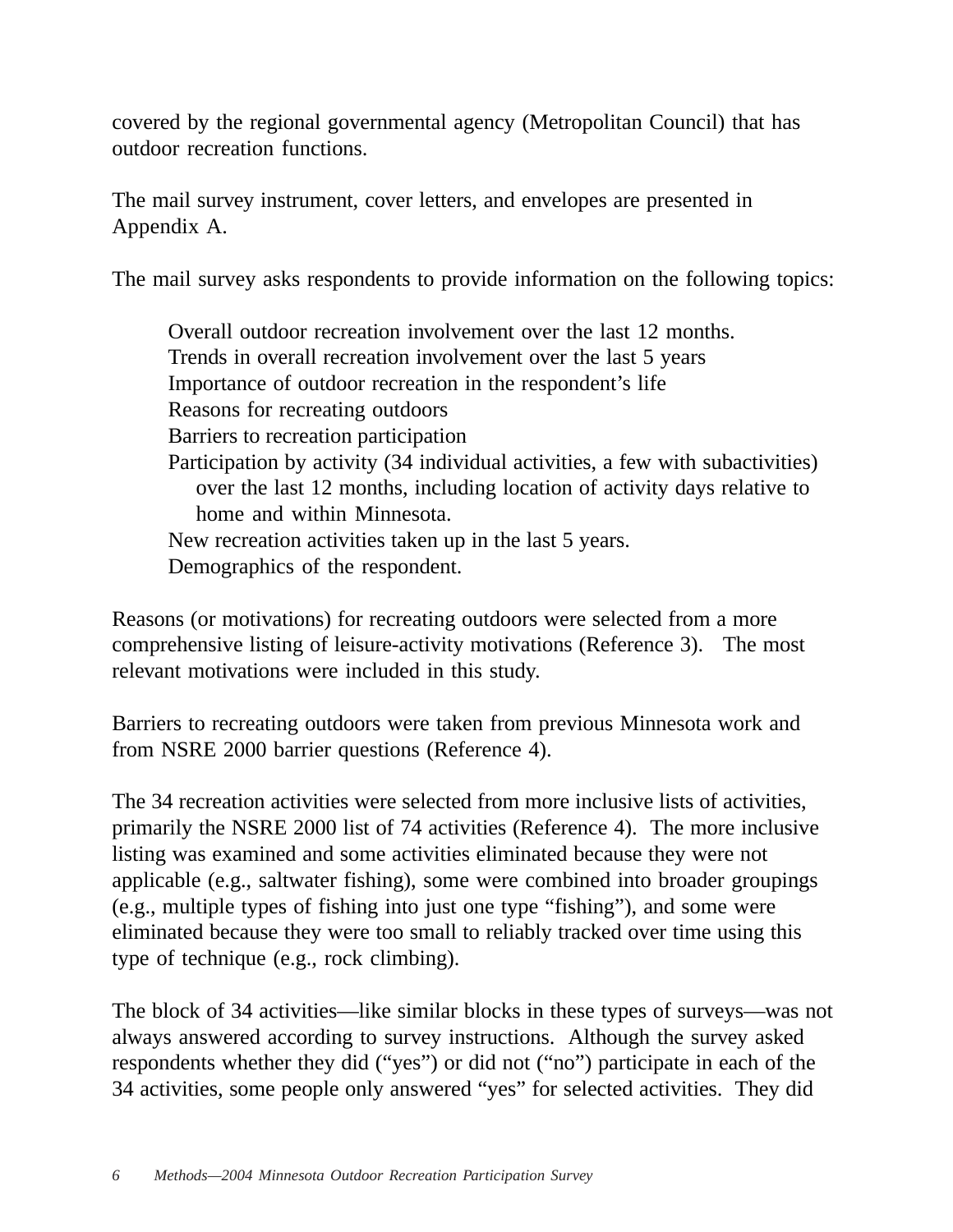covered by the regional governmental agency (Metropolitan Council) that has outdoor recreation functions.

The mail survey instrument, cover letters, and envelopes are presented in Appendix A.

The mail survey asks respondents to provide information on the following topics:

> Overall outdoor recreation involvement over the last 12 months.
> Trends in overall recreation involvement over the last 5 years
> Importance of outdoor recreation in the respondent's life
> Reasons for recreating outdoors
> Barriers to recreation participation
> Participation by activity (34 individual activities, a few with subactivities) over the last 12 months, including location of activity days relative to home and within Minnesota.
> New recreation activities taken up in the last 5 years.
> Demographics of the respondent.

Reasons (or motivations) for recreating outdoors were selected from a more comprehensive listing of leisure-activity motivations (Reference 3). The most relevant motivations were included in this study.

Barriers to recreating outdoors were taken from previous Minnesota work and from NSRE 2000 barrier questions (Reference 4).

The 34 recreation activities were selected from more inclusive lists of activities, primarily the NSRE 2000 list of 74 activities (Reference 4). The more inclusive listing was examined and some activities eliminated because they were not applicable (e.g., saltwater fishing), some were combined into broader groupings (e.g., multiple types of fishing into just one type "fishing"), and some were eliminated because they were too small to reliably tracked over time using this type of technique (e.g., rock climbing).

The block of 34 activities—like similar blocks in these types of surveys—was not always answered according to survey instructions. Although the survey asked respondents whether they did ("yes") or did not ("no") participate in each of the 34 activities, some people only answered "yes" for selected activities. They did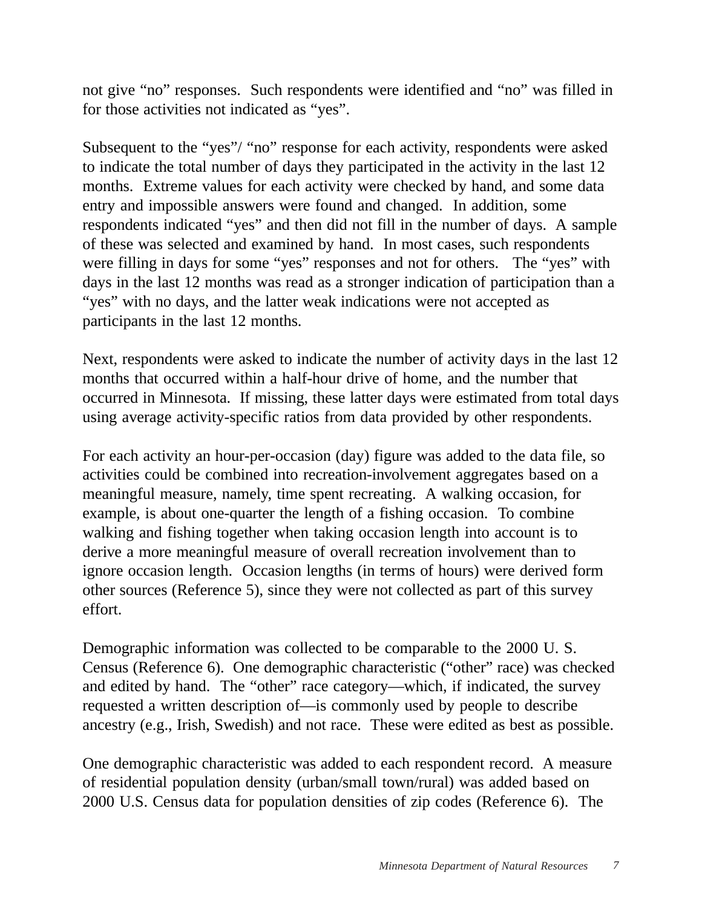not give "no" responses.  Such respondents were identified and "no" was filled in for those activities not indicated as "yes".

Subsequent to the "yes"/ "no" response for each activity, respondents were asked to indicate the total number of days they participated in the activity in the last 12 months.  Extreme values for each activity were checked by hand, and some data entry and impossible answers were found and changed.  In addition, some respondents indicated "yes" and then did not fill in the number of days.  A sample of these was selected and examined by hand.  In most cases, such respondents were filling in days for some "yes" responses and not for others.   The "yes" with days in the last 12 months was read as a stronger indication of participation than a "yes" with no days, and the latter weak indications were not accepted as participants in the last 12 months.

Next, respondents were asked to indicate the number of activity days in the last 12 months that occurred within a half-hour drive of home, and the number that occurred in Minnesota.  If missing, these latter days were estimated from total days using average activity-specific ratios from data provided by other respondents.

For each activity an hour-per-occasion (day) figure was added to the data file, so activities could be combined into recreation-involvement aggregates based on a meaningful measure, namely, time spent recreating.  A walking occasion, for example, is about one-quarter the length of a fishing occasion.  To combine walking and fishing together when taking occasion length into account is to derive a more meaningful measure of overall recreation involvement than to ignore occasion length.  Occasion lengths (in terms of hours) were derived form other sources (Reference 5), since they were not collected as part of this survey effort.

Demographic information was collected to be comparable to the 2000 U. S. Census (Reference 6).  One demographic characteristic ("other" race) was checked and edited by hand.  The "other" race category—which, if indicated, the survey requested a written description of—is commonly used by people to describe ancestry (e.g., Irish, Swedish) and not race.  These were edited as best as possible.

One demographic characteristic was added to each respondent record.  A measure of residential population density (urban/small town/rural) was added based on 2000 U.S. Census data for population densities of zip codes (Reference 6).  The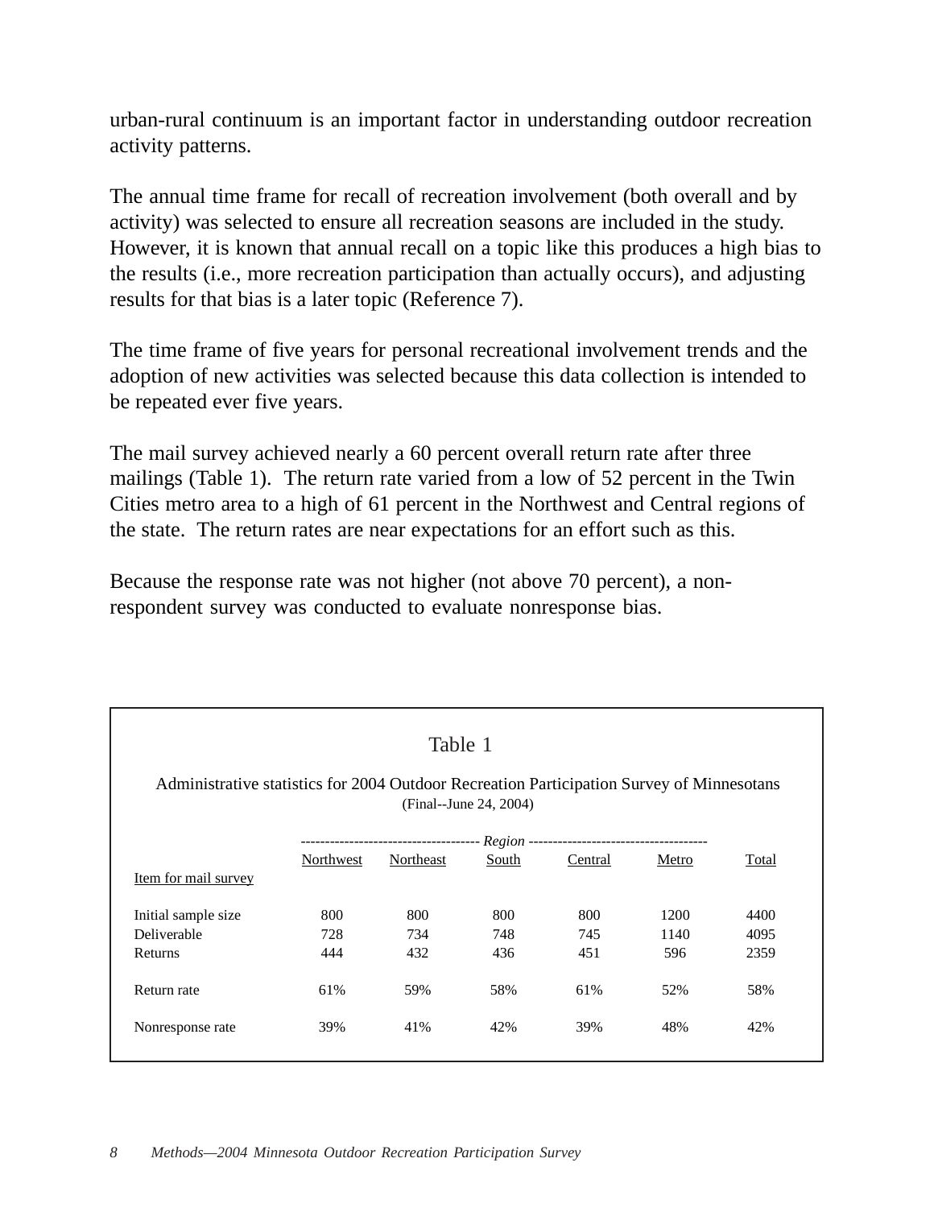urban-rural continuum is an important factor in understanding outdoor recreation activity patterns.

The annual time frame for recall of recreation involvement (both overall and by activity) was selected to ensure all recreation seasons are included in the study. However, it is known that annual recall on a topic like this produces a high bias to the results (i.e., more recreation participation than actually occurs), and adjusting results for that bias is a later topic (Reference 7).

The time frame of five years for personal recreational involvement trends and the adoption of new activities was selected because this data collection is intended to be repeated ever five years.

The mail survey achieved nearly a 60 percent overall return rate after three mailings (Table 1). The return rate varied from a low of 52 percent in the Twin Cities metro area to a high of 61 percent in the Northwest and Central regions of the state. The return rates are near expectations for an effort such as this.

Because the response rate was not higher (not above 70 percent), a non-respondent survey was conducted to evaluate nonresponse bias.

Table 1

Administrative statistics for 2004 Outdoor Recreation Participation Survey of Minnesotans
(Final--June 24, 2004)

| Item for mail survey | Region | | | | | |
|---|---|---|---|---|---|---|
| | Northwest | Northeast | South | Central | Metro | Total |
| Initial sample size | 800 | 800 | 800 | 800 | 1200 | 4400 |
| Deliverable | 728 | 734 | 748 | 745 | 1140 | 4095 |
| Returns | 444 | 432 | 436 | 451 | 596 | 2359 |
| Return rate | 61% | 59% | 58% | 61% | 52% | 58% |
| Nonresponse rate | 39% | 41% | 42% | 39% | 48% | 42% |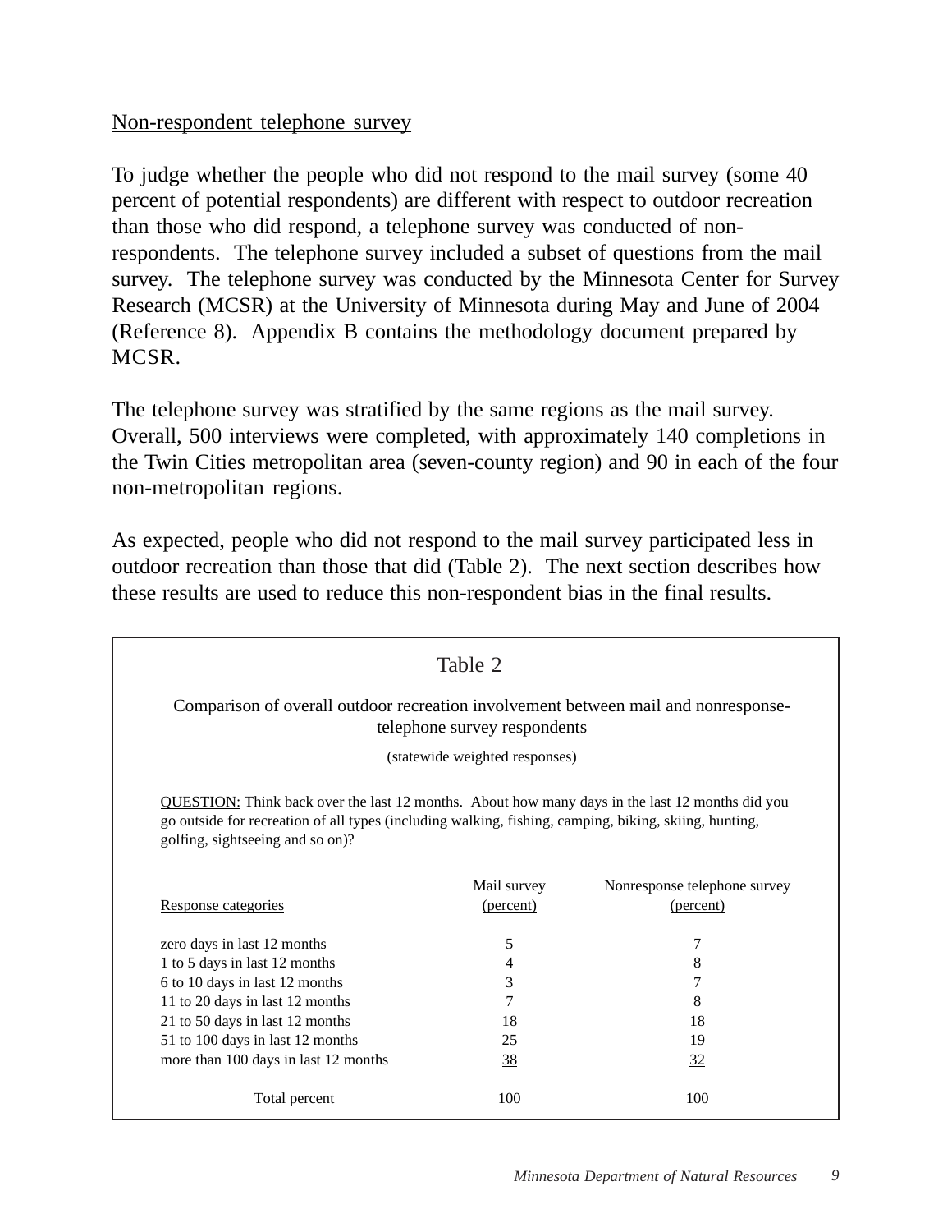Non-respondent telephone survey

To judge whether the people who did not respond to the mail survey (some 40 percent of potential respondents) are different with respect to outdoor recreation than those who did respond, a telephone survey was conducted of non-respondents. The telephone survey included a subset of questions from the mail survey. The telephone survey was conducted by the Minnesota Center for Survey Research (MCSR) at the University of Minnesota during May and June of 2004 (Reference 8). Appendix B contains the methodology document prepared by MCSR.

The telephone survey was stratified by the same regions as the mail survey. Overall, 500 interviews were completed, with approximately 140 completions in the Twin Cities metropolitan area (seven-county region) and 90 in each of the four non-metropolitan regions.

As expected, people who did not respond to the mail survey participated less in outdoor recreation than those that did (Table 2). The next section describes how these results are used to reduce this non-respondent bias in the final results.

Table 2

Comparison of overall outdoor recreation involvement between mail and nonresponse-telephone survey respondents

(statewide weighted responses)

QUESTION: Think back over the last 12 months. About how many days in the last 12 months did you go outside for recreation of all types (including walking, fishing, camping, biking, skiing, hunting, golfing, sightseeing and so on)?

| Response categories | Mail survey (percent) | Nonresponse telephone survey (percent) |
|---|---|---|
| zero days in last 12 months | 5 | 7 |
| 1 to 5 days in last 12 months | 4 | 8 |
| 6 to 10 days in last 12 months | 3 | 7 |
| 11 to 20 days in last 12 months | 7 | 8 |
| 21 to 50 days in last 12 months | 18 | 18 |
| 51 to 100 days in last 12 months | 25 | 19 |
| more than 100 days in last 12 months | 38 | 32 |
| Total percent | 100 | 100 |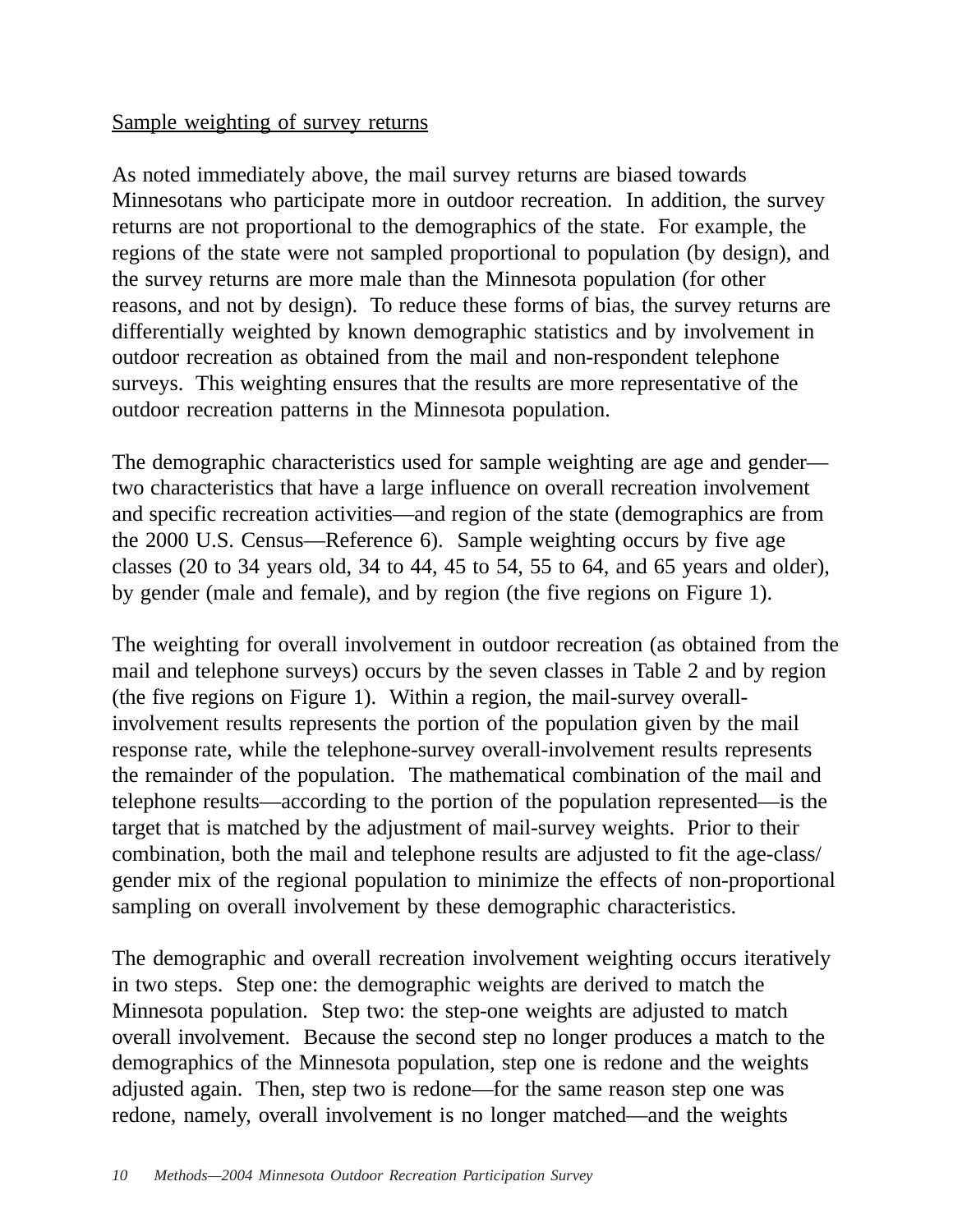Sample weighting of survey returns

As noted immediately above, the mail survey returns are biased towards Minnesotans who participate more in outdoor recreation. In addition, the survey returns are not proportional to the demographics of the state. For example, the regions of the state were not sampled proportional to population (by design), and the survey returns are more male than the Minnesota population (for other reasons, and not by design). To reduce these forms of bias, the survey returns are differentially weighted by known demographic statistics and by involvement in outdoor recreation as obtained from the mail and non-respondent telephone surveys. This weighting ensures that the results are more representative of the outdoor recreation patterns in the Minnesota population.

The demographic characteristics used for sample weighting are age and gender—two characteristics that have a large influence on overall recreation involvement and specific recreation activities—and region of the state (demographics are from the 2000 U.S. Census—Reference 6). Sample weighting occurs by five age classes (20 to 34 years old, 34 to 44, 45 to 54, 55 to 64, and 65 years and older), by gender (male and female), and by region (the five regions on Figure 1).

The weighting for overall involvement in outdoor recreation (as obtained from the mail and telephone surveys) occurs by the seven classes in Table 2 and by region (the five regions on Figure 1). Within a region, the mail-survey overall-involvement results represents the portion of the population given by the mail response rate, while the telephone-survey overall-involvement results represents the remainder of the population. The mathematical combination of the mail and telephone results—according to the portion of the population represented—is the target that is matched by the adjustment of mail-survey weights. Prior to their combination, both the mail and telephone results are adjusted to fit the age-class/gender mix of the regional population to minimize the effects of non-proportional sampling on overall involvement by these demographic characteristics.

The demographic and overall recreation involvement weighting occurs iteratively in two steps. Step one: the demographic weights are derived to match the Minnesota population. Step two: the step-one weights are adjusted to match overall involvement. Because the second step no longer produces a match to the demographics of the Minnesota population, step one is redone and the weights adjusted again. Then, step two is redone—for the same reason step one was redone, namely, overall involvement is no longer matched—and the weights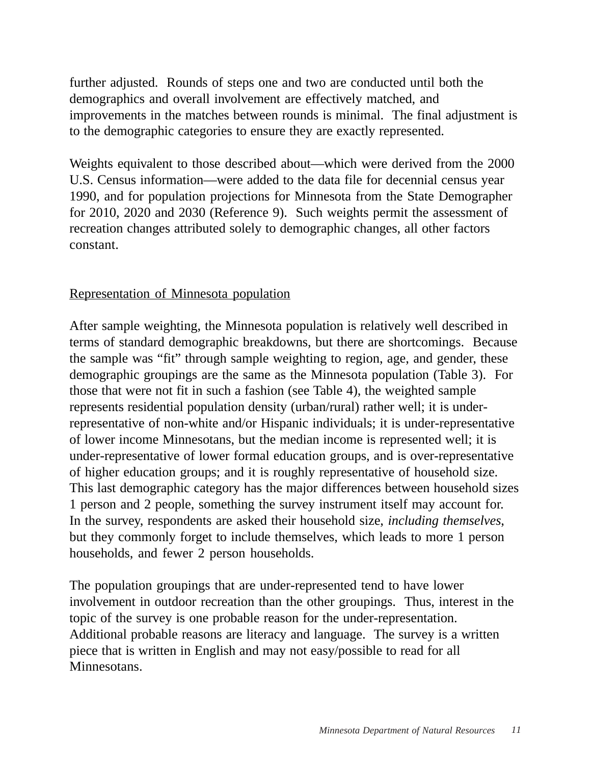further adjusted. Rounds of steps one and two are conducted until both the demographics and overall involvement are effectively matched, and improvements in the matches between rounds is minimal. The final adjustment is to the demographic categories to ensure they are exactly represented.

Weights equivalent to those described about—which were derived from the 2000 U.S. Census information—were added to the data file for decennial census year 1990, and for population projections for Minnesota from the State Demographer for 2010, 2020 and 2030 (Reference 9). Such weights permit the assessment of recreation changes attributed solely to demographic changes, all other factors constant.

### Representation of Minnesota population

After sample weighting, the Minnesota population is relatively well described in terms of standard demographic breakdowns, but there are shortcomings. Because the sample was "fit" through sample weighting to region, age, and gender, these demographic groupings are the same as the Minnesota population (Table 3). For those that were not fit in such a fashion (see Table 4), the weighted sample represents residential population density (urban/rural) rather well; it is under-representative of non-white and/or Hispanic individuals; it is under-representative of lower income Minnesotans, but the median income is represented well; it is under-representative of lower formal education groups, and is over-representative of higher education groups; and it is roughly representative of household size. This last demographic category has the major differences between household sizes 1 person and 2 people, something the survey instrument itself may account for. In the survey, respondents are asked their household size, *including themselves*, but they commonly forget to include themselves, which leads to more 1 person households, and fewer 2 person households.

The population groupings that are under-represented tend to have lower involvement in outdoor recreation than the other groupings. Thus, interest in the topic of the survey is one probable reason for the under-representation. Additional probable reasons are literacy and language. The survey is a written piece that is written in English and may not easy/possible to read for all Minnesotans.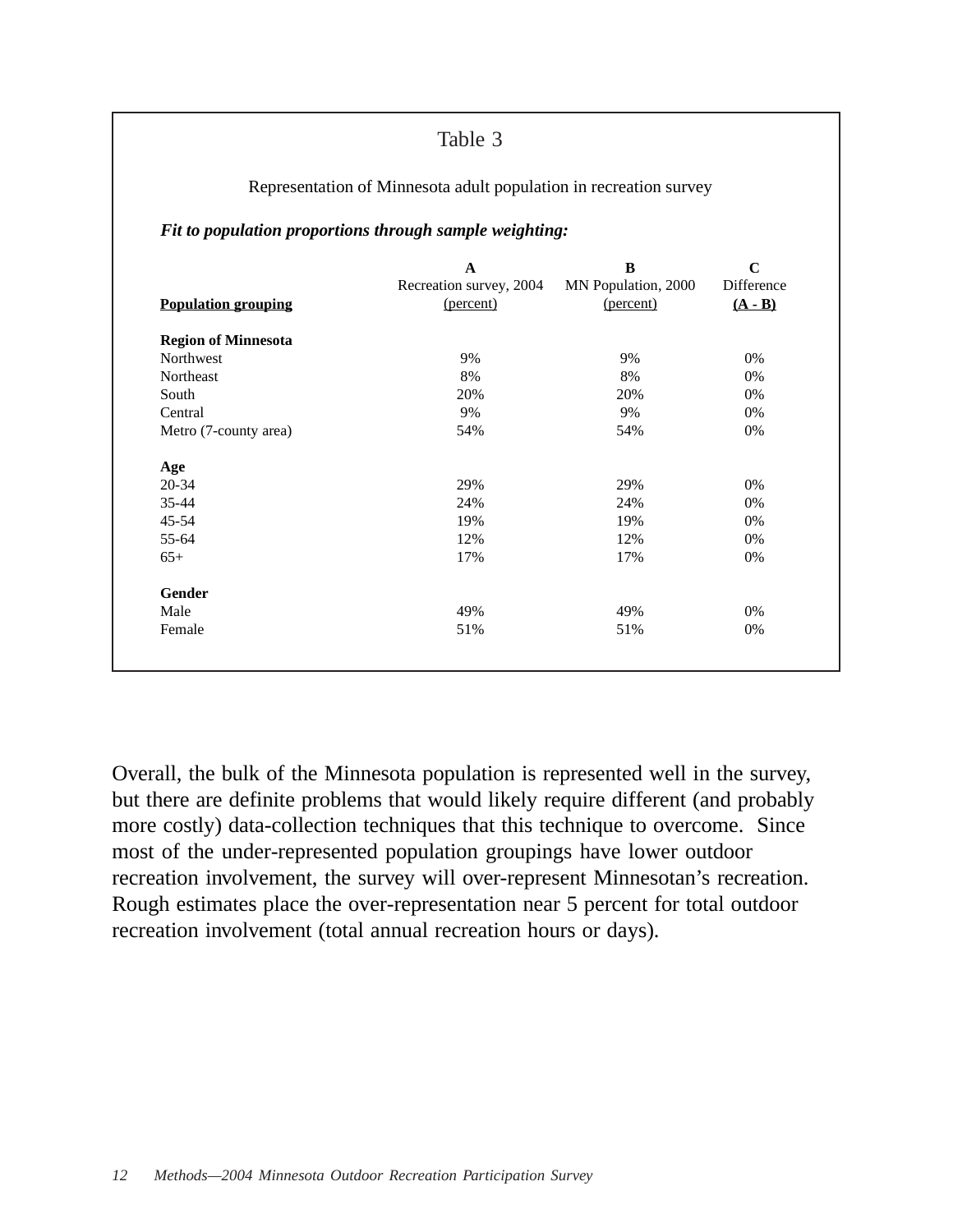Table 3

Representation of Minnesota adult population in recreation survey

***Fit to population proportions through sample weighting:***

| Population grouping | A Recreation survey, 2004 (percent) | B MN Population, 2000 (percent) | C Difference (A - B) |
|---|---|---|---|
| **Region of Minnesota** | | | |
| Northwest | 9% | 9% | 0% |
| Northeast | 8% | 8% | 0% |
| South | 20% | 20% | 0% |
| Central | 9% | 9% | 0% |
| Metro (7-county area) | 54% | 54% | 0% |
| **Age** | | | |
| 20-34 | 29% | 29% | 0% |
| 35-44 | 24% | 24% | 0% |
| 45-54 | 19% | 19% | 0% |
| 55-64 | 12% | 12% | 0% |
| 65+ | 17% | 17% | 0% |
| **Gender** | | | |
| Male | 49% | 49% | 0% |
| Female | 51% | 51% | 0% |

Overall, the bulk of the Minnesota population is represented well in the survey, but there are definite problems that would likely require different (and probably more costly) data-collection techniques that this technique to overcome. Since most of the under-represented population groupings have lower outdoor recreation involvement, the survey will over-represent Minnesotan's recreation. Rough estimates place the over-representation near 5 percent for total outdoor recreation involvement (total annual recreation hours or days).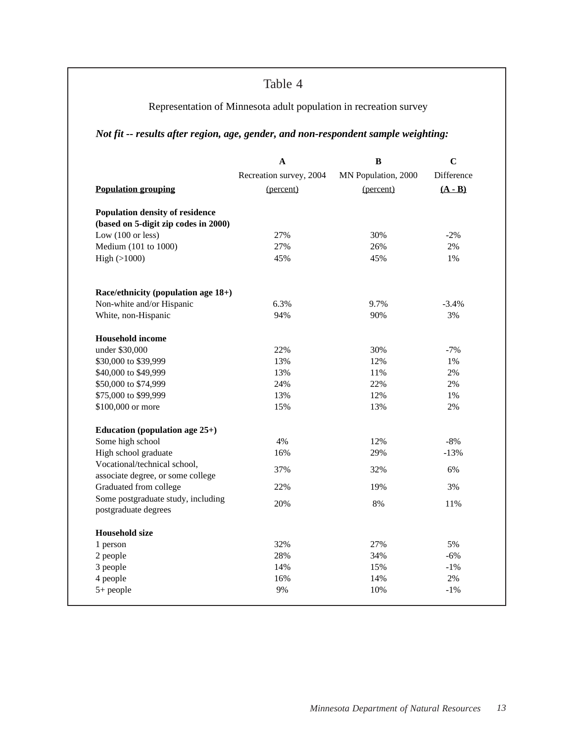# Table 4

Representation of Minnesota adult population in recreation survey

***Not fit -- results after region, age, gender, and non-respondent sample weighting:***

| Population grouping | A<br>Recreation survey, 2004<br>(percent) | B<br>MN Population, 2000<br>(percent) | C<br>Difference<br>(A - B) |
|---|---|---|---|
| **Population density of residence (based on 5-digit zip codes in 2000)** | | | |
| Low (100 or less) | 27% | 30% | -2% |
| Medium (101 to 1000) | 27% | 26% | 2% |
| High (>1000) | 45% | 45% | 1% |
| **Race/ethnicity (population age 18+)** | | | |
| Non-white and/or Hispanic | 6.3% | 9.7% | -3.4% |
| White, non-Hispanic | 94% | 90% | 3% |
| **Household income** | | | |
| under $30,000 | 22% | 30% | -7% |
| $30,000 to $39,999 | 13% | 12% | 1% |
| $40,000 to $49,999 | 13% | 11% | 2% |
| $50,000 to $74,999 | 24% | 22% | 2% |
| $75,000 to $99,999 | 13% | 12% | 1% |
| $100,000 or more | 15% | 13% | 2% |
| **Education (population age 25+)** | | | |
| Some high school | 4% | 12% | -8% |
| High school graduate | 16% | 29% | -13% |
| Vocational/technical school, associate degree, or some college | 37% | 32% | 6% |
| Graduated from college | 22% | 19% | 3% |
| Some postgraduate study, including postgraduate degrees | 20% | 8% | 11% |
| **Household size** | | | |
| 1 person | 32% | 27% | 5% |
| 2 people | 28% | 34% | -6% |
| 3 people | 14% | 15% | -1% |
| 4 people | 16% | 14% | 2% |
| 5+ people | 9% | 10% | -1% |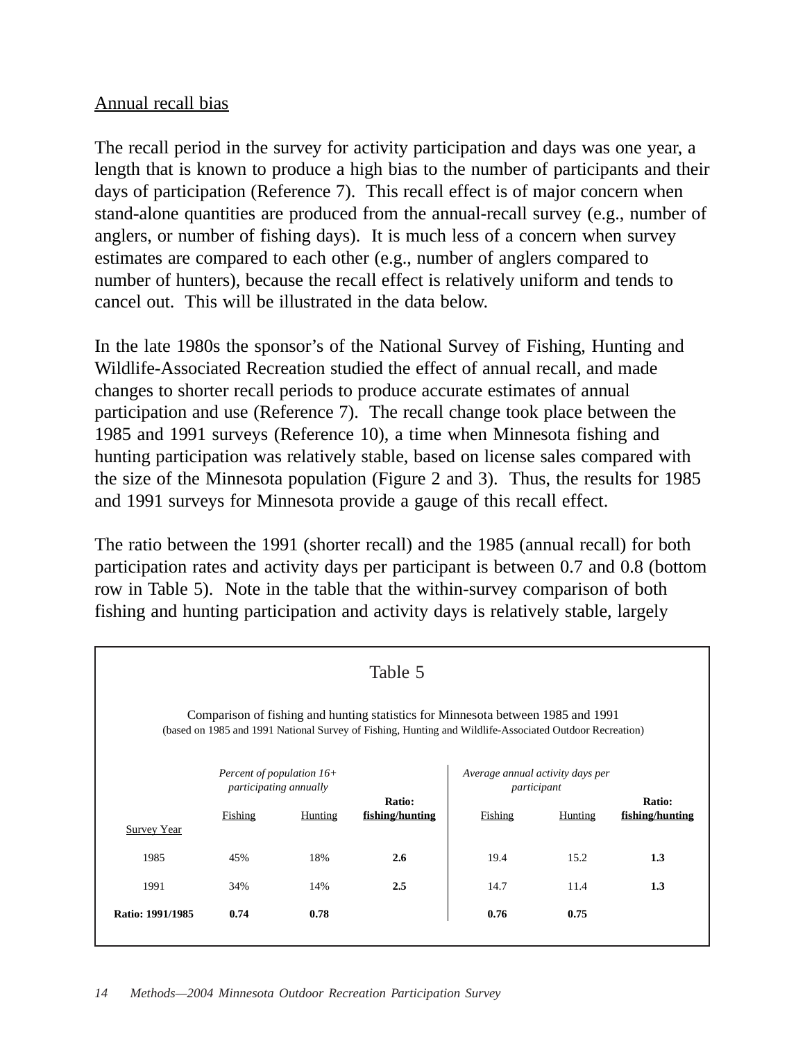Annual recall bias

The recall period in the survey for activity participation and days was one year, a length that is known to produce a high bias to the number of participants and their days of participation (Reference 7). This recall effect is of major concern when stand-alone quantities are produced from the annual-recall survey (e.g., number of anglers, or number of fishing days). It is much less of a concern when survey estimates are compared to each other (e.g., number of anglers compared to number of hunters), because the recall effect is relatively uniform and tends to cancel out. This will be illustrated in the data below.

In the late 1980s the sponsor's of the National Survey of Fishing, Hunting and Wildlife-Associated Recreation studied the effect of annual recall, and made changes to shorter recall periods to produce accurate estimates of annual participation and use (Reference 7). The recall change took place between the 1985 and 1991 surveys (Reference 10), a time when Minnesota fishing and hunting participation was relatively stable, based on license sales compared with the size of the Minnesota population (Figure 2 and 3). Thus, the results for 1985 and 1991 surveys for Minnesota provide a gauge of this recall effect.

The ratio between the 1991 (shorter recall) and the 1985 (annual recall) for both participation rates and activity days per participant is between 0.7 and 0.8 (bottom row in Table 5). Note in the table that the within-survey comparison of both fishing and hunting participation and activity days is relatively stable, largely

Table 5

Comparison of fishing and hunting statistics for Minnesota between 1985 and 1991
(based on 1985 and 1991 National Survey of Fishing, Hunting and Wildlife-Associated Outdoor Recreation)

| | *Percent of population 16+ participating annually* | | | *Average annual activity days per participant* | | |
|---|---|---|---|---|---|---|
| Survey Year | Fishing | Hunting | **Ratio: fishing/hunting** | Fishing | Hunting | **Ratio: fishing/hunting** |
| 1985 | 45% | 18% | **2.6** | 19.4 | 15.2 | **1.3** |
| 1991 | 34% | 14% | **2.5** | 14.7 | 11.4 | **1.3** |
| **Ratio: 1991/1985** | **0.74** | **0.78** | | **0.76** | **0.75** | |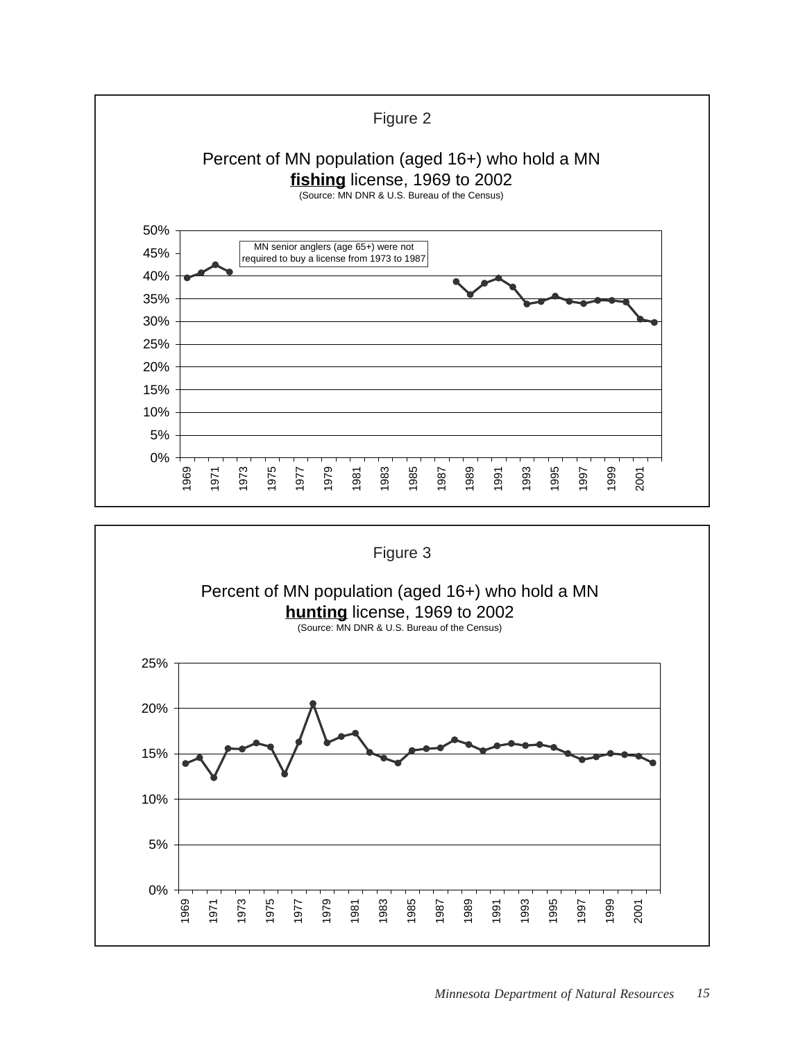Figure 2

Percent of MN population (aged 16+) who hold a MN **fishing** license, 1969 to 2002

(Source: MN DNR & U.S. Bureau of the Census)

MN senior anglers (age 65+) were not required to buy a license from 1973 to 1987

Figure 3

Percent of MN population (aged 16+) who hold a MN **hunting** license, 1969 to 2002

(Source: MN DNR & U.S. Bureau of the Census)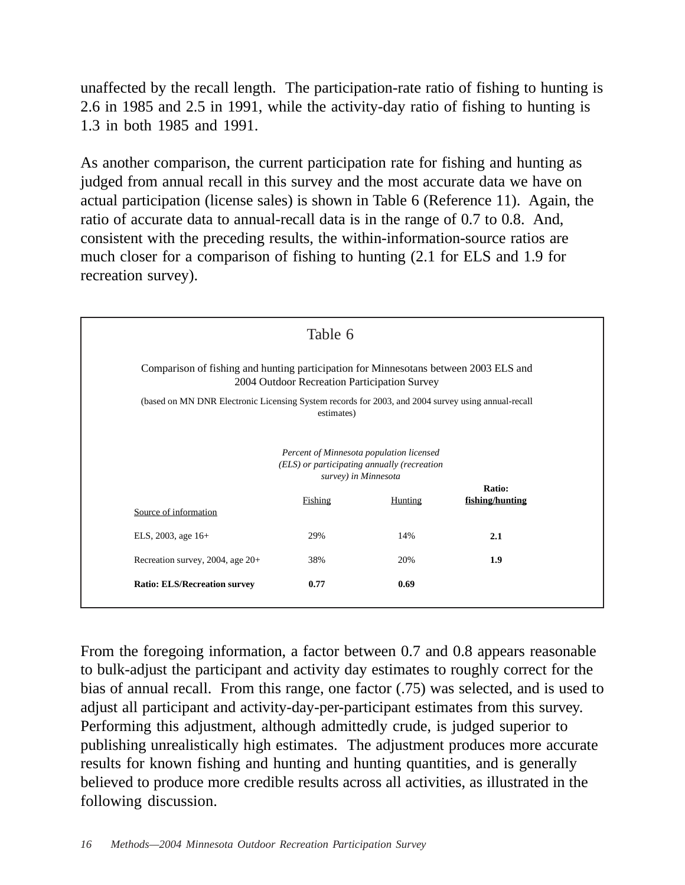unaffected by the recall length. The participation-rate ratio of fishing to hunting is 2.6 in 1985 and 2.5 in 1991, while the activity-day ratio of fishing to hunting is 1.3 in both 1985 and 1991.

As another comparison, the current participation rate for fishing and hunting as judged from annual recall in this survey and the most accurate data we have on actual participation (license sales) is shown in Table 6 (Reference 11). Again, the ratio of accurate data to annual-recall data is in the range of 0.7 to 0.8. And, consistent with the preceding results, the within-information-source ratios are much closer for a comparison of fishing to hunting (2.1 for ELS and 1.9 for recreation survey).

Table 6

Comparison of fishing and hunting participation for Minnesotans between 2003 ELS and 2004 Outdoor Recreation Participation Survey

(based on MN DNR Electronic Licensing System records for 2003, and 2004 survey using annual-recall estimates)

| | *Percent of Minnesota population licensed (ELS) or participating annually (recreation survey) in Minnesota* | | |
|---|---|---|---|
| Source of information | Fishing | Hunting | **Ratio: fishing/hunting** |
| ELS, 2003, age 16+ | 29% | 14% | **2.1** |
| Recreation survey, 2004, age 20+ | 38% | 20% | **1.9** |
| **Ratio: ELS/Recreation survey** | **0.77** | **0.69** | |

From the foregoing information, a factor between 0.7 and 0.8 appears reasonable to bulk-adjust the participant and activity day estimates to roughly correct for the bias of annual recall. From this range, one factor (.75) was selected, and is used to adjust all participant and activity-day-per-participant estimates from this survey. Performing this adjustment, although admittedly crude, is judged superior to publishing unrealistically high estimates. The adjustment produces more accurate results for known fishing and hunting and hunting quantities, and is generally believed to produce more credible results across all activities, as illustrated in the following discussion.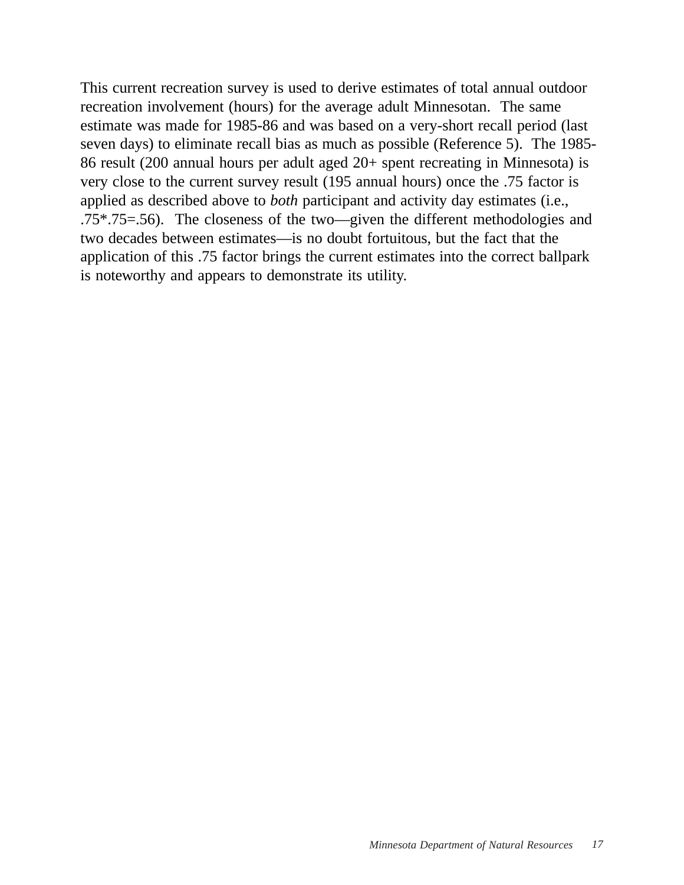This current recreation survey is used to derive estimates of total annual outdoor recreation involvement (hours) for the average adult Minnesotan. The same estimate was made for 1985-86 and was based on a very-short recall period (last seven days) to eliminate recall bias as much as possible (Reference 5). The 1985-86 result (200 annual hours per adult aged 20+ spent recreating in Minnesota) is very close to the current survey result (195 annual hours) once the .75 factor is applied as described above to *both* participant and activity day estimates (i.e., .75*.75=.56). The closeness of the two—given the different methodologies and two decades between estimates—is no doubt fortuitous, but the fact that the application of this .75 factor brings the current estimates into the correct ballpark is noteworthy and appears to demonstrate its utility.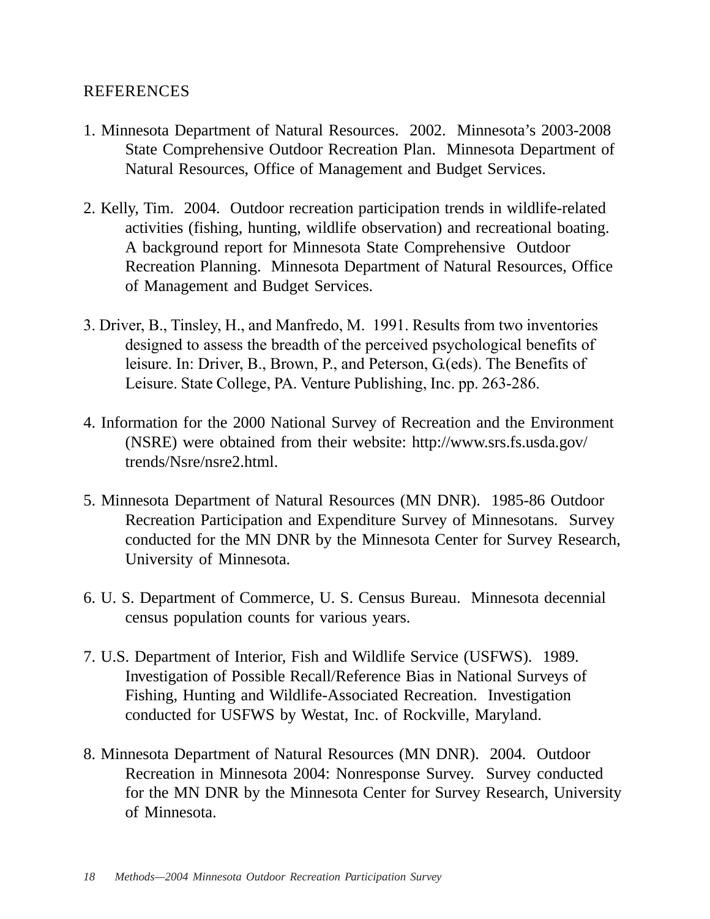## REFERENCES

1. Minnesota Department of Natural Resources. 2002. Minnesota's 2003-2008 State Comprehensive Outdoor Recreation Plan. Minnesota Department of Natural Resources, Office of Management and Budget Services.

2. Kelly, Tim. 2004. Outdoor recreation participation trends in wildlife-related activities (fishing, hunting, wildlife observation) and recreational boating. A background report for Minnesota State Comprehensive Outdoor Recreation Planning. Minnesota Department of Natural Resources, Office of Management and Budget Services.

3. Driver, B., Tinsley, H., and Manfredo, M. 1991. Results from two inventories designed to assess the breadth of the perceived psychological benefits of leisure. In: Driver, B., Brown, P., and Peterson, G.(eds). The Benefits of Leisure. State College, PA. Venture Publishing, Inc. pp. 263-286.

4. Information for the 2000 National Survey of Recreation and the Environment (NSRE) were obtained from their website: http://www.srs.fs.usda.gov/trends/Nsre/nsre2.html.

5. Minnesota Department of Natural Resources (MN DNR). 1985-86 Outdoor Recreation Participation and Expenditure Survey of Minnesotans. Survey conducted for the MN DNR by the Minnesota Center for Survey Research, University of Minnesota.

6. U. S. Department of Commerce, U. S. Census Bureau. Minnesota decennial census population counts for various years.

7. U.S. Department of Interior, Fish and Wildlife Service (USFWS). 1989. Investigation of Possible Recall/Reference Bias in National Surveys of Fishing, Hunting and Wildlife-Associated Recreation. Investigation conducted for USFWS by Westat, Inc. of Rockville, Maryland.

8. Minnesota Department of Natural Resources (MN DNR). 2004. Outdoor Recreation in Minnesota 2004: Nonresponse Survey. Survey conducted for the MN DNR by the Minnesota Center for Survey Research, University of Minnesota.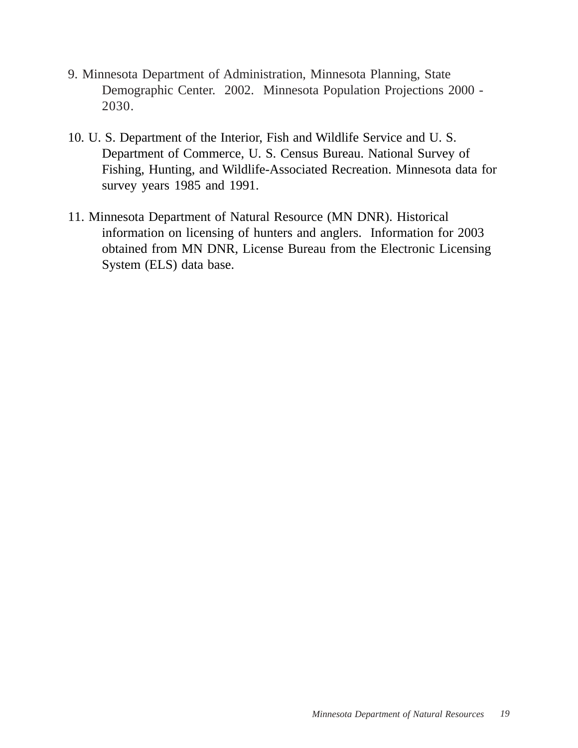9. Minnesota Department of Administration, Minnesota Planning, State Demographic Center. 2002. Minnesota Population Projections 2000 - 2030.

10. U. S. Department of the Interior, Fish and Wildlife Service and U. S. Department of Commerce, U. S. Census Bureau. National Survey of Fishing, Hunting, and Wildlife-Associated Recreation. Minnesota data for survey years 1985 and 1991.

11. Minnesota Department of Natural Resource (MN DNR). Historical information on licensing of hunters and anglers. Information for 2003 obtained from MN DNR, License Bureau from the Electronic Licensing System (ELS) data base.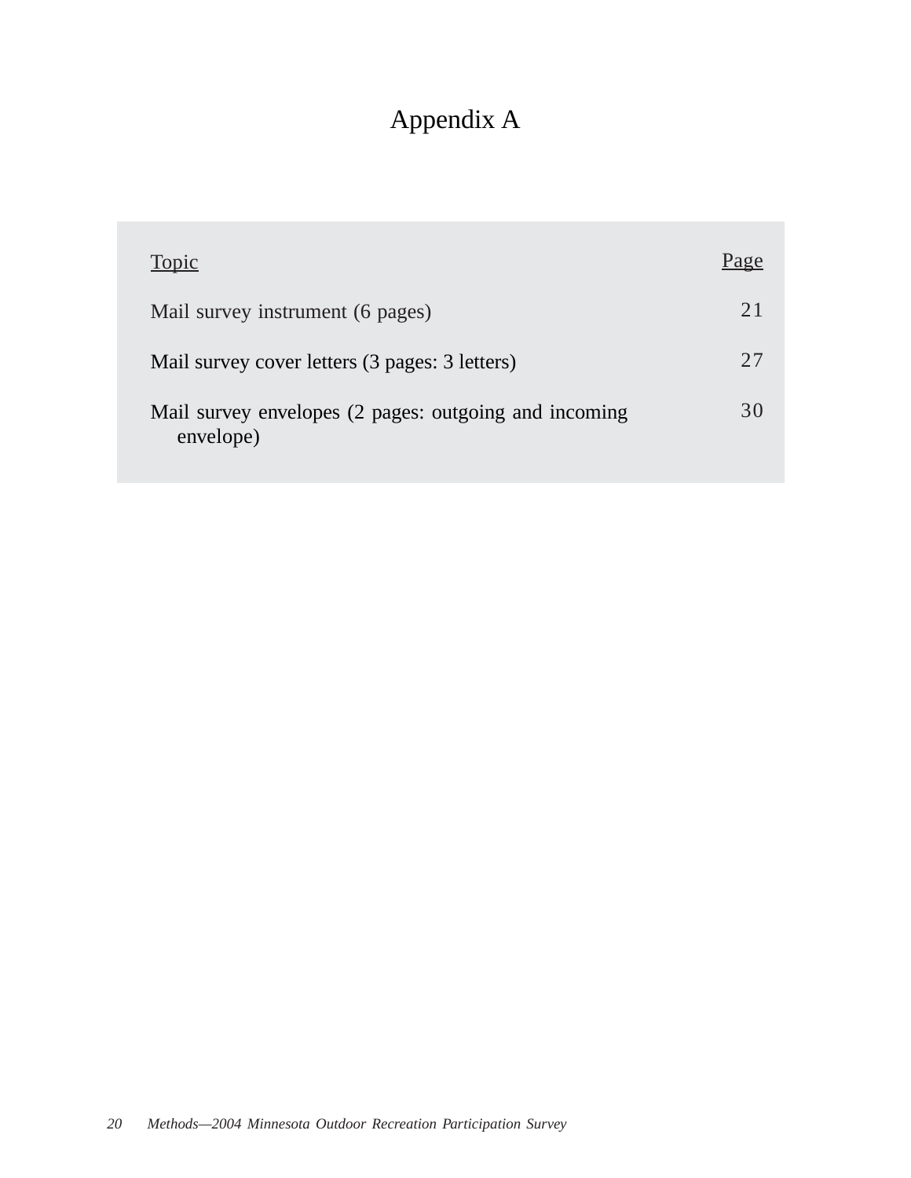# Appendix A

| Topic | Page |
| --- | --- |
| Mail survey instrument (6 pages) | 21 |
| Mail survey cover letters (3 pages: 3 letters) | 27 |
| Mail survey envelopes (2 pages: outgoing and incoming envelope) | 30 |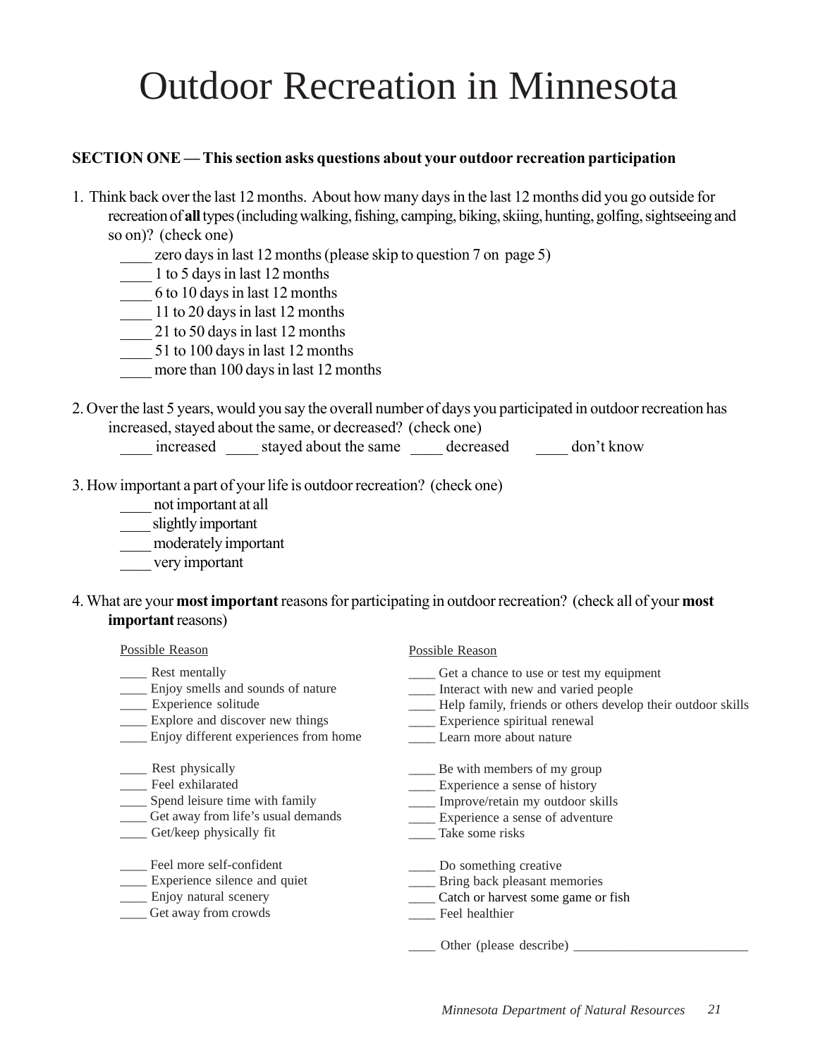# Outdoor Recreation in Minnesota

**SECTION ONE — This section asks questions about your outdoor recreation participation**

1. Think back over the last 12 months. About how many days in the last 12 months did you go outside for recreation of **all** types (including walking, fishing, camping, biking, skiing, hunting, golfing, sightseeing and so on)? (check one)

   ____ zero days in last 12 months (please skip to question 7 on page 5)
   ____ 1 to 5 days in last 12 months
   ____ 6 to 10 days in last 12 months
   ____ 11 to 20 days in last 12 months
   ____ 21 to 50 days in last 12 months
   ____ 51 to 100 days in last 12 months
   ____ more than 100 days in last 12 months

2. Over the last 5 years, would you say the overall number of days you participated in outdoor recreation has increased, stayed about the same, or decreased? (check one)

   ____ increased ____ stayed about the same ____ decreased ____ don't know

3. How important a part of your life is outdoor recreation? (check one)

   ____ not important at all
   ____ slightly important
   ____ moderately important
   ____ very important

4. What are your **most important** reasons for participating in outdoor recreation? (check all of your **most important** reasons)

   Possible Reason

   ____ Rest mentally
   ____ Enjoy smells and sounds of nature
   ____ Experience solitude
   ____ Explore and discover new things
   ____ Enjoy different experiences from home

   ____ Rest physically
   ____ Feel exhilarated
   ____ Spend leisure time with family
   ____ Get away from life's usual demands
   ____ Get/keep physically fit

   ____ Feel more self-confident
   ____ Experience silence and quiet
   ____ Enjoy natural scenery
   ____ Get away from crowds

   Possible Reason

   ____ Get a chance to use or test my equipment
   ____ Interact with new and varied people
   ____ Help family, friends or others develop their outdoor skills
   ____ Experience spiritual renewal
   ____ Learn more about nature

   ____ Be with members of my group
   ____ Experience a sense of history
   ____ Improve/retain my outdoor skills
   ____ Experience a sense of adventure
   ____ Take some risks

   ____ Do something creative
   ____ Bring back pleasant memories
   ____ Catch or harvest some game or fish
   ____ Feel healthier

   ____ Other (please describe) ________________________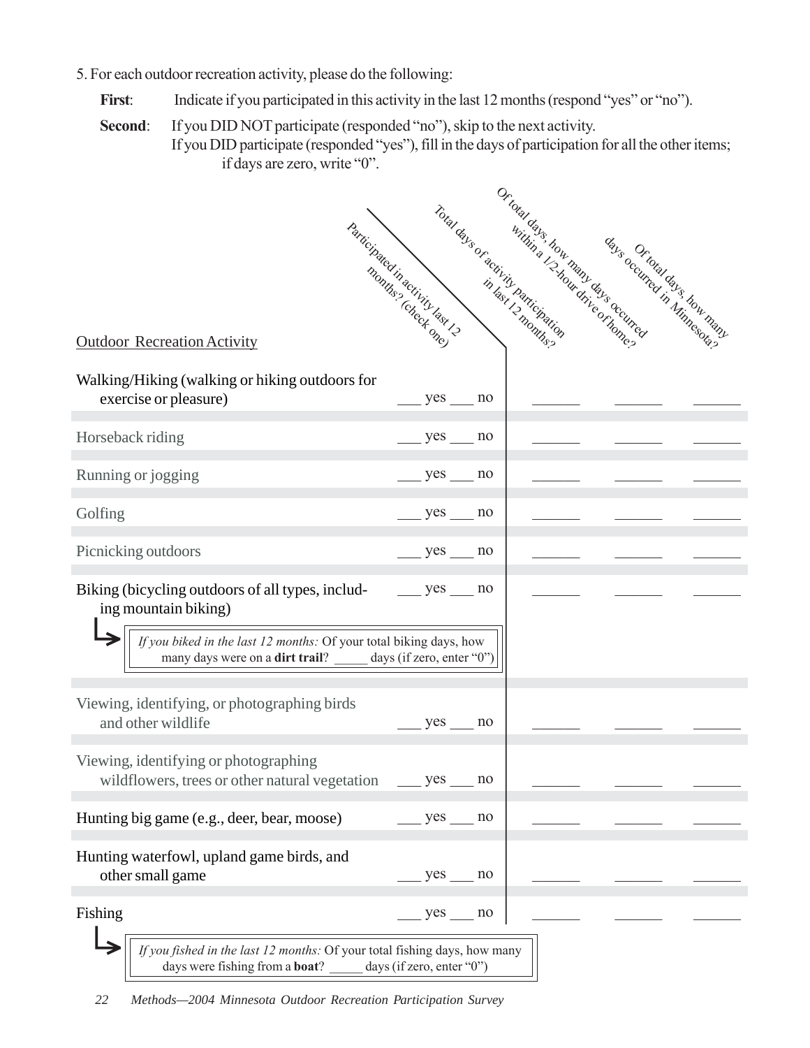5. For each outdoor recreation activity, please do the following:

**First**: Indicate if you participated in this activity in the last 12 months (respond "yes" or "no").

**Second**: If you DID NOT participate (responded "no"), skip to the next activity.
If you DID participate (responded "yes"), fill in the days of participation for all the other items; if days are zero, write "0".

| Outdoor Recreation Activity | Participated in activity last 12 months? (check one) | Total days of activity participation in last 12 months? | Of total days, how many days occurred within a 1/2-hour drive of home? | Of total days, how many days occurred in Minnesota? |
|---|---|---|---|---|
| Walking/Hiking (walking or hiking outdoors for exercise or pleasure) | ___ yes ___ no | ______ | ______ | ______ |
| Horseback riding | ___ yes ___ no | ______ | ______ | ______ |
| Running or jogging | ___ yes ___ no | ______ | ______ | ______ |
| Golfing | ___ yes ___ no | ______ | ______ | ______ |
| Picnicking outdoors | ___ yes ___ no | ______ | ______ | ______ |
| Biking (bicycling outdoors of all types, including mountain biking) | ___ yes ___ no | ______ | ______ | ______ |
| Viewing, identifying, or photographing birds and other wildlife | ___ yes ___ no | ______ | ______ | ______ |
| Viewing, identifying or photographing wildflowers, trees or other natural vegetation | ___ yes ___ no | ______ | ______ | ______ |
| Hunting big game (e.g., deer, bear, moose) | ___ yes ___ no | ______ | ______ | ______ |
| Hunting waterfowl, upland game birds, and other small game | ___ yes ___ no | ______ | ______ | ______ |
| Fishing | ___ yes ___ no | ______ | ______ | ______ |

Biking follow-up: *If you biked in the last 12 months:* Of your total biking days, how many days were on a **dirt trail**? _____ days (if zero, enter "0")

Fishing follow-up: *If you fished in the last 12 months:* Of your total fishing days, how many days were fishing from a **boat**? _____ days (if zero, enter "0")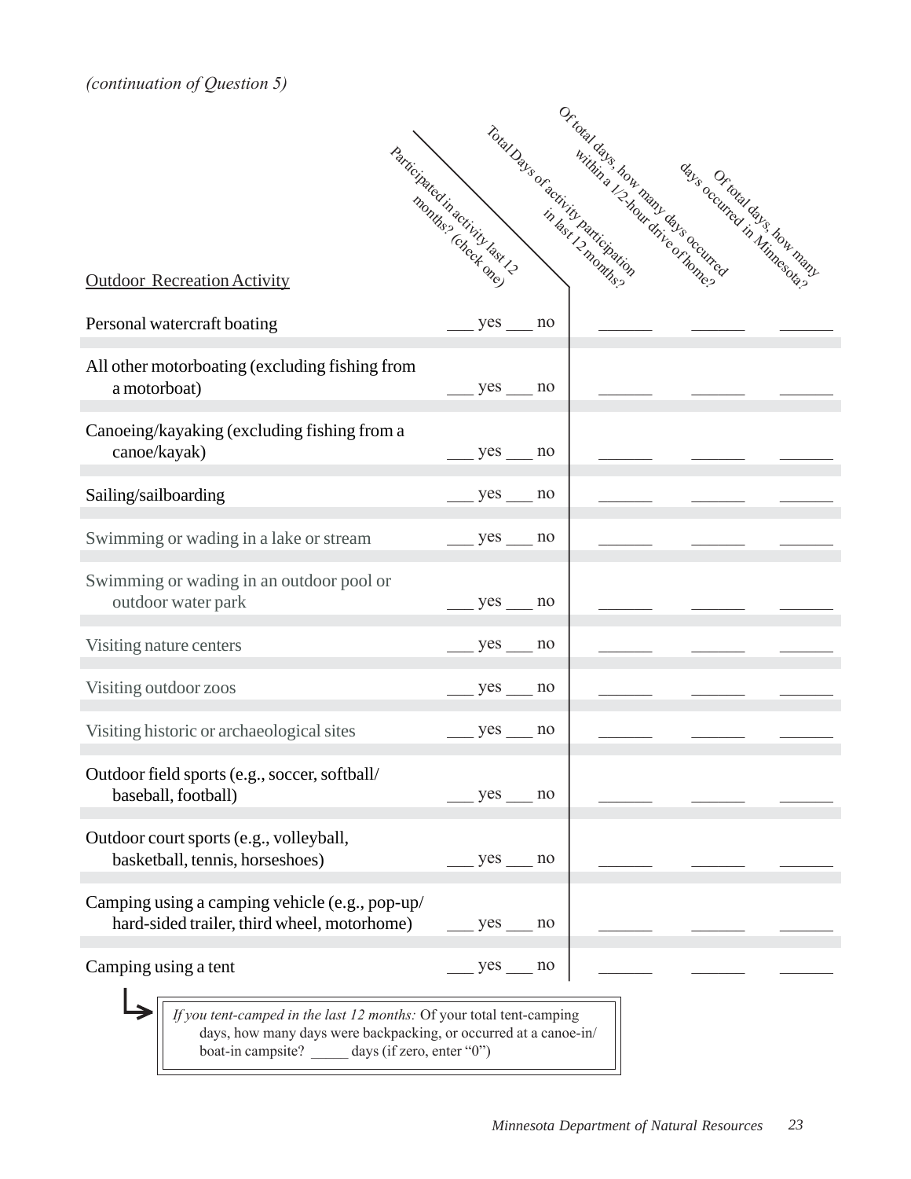*(continuation of Question 5)*

| Outdoor Recreation Activity | Participated in activity last 12 months? (check one) | Total Days of activity participation in last 12 months? | Of total days, how many days occurred within a 1/2-hour drive of home? | Of total days, how many days occurred in Minnesota? |
|---|---|---|---|---|
| Personal watercraft boating | ___ yes ___ no | ______ | ______ | ______ |
| All other motorboating (excluding fishing from a motorboat) | ___ yes ___ no | ______ | ______ | ______ |
| Canoeing/kayaking (excluding fishing from a canoe/kayak) | ___ yes ___ no | ______ | ______ | ______ |
| Sailing/sailboarding | ___ yes ___ no | ______ | ______ | ______ |
| Swimming or wading in a lake or stream | ___ yes ___ no | ______ | ______ | ______ |
| Swimming or wading in an outdoor pool or outdoor water park | ___ yes ___ no | ______ | ______ | ______ |
| Visiting nature centers | ___ yes ___ no | ______ | ______ | ______ |
| Visiting outdoor zoos | ___ yes ___ no | ______ | ______ | ______ |
| Visiting historic or archaeological sites | ___ yes ___ no | ______ | ______ | ______ |
| Outdoor field sports (e.g., soccer, softball/ baseball, football) | ___ yes ___ no | ______ | ______ | ______ |
| Outdoor court sports (e.g., volleyball, basketball, tennis, horseshoes) | ___ yes ___ no | ______ | ______ | ______ |
| Camping using a camping vehicle (e.g., pop-up/ hard-sided trailer, third wheel, motorhome) | ___ yes ___ no | ______ | ______ | ______ |
| Camping using a tent | ___ yes ___ no | ______ | ______ | ______ |

*If you tent-camped in the last 12 months:* Of your total tent-camping days, how many days were backpacking, or occurred at a canoe-in/ boat-in campsite? _____ days (if zero, enter "0")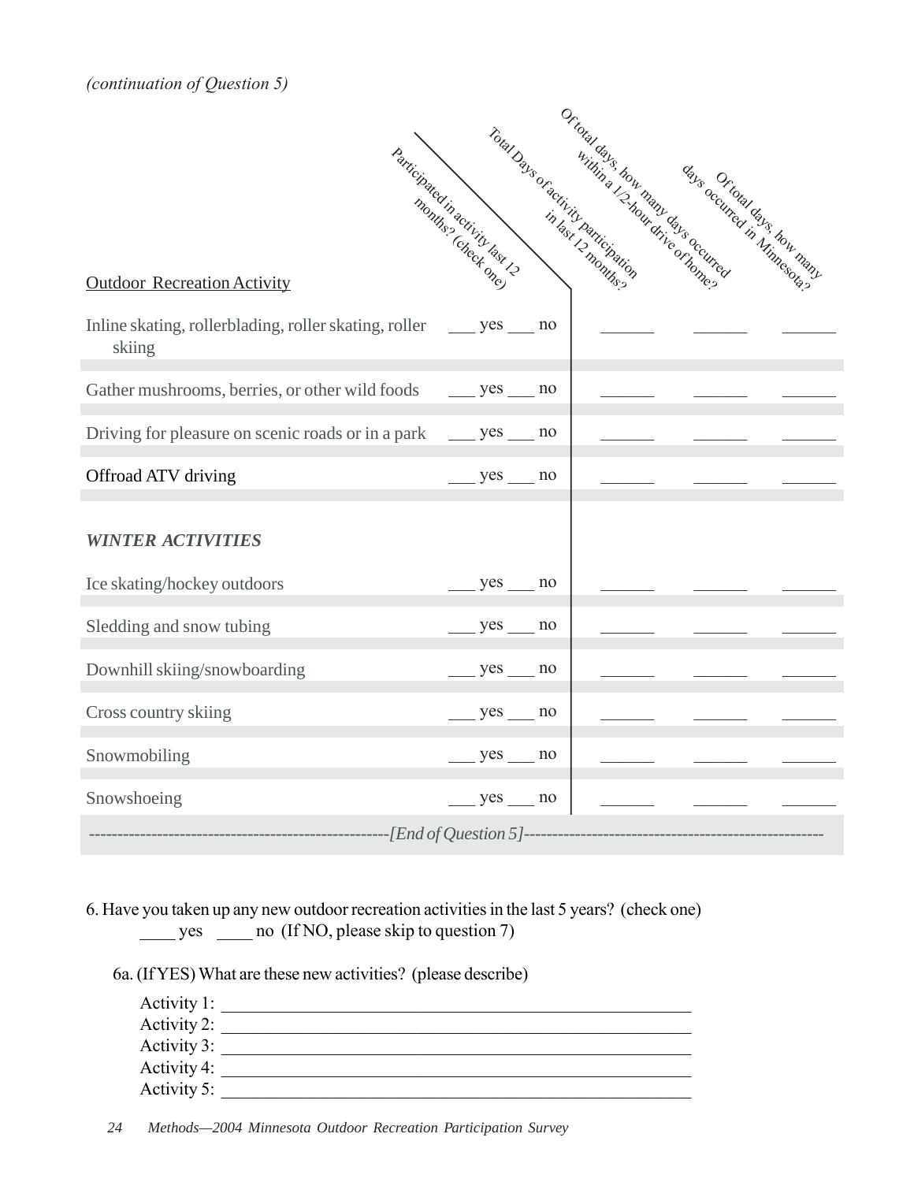*(continuation of Question 5)*

| Outdoor Recreation Activity | Participated in activity last 12 months? (check one) | Total Days of activity participation in last 12 months? | Of total days, how many days occurred within a 1/2-hour drive of home? | Of total days, how many days occurred in Minnesota? |
|---|---|---|---|---|
| Inline skating, rollerblading, roller skating, roller skiing | ___ yes ___ no | ______ | ______ | ______ |
| Gather mushrooms, berries, or other wild foods | ___ yes ___ no | ______ | ______ | ______ |
| Driving for pleasure on scenic roads or in a park | ___ yes ___ no | ______ | ______ | ______ |
| Offroad ATV driving | ___ yes ___ no | ______ | ______ | ______ |
| ***WINTER ACTIVITIES*** | | | | |
| Ice skating/hockey outdoors | ___ yes ___ no | ______ | ______ | ______ |
| Sledding and snow tubing | ___ yes ___ no | ______ | ______ | ______ |
| Downhill skiing/snowboarding | ___ yes ___ no | ______ | ______ | ______ |
| Cross country skiing | ___ yes ___ no | ______ | ______ | ______ |
| Snowmobiling | ___ yes ___ no | ______ | ______ | ______ |
| Snowshoeing | ___ yes ___ no | ______ | ______ | ______ |

----------------------------------------------------[End of Question 5]----------------------------------------------------

6. Have you taken up any new outdoor recreation activities in the last 5 years? (check one)
____ yes ____ no (If NO, please skip to question 7)

6a. (If YES) What are these new activities? (please describe)

Activity 1: ________________________________________________

Activity 2: ________________________________________________

Activity 3: ________________________________________________

Activity 4: ________________________________________________

Activity 5: ________________________________________________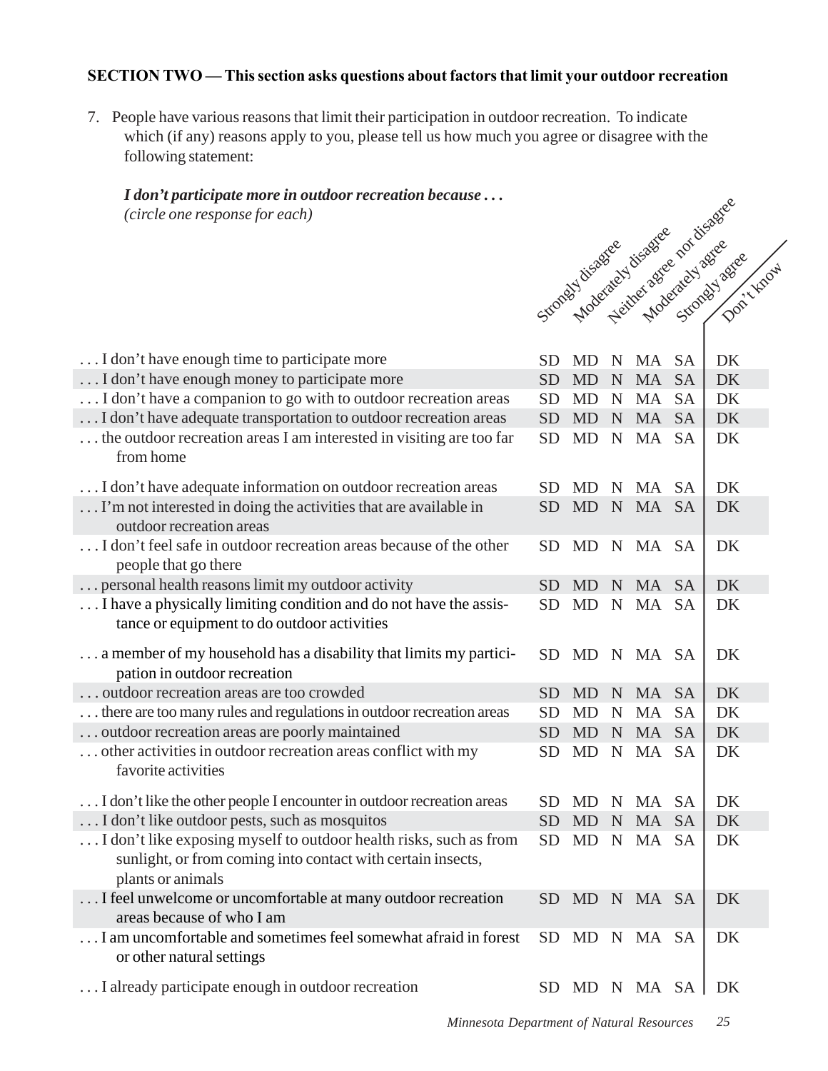**SECTION TWO — This section asks questions about factors that limit your outdoor recreation**

7. People have various reasons that limit their participation in outdoor recreation. To indicate which (if any) reasons apply to you, please tell us how much you agree or disagree with the following statement:

***I don't participate more in outdoor recreation because . . .***
*(circle one response for each)*

| | Strongly disagree | Moderately disagree | Neither agree nor disagree | Moderately agree | Strongly agree | Don't know |
|---|---|---|---|---|---|---|
| . . . I don't have enough time to participate more | SD | MD | N | MA | SA | DK |
| . . . I don't have enough money to participate more | SD | MD | N | MA | SA | DK |
| . . . I don't have a companion to go with to outdoor recreation areas | SD | MD | N | MA | SA | DK |
| . . . I don't have adequate transportation to outdoor recreation areas | SD | MD | N | MA | SA | DK |
| . . . the outdoor recreation areas I am interested in visiting are too far from home | SD | MD | N | MA | SA | DK |
| . . . I don't have adequate information on outdoor recreation areas | SD | MD | N | MA | SA | DK |
| . . . I'm not interested in doing the activities that are available in outdoor recreation areas | SD | MD | N | MA | SA | DK |
| . . . I don't feel safe in outdoor recreation areas because of the other people that go there | SD | MD | N | MA | SA | DK |
| . . . personal health reasons limit my outdoor activity | SD | MD | N | MA | SA | DK |
| . . . I have a physically limiting condition and do not have the assistance or equipment to do outdoor activities | SD | MD | N | MA | SA | DK |
| . . . a member of my household has a disability that limits my participation in outdoor recreation | SD | MD | N | MA | SA | DK |
| . . . outdoor recreation areas are too crowded | SD | MD | N | MA | SA | DK |
| . . . there are too many rules and regulations in outdoor recreation areas | SD | MD | N | MA | SA | DK |
| . . . outdoor recreation areas are poorly maintained | SD | MD | N | MA | SA | DK |
| . . . other activities in outdoor recreation areas conflict with my favorite activities | SD | MD | N | MA | SA | DK |
| . . . I don't like the other people I encounter in outdoor recreation areas | SD | MD | N | MA | SA | DK |
| . . . I don't like outdoor pests, such as mosquitos | SD | MD | N | MA | SA | DK |
| . . . I don't like exposing myself to outdoor health risks, such as from sunlight, or from coming into contact with certain insects, plants or animals | SD | MD | N | MA | SA | DK |
| . . . I feel unwelcome or uncomfortable at many outdoor recreation areas because of who I am | SD | MD | N | MA | SA | DK |
| . . . I am uncomfortable and sometimes feel somewhat afraid in forest or other natural settings | SD | MD | N | MA | SA | DK |
| . . . I already participate enough in outdoor recreation | SD | MD | N | MA | SA | DK |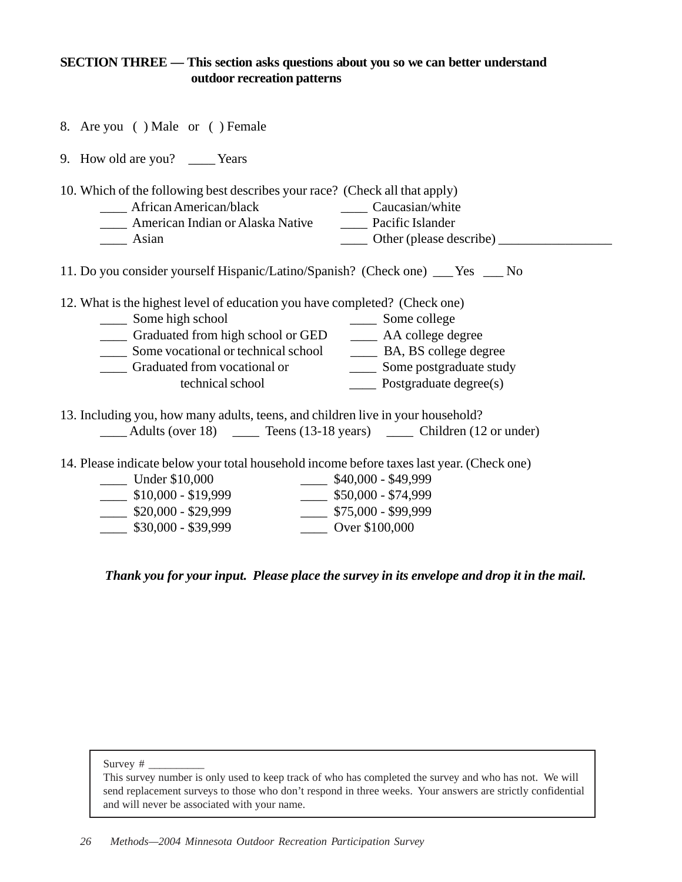**SECTION THREE — This section asks questions about you so we can better understand outdoor recreation patterns**

8. Are you ( ) Male or ( ) Female

9. How old are you? ____ Years

10. Which of the following best describes your race? (Check all that apply)

____ African American/black
____ American Indian or Alaska Native
____ Asian
____ Caucasian/white
____ Pacific Islander
____ Other (please describe) _________________

11. Do you consider yourself Hispanic/Latino/Spanish? (Check one) ___ Yes ___ No

12. What is the highest level of education you have completed? (Check one)

____ Some high school
____ Graduated from high school or GED
____ Some vocational or technical school
____ Graduated from vocational or technical school
____ Some college
____ AA college degree
____ BA, BS college degree
____ Some postgraduate study
____ Postgraduate degree(s)

13. Including you, how many adults, teens, and children live in your household?

____ Adults (over 18) ____ Teens (13-18 years) ____ Children (12 or under)

14. Please indicate below your total household income before taxes last year. (Check one)

____ Under $10,000
____ $10,000 - $19,999
____ $20,000 - $29,999
____ $30,000 - $39,999
____ $40,000 - $49,999
____ $50,000 - $74,999
____ $75,000 - $99,999
____ Over $100,000

***Thank you for your input. Please place the survey in its envelope and drop it in the mail.***

Survey # __________
This survey number is only used to keep track of who has completed the survey and who has not. We will send replacement surveys to those who don't respond in three weeks. Your answers are strictly confidential and will never be associated with your name.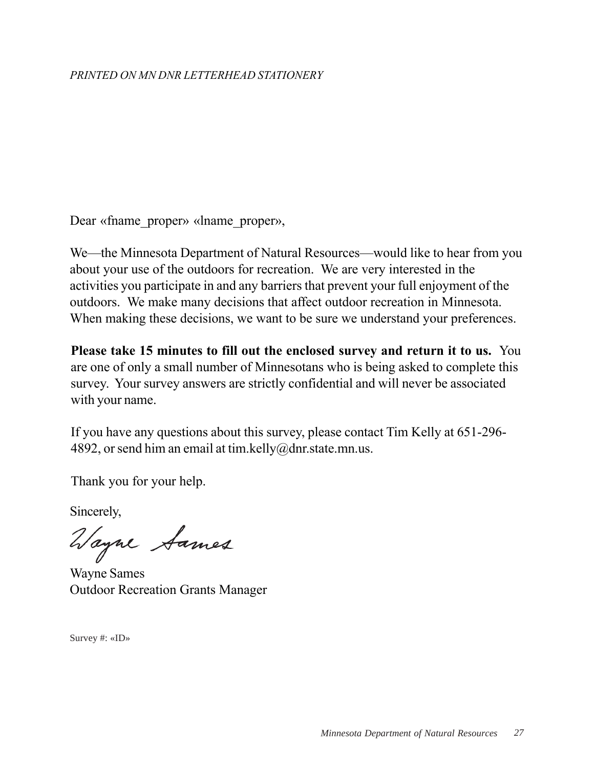*PRINTED ON MN DNR LETTERHEAD STATIONERY*

Dear «fname_proper» «lname_proper»,

We—the Minnesota Department of Natural Resources—would like to hear from you about your use of the outdoors for recreation. We are very interested in the activities you participate in and any barriers that prevent your full enjoyment of the outdoors. We make many decisions that affect outdoor recreation in Minnesota. When making these decisions, we want to be sure we understand your preferences.

**Please take 15 minutes to fill out the enclosed survey and return it to us.** You are one of only a small number of Minnesotans who is being asked to complete this survey. Your survey answers are strictly confidential and will never be associated with your name.

If you have any questions about this survey, please contact Tim Kelly at 651-296-4892, or send him an email at tim.kelly@dnr.state.mn.us.

Thank you for your help.

Sincerely,

Wayne Sames

Wayne Sames
Outdoor Recreation Grants Manager

Survey #: «ID»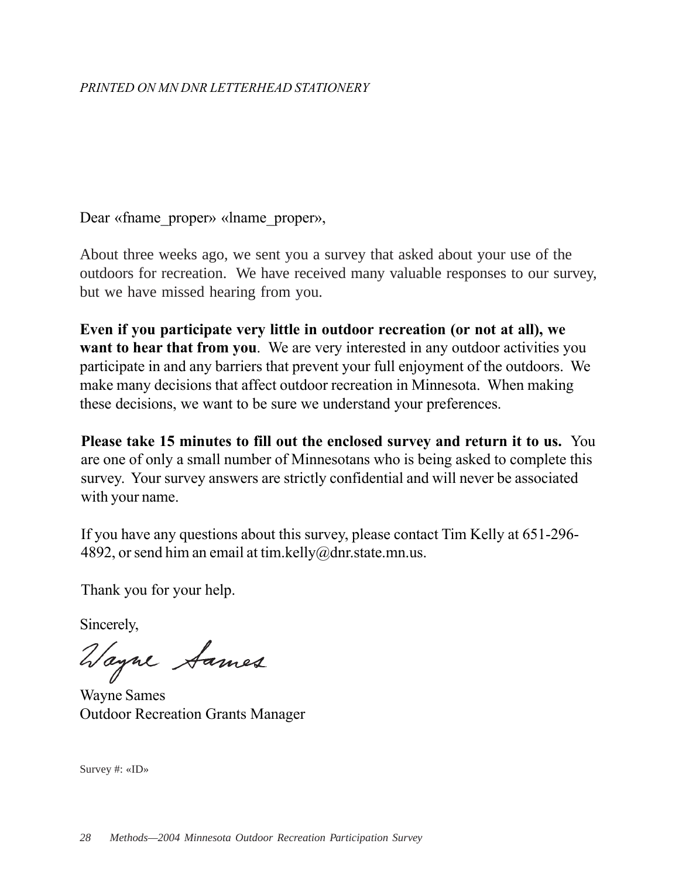*PRINTED ON MN DNR LETTERHEAD STATIONERY*

Dear «fname_proper» «lname_proper»,

About three weeks ago, we sent you a survey that asked about your use of the outdoors for recreation. We have received many valuable responses to our survey, but we have missed hearing from you.

**Even if you participate very little in outdoor recreation (or not at all), we want to hear that from you**. We are very interested in any outdoor activities you participate in and any barriers that prevent your full enjoyment of the outdoors. We make many decisions that affect outdoor recreation in Minnesota. When making these decisions, we want to be sure we understand your preferences.

**Please take 15 minutes to fill out the enclosed survey and return it to us.** You are one of only a small number of Minnesotans who is being asked to complete this survey. Your survey answers are strictly confidential and will never be associated with your name.

If you have any questions about this survey, please contact Tim Kelly at 651-296-4892, or send him an email at tim.kelly@dnr.state.mn.us.

Thank you for your help.

Sincerely,

Wayne Sames

Wayne Sames
Outdoor Recreation Grants Manager

Survey #: «ID»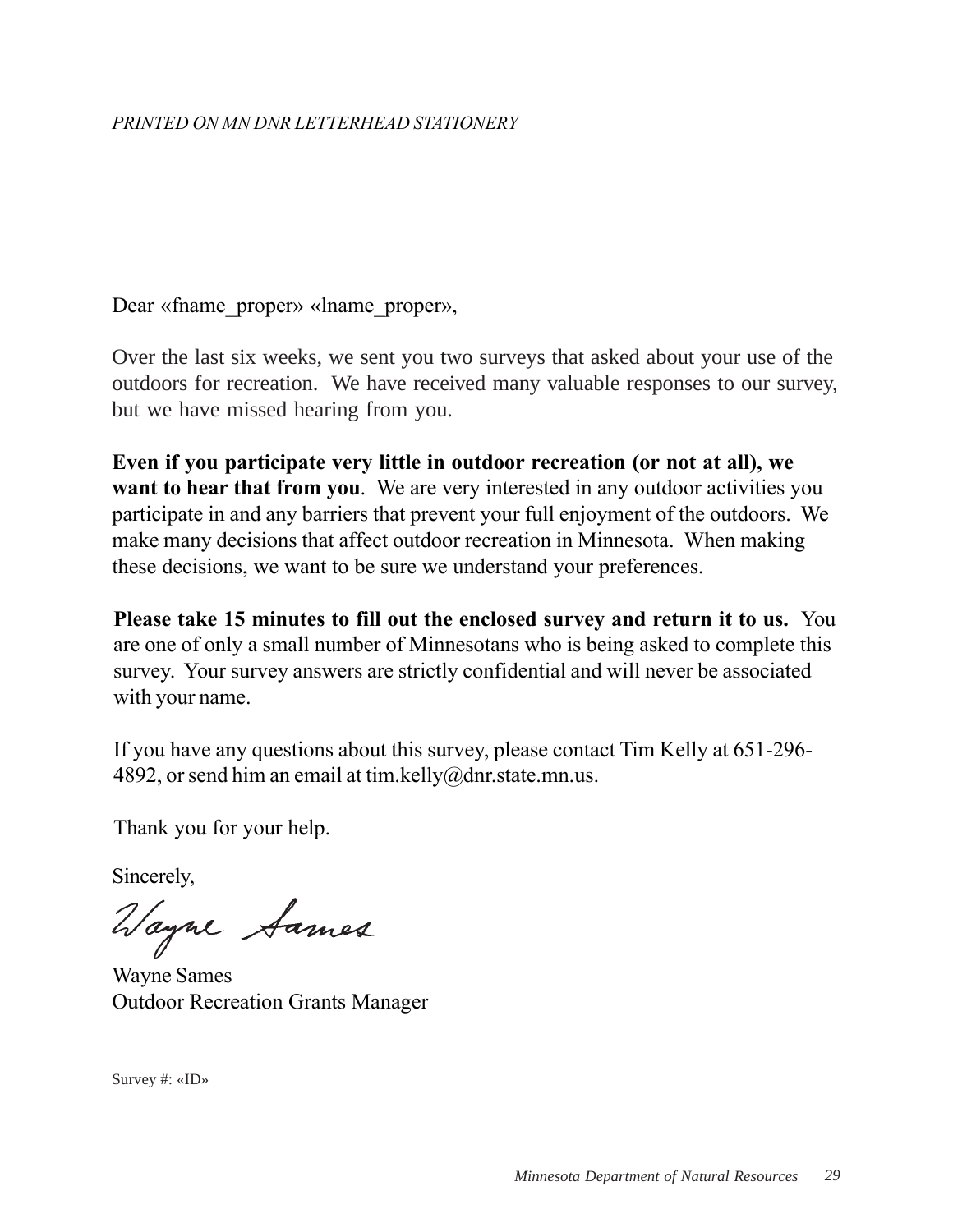*PRINTED ON MN DNR LETTERHEAD STATIONERY*

Dear «fname_proper» «lname_proper»,

Over the last six weeks, we sent you two surveys that asked about your use of the outdoors for recreation. We have received many valuable responses to our survey, but we have missed hearing from you.

**Even if you participate very little in outdoor recreation (or not at all), we want to hear that from you**. We are very interested in any outdoor activities you participate in and any barriers that prevent your full enjoyment of the outdoors. We make many decisions that affect outdoor recreation in Minnesota. When making these decisions, we want to be sure we understand your preferences.

**Please take 15 minutes to fill out the enclosed survey and return it to us.** You are one of only a small number of Minnesotans who is being asked to complete this survey. Your survey answers are strictly confidential and will never be associated with your name.

If you have any questions about this survey, please contact Tim Kelly at 651-296-4892, or send him an email at tim.kelly@dnr.state.mn.us.

Thank you for your help.

Sincerely,

Wayne Sames

Wayne Sames
Outdoor Recreation Grants Manager

Survey #: «ID»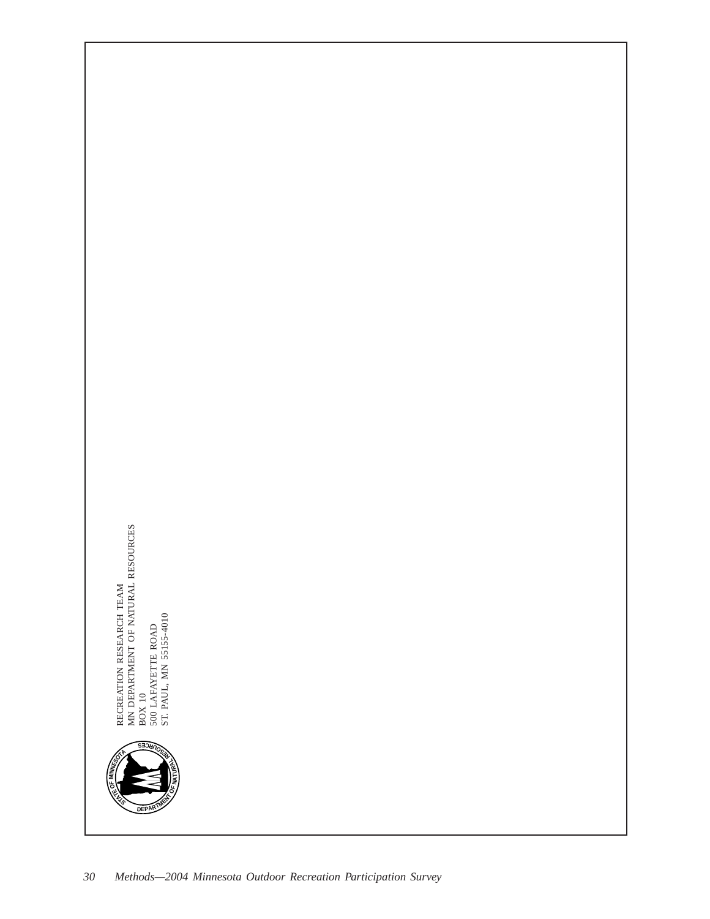RECREATION RESEARCH TEAM
MN DEPARTMENT OF NATURAL RESOURCES
BOX 10
500 LAFAYETTE ROAD
ST. PAUL, MN 55155-4010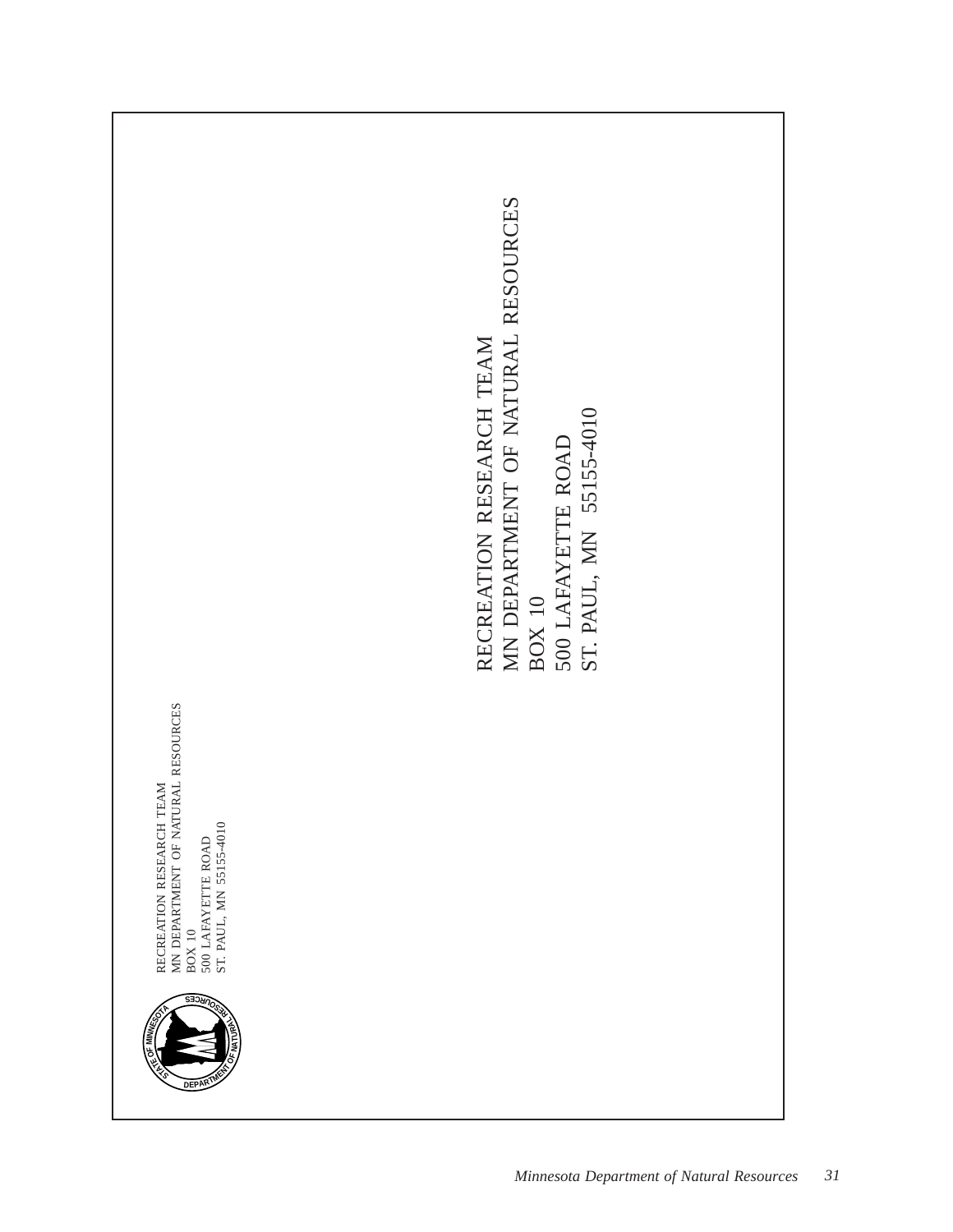RECREATION RESEARCH TEAM
MN DEPARTMENT OF NATURAL RESOURCES
BOX 10
500 LAFAYETTE ROAD
ST. PAUL, MN 55155-4010

RECREATION RESEARCH TEAM
MN DEPARTMENT OF NATURAL RESOURCES
BOX 10
500 LAFAYETTE ROAD
ST. PAUL, MN 55155-4010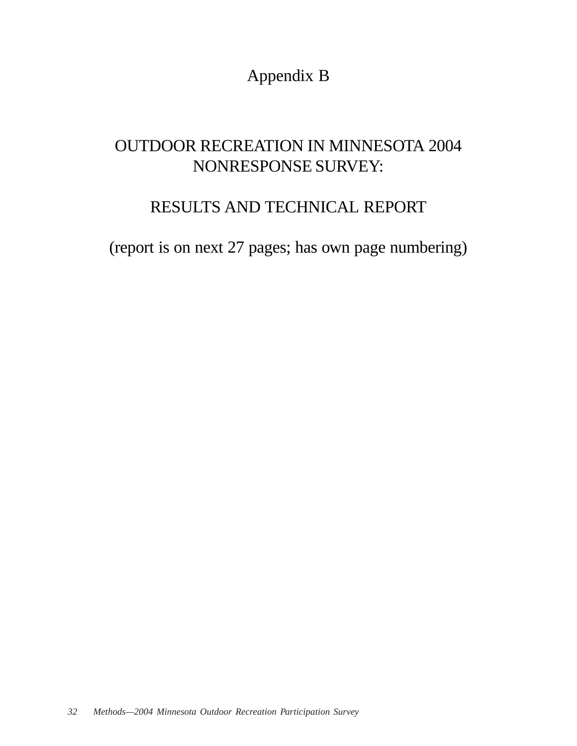# Appendix B

## OUTDOOR RECREATION IN MINNESOTA 2004 NONRESPONSE SURVEY:

## RESULTS AND TECHNICAL REPORT

(report is on next 27 pages; has own page numbering)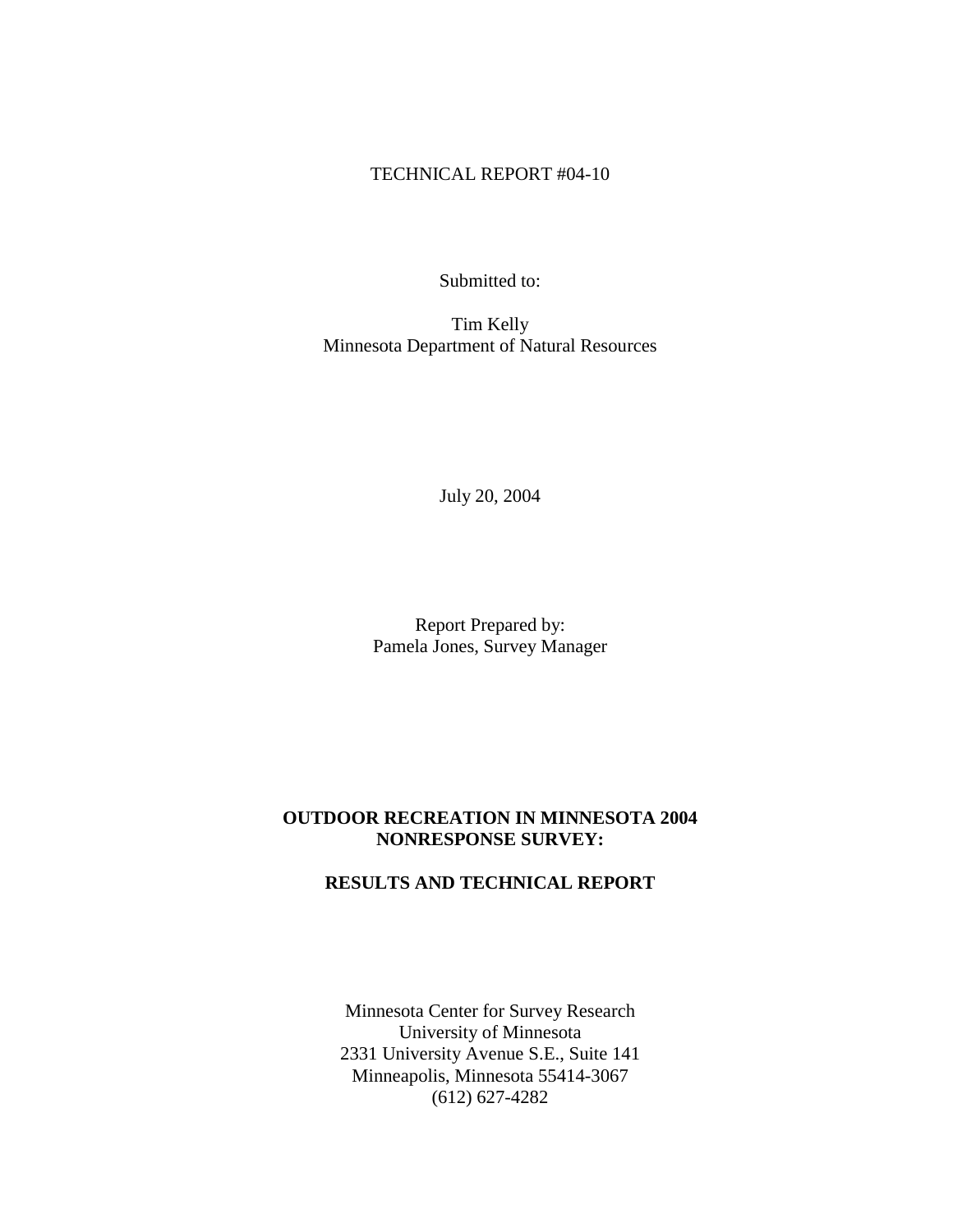TECHNICAL REPORT #04-10

Submitted to:

Tim Kelly
Minnesota Department of Natural Resources

July 20, 2004

Report Prepared by:
Pamela Jones, Survey Manager

**OUTDOOR RECREATION IN MINNESOTA 2004 NONRESPONSE SURVEY:**

**RESULTS AND TECHNICAL REPORT**

Minnesota Center for Survey Research
University of Minnesota
2331 University Avenue S.E., Suite 141
Minneapolis, Minnesota 55414-3067
(612) 627-4282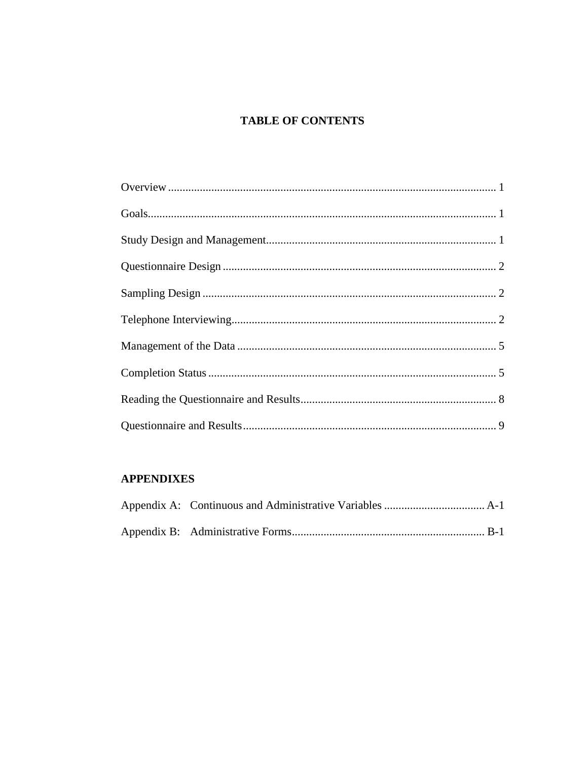# TABLE OF CONTENTS

| | |
|---|---|
| Overview | 1 |
| Goals | 1 |
| Study Design and Management | 1 |
| Questionnaire Design | 2 |
| Sampling Design | 2 |
| Telephone Interviewing | 2 |
| Management of the Data | 5 |
| Completion Status | 5 |
| Reading the Questionnaire and Results | 8 |
| Questionnaire and Results | 9 |

## APPENDIXES

| | |
|---|---|
| Appendix A: Continuous and Administrative Variables | A-1 |
| Appendix B: Administrative Forms | B-1 |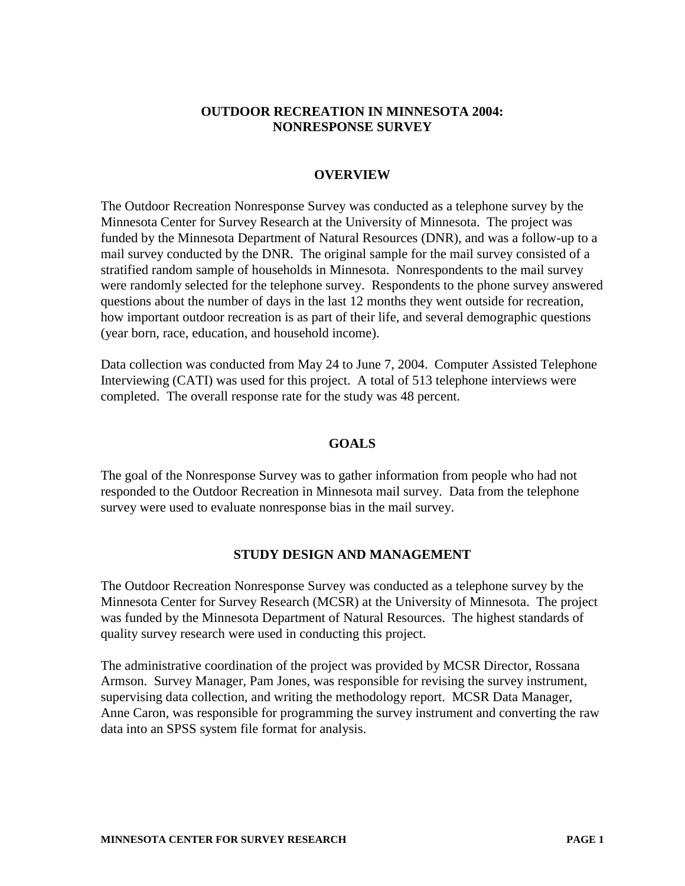# OUTDOOR RECREATION IN MINNESOTA 2004: NONRESPONSE SURVEY

## OVERVIEW

The Outdoor Recreation Nonresponse Survey was conducted as a telephone survey by the Minnesota Center for Survey Research at the University of Minnesota. The project was funded by the Minnesota Department of Natural Resources (DNR), and was a follow-up to a mail survey conducted by the DNR. The original sample for the mail survey consisted of a stratified random sample of households in Minnesota. Nonrespondents to the mail survey were randomly selected for the telephone survey. Respondents to the phone survey answered questions about the number of days in the last 12 months they went outside for recreation, how important outdoor recreation is as part of their life, and several demographic questions (year born, race, education, and household income).

Data collection was conducted from May 24 to June 7, 2004. Computer Assisted Telephone Interviewing (CATI) was used for this project. A total of 513 telephone interviews were completed. The overall response rate for the study was 48 percent.

## GOALS

The goal of the Nonresponse Survey was to gather information from people who had not responded to the Outdoor Recreation in Minnesota mail survey. Data from the telephone survey were used to evaluate nonresponse bias in the mail survey.

## STUDY DESIGN AND MANAGEMENT

The Outdoor Recreation Nonresponse Survey was conducted as a telephone survey by the Minnesota Center for Survey Research (MCSR) at the University of Minnesota. The project was funded by the Minnesota Department of Natural Resources. The highest standards of quality survey research were used in conducting this project.

The administrative coordination of the project was provided by MCSR Director, Rossana Armson. Survey Manager, Pam Jones, was responsible for revising the survey instrument, supervising data collection, and writing the methodology report. MCSR Data Manager, Anne Caron, was responsible for programming the survey instrument and converting the raw data into an SPSS system file format for analysis.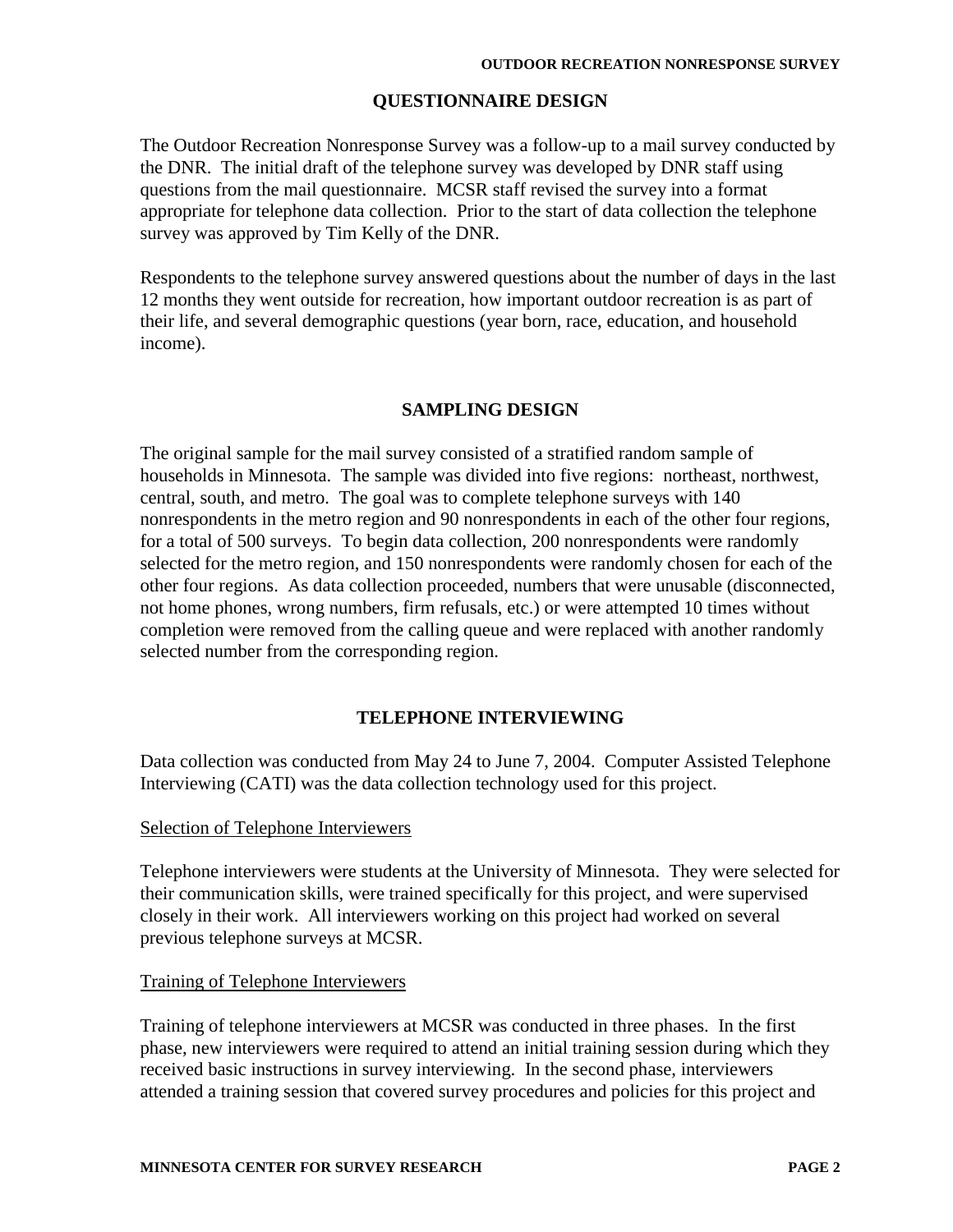## QUESTIONNAIRE DESIGN

The Outdoor Recreation Nonresponse Survey was a follow-up to a mail survey conducted by the DNR. The initial draft of the telephone survey was developed by DNR staff using questions from the mail questionnaire. MCSR staff revised the survey into a format appropriate for telephone data collection. Prior to the start of data collection the telephone survey was approved by Tim Kelly of the DNR.

Respondents to the telephone survey answered questions about the number of days in the last 12 months they went outside for recreation, how important outdoor recreation is as part of their life, and several demographic questions (year born, race, education, and household income).

## SAMPLING DESIGN

The original sample for the mail survey consisted of a stratified random sample of households in Minnesota. The sample was divided into five regions: northeast, northwest, central, south, and metro. The goal was to complete telephone surveys with 140 nonrespondents in the metro region and 90 nonrespondents in each of the other four regions, for a total of 500 surveys. To begin data collection, 200 nonrespondents were randomly selected for the metro region, and 150 nonrespondents were randomly chosen for each of the other four regions. As data collection proceeded, numbers that were unusable (disconnected, not home phones, wrong numbers, firm refusals, etc.) or were attempted 10 times without completion were removed from the calling queue and were replaced with another randomly selected number from the corresponding region.

## TELEPHONE INTERVIEWING

Data collection was conducted from May 24 to June 7, 2004. Computer Assisted Telephone Interviewing (CATI) was the data collection technology used for this project.

### Selection of Telephone Interviewers

Telephone interviewers were students at the University of Minnesota. They were selected for their communication skills, were trained specifically for this project, and were supervised closely in their work. All interviewers working on this project had worked on several previous telephone surveys at MCSR.

### Training of Telephone Interviewers

Training of telephone interviewers at MCSR was conducted in three phases. In the first phase, new interviewers were required to attend an initial training session during which they received basic instructions in survey interviewing. In the second phase, interviewers attended a training session that covered survey procedures and policies for this project and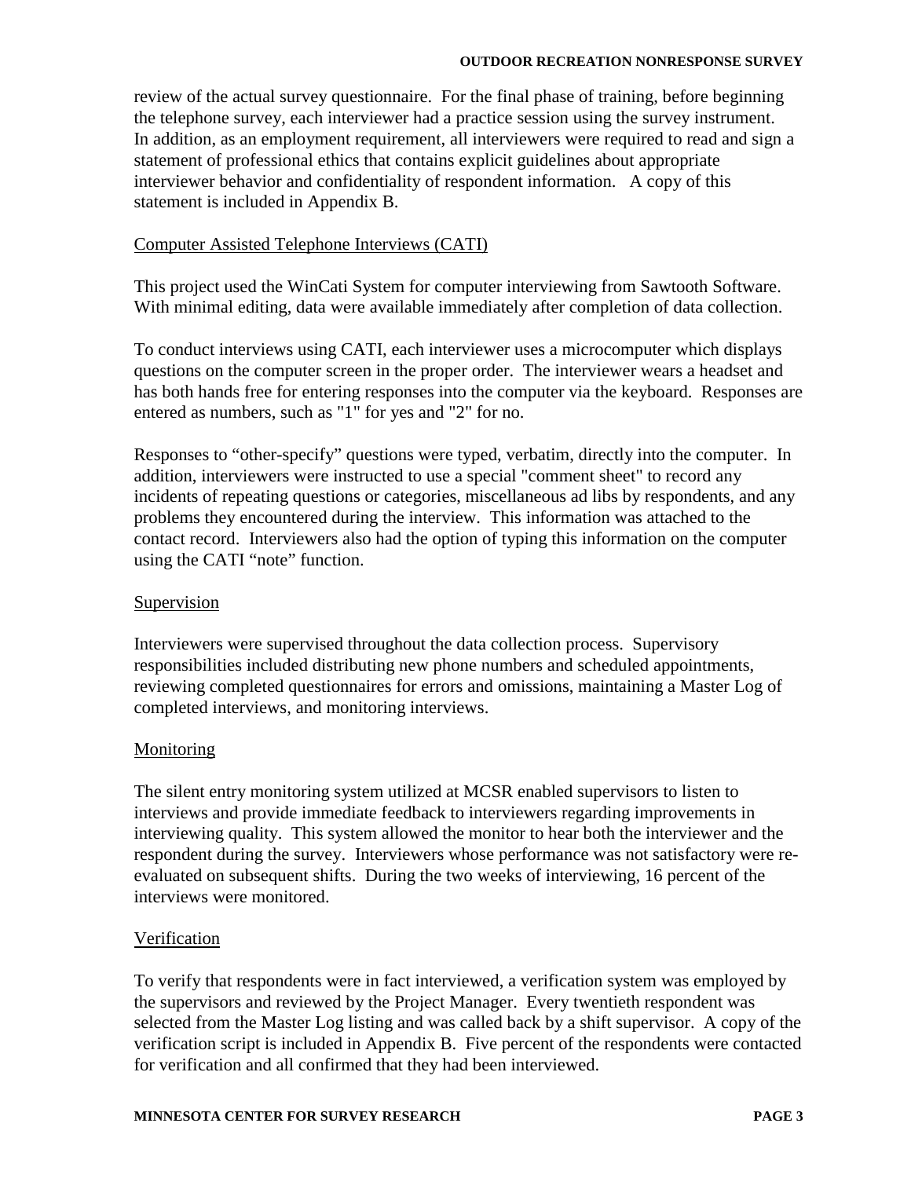review of the actual survey questionnaire. For the final phase of training, before beginning the telephone survey, each interviewer had a practice session using the survey instrument. In addition, as an employment requirement, all interviewers were required to read and sign a statement of professional ethics that contains explicit guidelines about appropriate interviewer behavior and confidentiality of respondent information. A copy of this statement is included in Appendix B.

### Computer Assisted Telephone Interviews (CATI)

This project used the WinCati System for computer interviewing from Sawtooth Software. With minimal editing, data were available immediately after completion of data collection.

To conduct interviews using CATI, each interviewer uses a microcomputer which displays questions on the computer screen in the proper order. The interviewer wears a headset and has both hands free for entering responses into the computer via the keyboard. Responses are entered as numbers, such as "1" for yes and "2" for no.

Responses to “other-specify” questions were typed, verbatim, directly into the computer. In addition, interviewers were instructed to use a special "comment sheet" to record any incidents of repeating questions or categories, miscellaneous ad libs by respondents, and any problems they encountered during the interview. This information was attached to the contact record. Interviewers also had the option of typing this information on the computer using the CATI “note” function.

### Supervision

Interviewers were supervised throughout the data collection process. Supervisory responsibilities included distributing new phone numbers and scheduled appointments, reviewing completed questionnaires for errors and omissions, maintaining a Master Log of completed interviews, and monitoring interviews.

### Monitoring

The silent entry monitoring system utilized at MCSR enabled supervisors to listen to interviews and provide immediate feedback to interviewers regarding improvements in interviewing quality. This system allowed the monitor to hear both the interviewer and the respondent during the survey. Interviewers whose performance was not satisfactory were re-evaluated on subsequent shifts. During the two weeks of interviewing, 16 percent of the interviews were monitored.

### Verification

To verify that respondents were in fact interviewed, a verification system was employed by the supervisors and reviewed by the Project Manager. Every twentieth respondent was selected from the Master Log listing and was called back by a shift supervisor. A copy of the verification script is included in Appendix B. Five percent of the respondents were contacted for verification and all confirmed that they had been interviewed.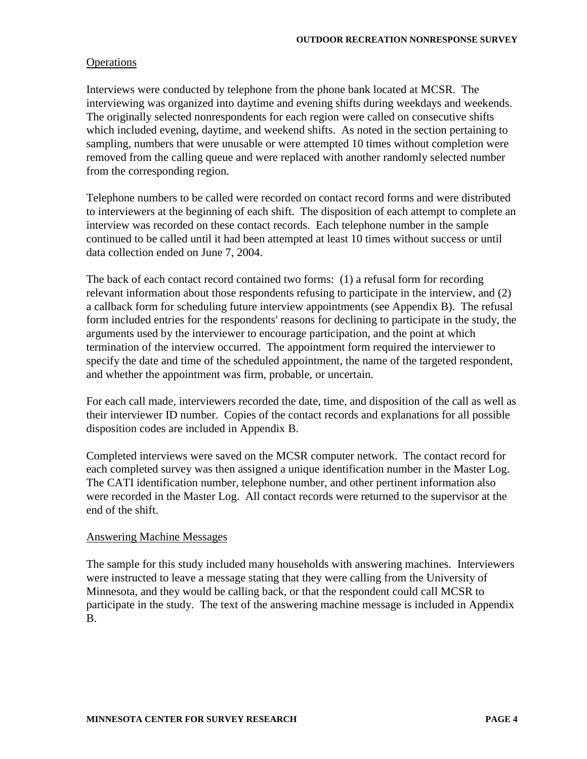## Operations

Interviews were conducted by telephone from the phone bank located at MCSR. The interviewing was organized into daytime and evening shifts during weekdays and weekends. The originally selected nonrespondents for each region were called on consecutive shifts which included evening, daytime, and weekend shifts. As noted in the section pertaining to sampling, numbers that were unusable or were attempted 10 times without completion were removed from the calling queue and were replaced with another randomly selected number from the corresponding region.

Telephone numbers to be called were recorded on contact record forms and were distributed to interviewers at the beginning of each shift. The disposition of each attempt to complete an interview was recorded on these contact records. Each telephone number in the sample continued to be called until it had been attempted at least 10 times without success or until data collection ended on June 7, 2004.

The back of each contact record contained two forms: (1) a refusal form for recording relevant information about those respondents refusing to participate in the interview, and (2) a callback form for scheduling future interview appointments (see Appendix B). The refusal form included entries for the respondents' reasons for declining to participate in the study, the arguments used by the interviewer to encourage participation, and the point at which termination of the interview occurred. The appointment form required the interviewer to specify the date and time of the scheduled appointment, the name of the targeted respondent, and whether the appointment was firm, probable, or uncertain.

For each call made, interviewers recorded the date, time, and disposition of the call as well as their interviewer ID number. Copies of the contact records and explanations for all possible disposition codes are included in Appendix B.

Completed interviews were saved on the MCSR computer network. The contact record for each completed survey was then assigned a unique identification number in the Master Log. The CATI identification number, telephone number, and other pertinent information also were recorded in the Master Log. All contact records were returned to the supervisor at the end of the shift.

## Answering Machine Messages

The sample for this study included many households with answering machines. Interviewers were instructed to leave a message stating that they were calling from the University of Minnesota, and they would be calling back, or that the respondent could call MCSR to participate in the study. The text of the answering machine message is included in Appendix B.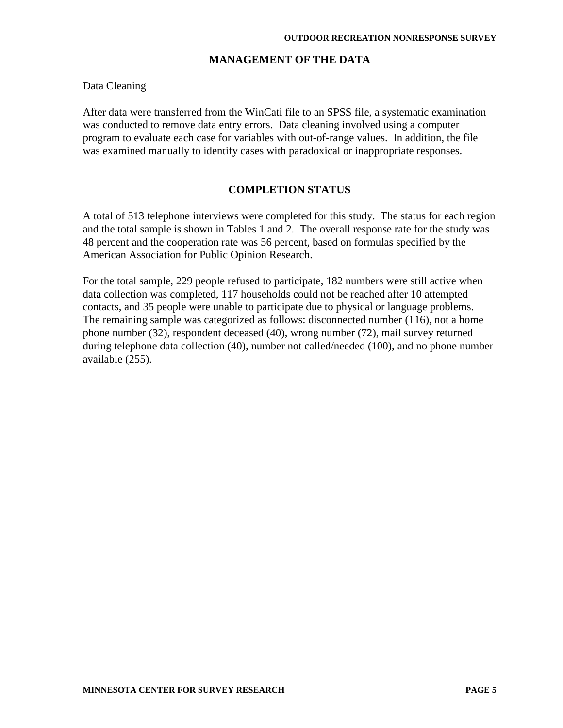## MANAGEMENT OF THE DATA

Data Cleaning

After data were transferred from the WinCati file to an SPSS file, a systematic examination was conducted to remove data entry errors. Data cleaning involved using a computer program to evaluate each case for variables with out-of-range values. In addition, the file was examined manually to identify cases with paradoxical or inappropriate responses.

## COMPLETION STATUS

A total of 513 telephone interviews were completed for this study. The status for each region and the total sample is shown in Tables 1 and 2. The overall response rate for the study was 48 percent and the cooperation rate was 56 percent, based on formulas specified by the American Association for Public Opinion Research.

For the total sample, 229 people refused to participate, 182 numbers were still active when data collection was completed, 117 households could not be reached after 10 attempted contacts, and 35 people were unable to participate due to physical or language problems. The remaining sample was categorized as follows: disconnected number (116), not a home phone number (32), respondent deceased (40), wrong number (72), mail survey returned during telephone data collection (40), number not called/needed (100), and no phone number available (255).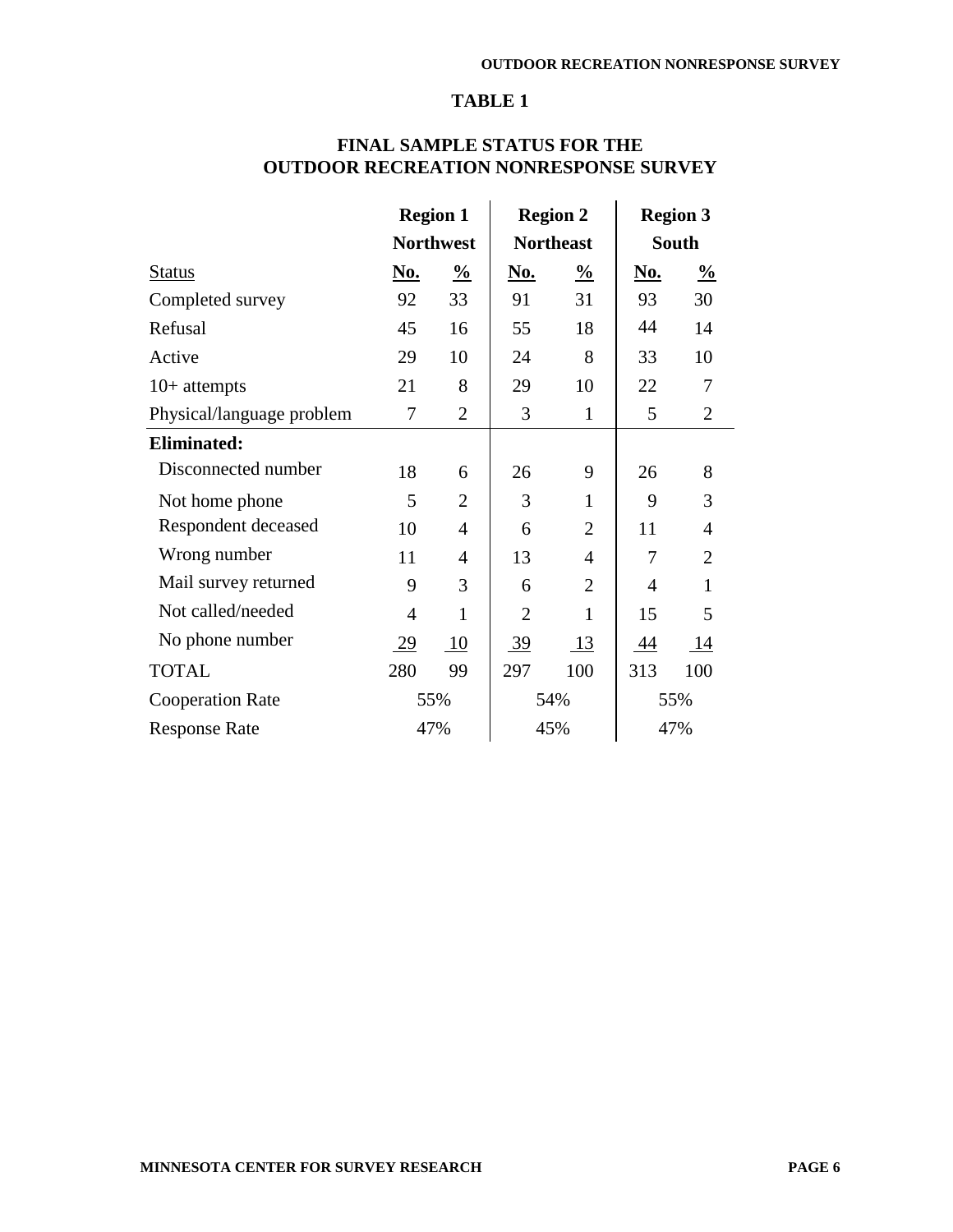**TABLE 1**

**FINAL SAMPLE STATUS FOR THE OUTDOOR RECREATION NONRESPONSE SURVEY**

| | **Region 1 Northwest** | | **Region 2 Northeast** | | **Region 3 South** | |
|---|---|---|---|---|---|---|
| Status | No. | % | No. | % | No. | % |
| Completed survey | 92 | 33 | 91 | 31 | 93 | 30 |
| Refusal | 45 | 16 | 55 | 18 | 44 | 14 |
| Active | 29 | 10 | 24 | 8 | 33 | 10 |
| 10+ attempts | 21 | 8 | 29 | 10 | 22 | 7 |
| Physical/language problem | 7 | 2 | 3 | 1 | 5 | 2 |
| **Eliminated:** | | | | | | |
| Disconnected number | 18 | 6 | 26 | 9 | 26 | 8 |
| Not home phone | 5 | 2 | 3 | 1 | 9 | 3 |
| Respondent deceased | 10 | 4 | 6 | 2 | 11 | 4 |
| Wrong number | 11 | 4 | 13 | 4 | 7 | 2 |
| Mail survey returned | 9 | 3 | 6 | 2 | 4 | 1 |
| Not called/needed | 4 | 1 | 2 | 1 | 15 | 5 |
| No phone number | 29 | 10 | 39 | 13 | 44 | 14 |
| TOTAL | 280 | 99 | 297 | 100 | 313 | 100 |
| Cooperation Rate | 55% | | 54% | | 55% | |
| Response Rate | 47% | | 45% | | 47% | |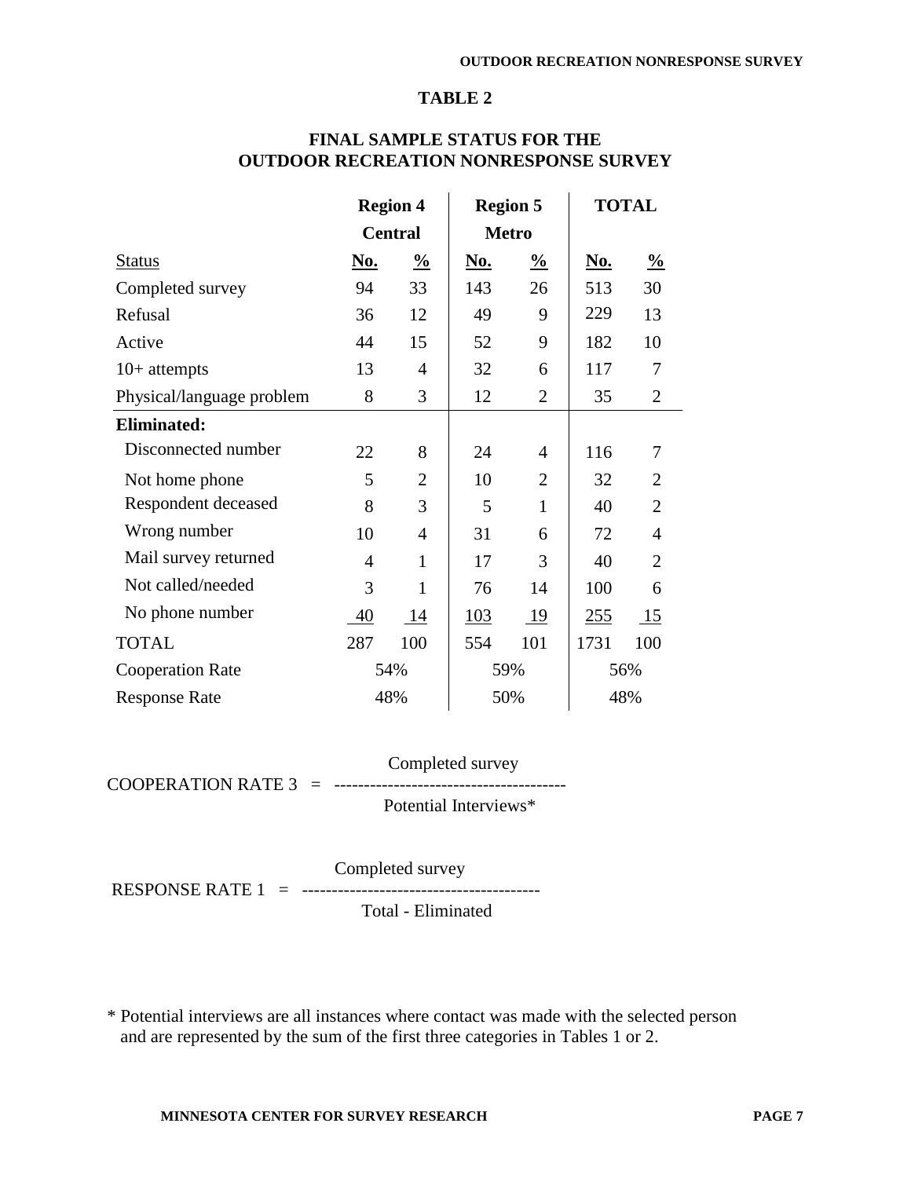## TABLE 2

### FINAL SAMPLE STATUS FOR THE OUTDOOR RECREATION NONRESPONSE SURVEY

| | Region 4 Central | | Region 5 Metro | | TOTAL | |
|---|---|---|---|---|---|---|
| Status | No. | % | No. | % | No. | % |
| Completed survey | 94 | 33 | 143 | 26 | 513 | 30 |
| Refusal | 36 | 12 | 49 | 9 | 229 | 13 |
| Active | 44 | 15 | 52 | 9 | 182 | 10 |
| 10+ attempts | 13 | 4 | 32 | 6 | 117 | 7 |
| Physical/language problem | 8 | 3 | 12 | 2 | 35 | 2 |
| **Eliminated:** | | | | | | |
| Disconnected number | 22 | 8 | 24 | 4 | 116 | 7 |
| Not home phone | 5 | 2 | 10 | 2 | 32 | 2 |
| Respondent deceased | 8 | 3 | 5 | 1 | 40 | 2 |
| Wrong number | 10 | 4 | 31 | 6 | 72 | 4 |
| Mail survey returned | 4 | 1 | 17 | 3 | 40 | 2 |
| Not called/needed | 3 | 1 | 76 | 14 | 100 | 6 |
| No phone number | 40 | 14 | 103 | 19 | 255 | 15 |
| TOTAL | 287 | 100 | 554 | 101 | 1731 | 100 |
| Cooperation Rate | 54% | | 59% | | 56% | |
| Response Rate | 48% | | 50% | | 48% | |

$$\text{COOPERATION RATE 3} = \frac{\text{Completed survey}}{\text{Potential Interviews*}}$$

$$\text{RESPONSE RATE 1} = \frac{\text{Completed survey}}{\text{Total - Eliminated}}$$

* Potential interviews are all instances where contact was made with the selected person and are represented by the sum of the first three categories in Tables 1 or 2.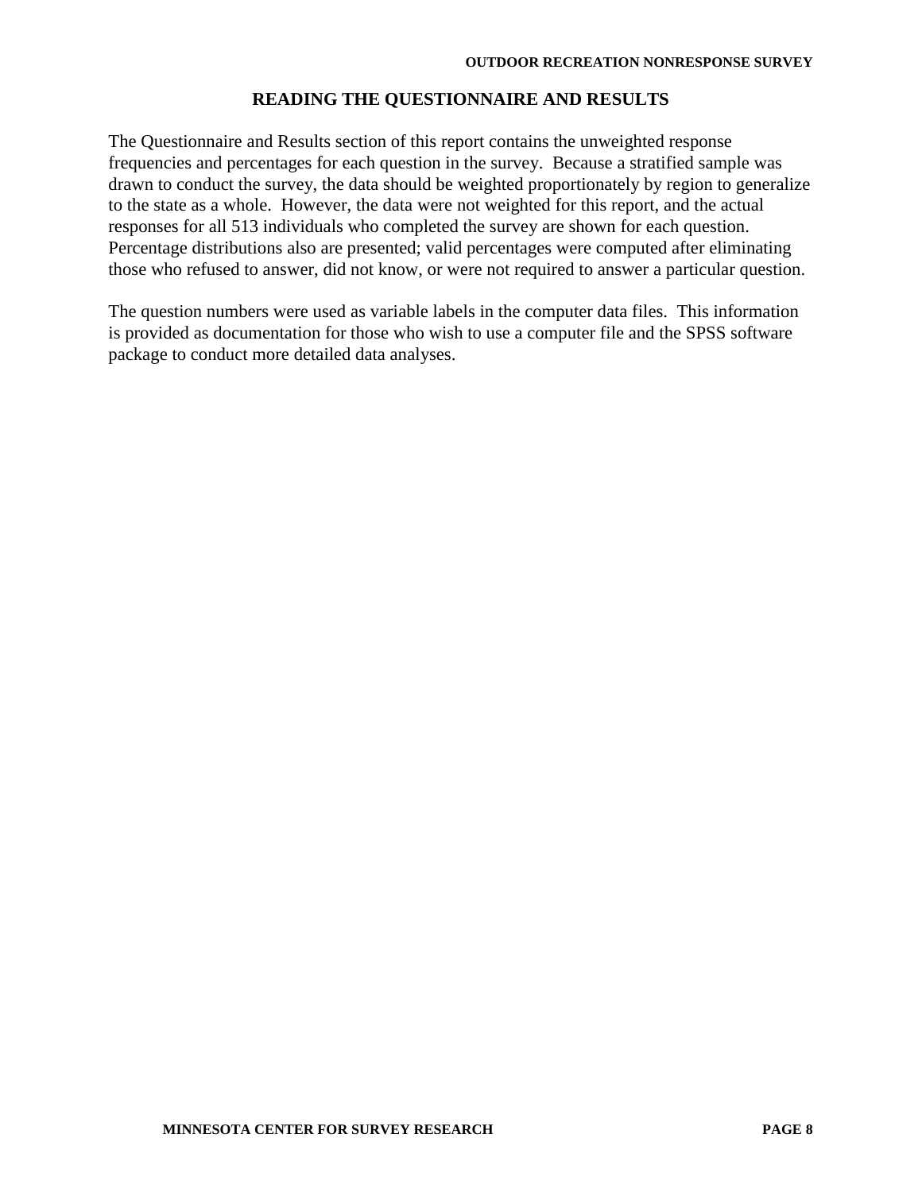## READING THE QUESTIONNAIRE AND RESULTS

The Questionnaire and Results section of this report contains the unweighted response frequencies and percentages for each question in the survey. Because a stratified sample was drawn to conduct the survey, the data should be weighted proportionately by region to generalize to the state as a whole. However, the data were not weighted for this report, and the actual responses for all 513 individuals who completed the survey are shown for each question. Percentage distributions also are presented; valid percentages were computed after eliminating those who refused to answer, did not know, or were not required to answer a particular question.

The question numbers were used as variable labels in the computer data files. This information is provided as documentation for those who wish to use a computer file and the SPSS software package to conduct more detailed data analyses.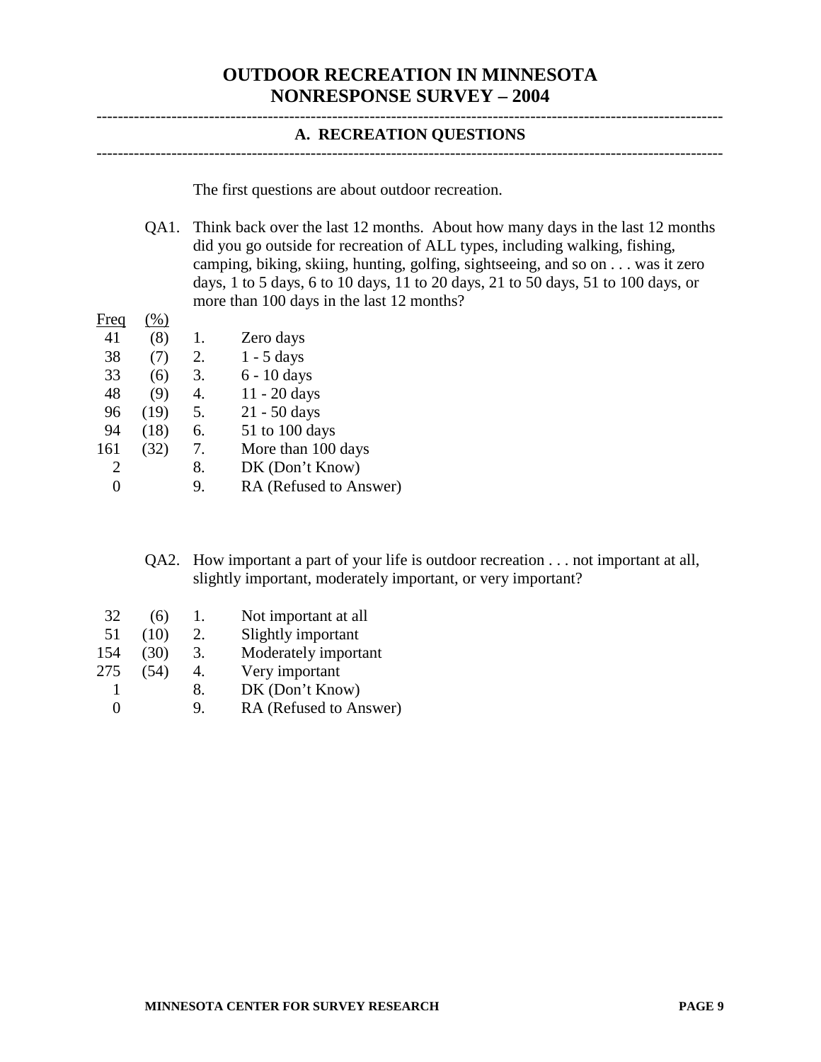# OUTDOOR RECREATION IN MINNESOTA
# NONRESPONSE SURVEY – 2004

---

## A. RECREATION QUESTIONS

---

The first questions are about outdoor recreation.

QA1. Think back over the last 12 months. About how many days in the last 12 months did you go outside for recreation of ALL types, including walking, fishing, camping, biking, skiing, hunting, golfing, sightseeing, and so on . . . was it zero days, 1 to 5 days, 6 to 10 days, 11 to 20 days, 21 to 50 days, 51 to 100 days, or more than 100 days in the last 12 months?

| Freq | (%) | | |
|---|---|---|---|
| 41 | (8) | 1. | Zero days |
| 38 | (7) | 2. | 1 - 5 days |
| 33 | (6) | 3. | 6 - 10 days |
| 48 | (9) | 4. | 11 - 20 days |
| 96 | (19) | 5. | 21 - 50 days |
| 94 | (18) | 6. | 51 to 100 days |
| 161 | (32) | 7. | More than 100 days |
| 2 | | 8. | DK (Don't Know) |
| 0 | | 9. | RA (Refused to Answer) |

QA2. How important a part of your life is outdoor recreation . . . not important at all, slightly important, moderately important, or very important?

| Freq | (%) | | |
|---|---|---|---|
| 32 | (6) | 1. | Not important at all |
| 51 | (10) | 2. | Slightly important |
| 154 | (30) | 3. | Moderately important |
| 275 | (54) | 4. | Very important |
| 1 | | 8. | DK (Don't Know) |
| 0 | | 9. | RA (Refused to Answer) |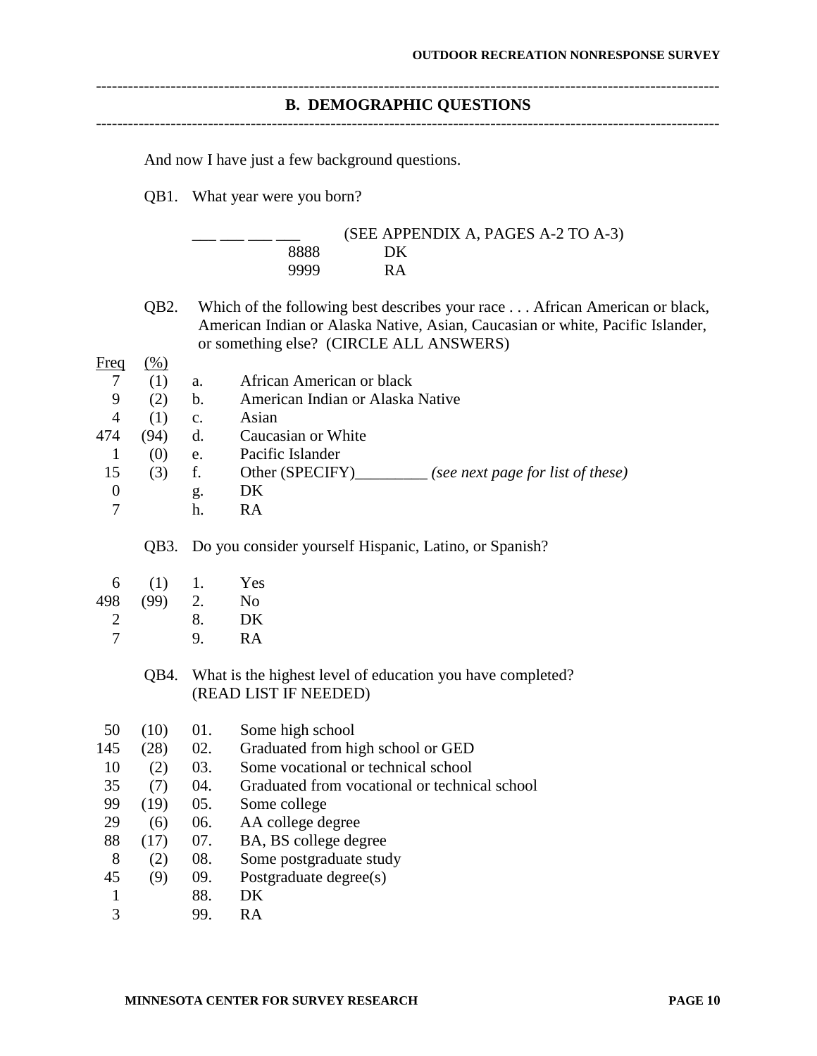## B. DEMOGRAPHIC QUESTIONS

And now I have just a few background questions.

QB1. What year were you born?

___ ___ ___ ___ (SEE APPENDIX A, PAGES A-2 TO A-3)

| | |
|---|---|
| 8888 | DK |
| 9999 | RA |

QB2. Which of the following best describes your race . . . African American or black, American Indian or Alaska Native, Asian, Caucasian or white, Pacific Islander, or something else? (CIRCLE ALL ANSWERS)

| Freq | (%) | | |
|---|---|---|---|
| 7 | (1) | a. | African American or black |
| 9 | (2) | b. | American Indian or Alaska Native |
| 4 | (1) | c. | Asian |
| 474 | (94) | d. | Caucasian or White |
| 1 | (0) | e. | Pacific Islander |
| 15 | (3) | f. | Other (SPECIFY)_________ *(see next page for list of these)* |
| 0 | | g. | DK |
| 7 | | h. | RA |

QB3. Do you consider yourself Hispanic, Latino, or Spanish?

| Freq | (%) | | |
|---|---|---|---|
| 6 | (1) | 1. | Yes |
| 498 | (99) | 2. | No |
| 2 | | 8. | DK |
| 7 | | 9. | RA |

QB4. What is the highest level of education you have completed? (READ LIST IF NEEDED)

| Freq | (%) | | |
|---|---|---|---|
| 50 | (10) | 01. | Some high school |
| 145 | (28) | 02. | Graduated from high school or GED |
| 10 | (2) | 03. | Some vocational or technical school |
| 35 | (7) | 04. | Graduated from vocational or technical school |
| 99 | (19) | 05. | Some college |
| 29 | (6) | 06. | AA college degree |
| 88 | (17) | 07. | BA, BS college degree |
| 8 | (2) | 08. | Some postgraduate study |
| 45 | (9) | 09. | Postgraduate degree(s) |
| 1 | | 88. | DK |
| 3 | | 99. | RA |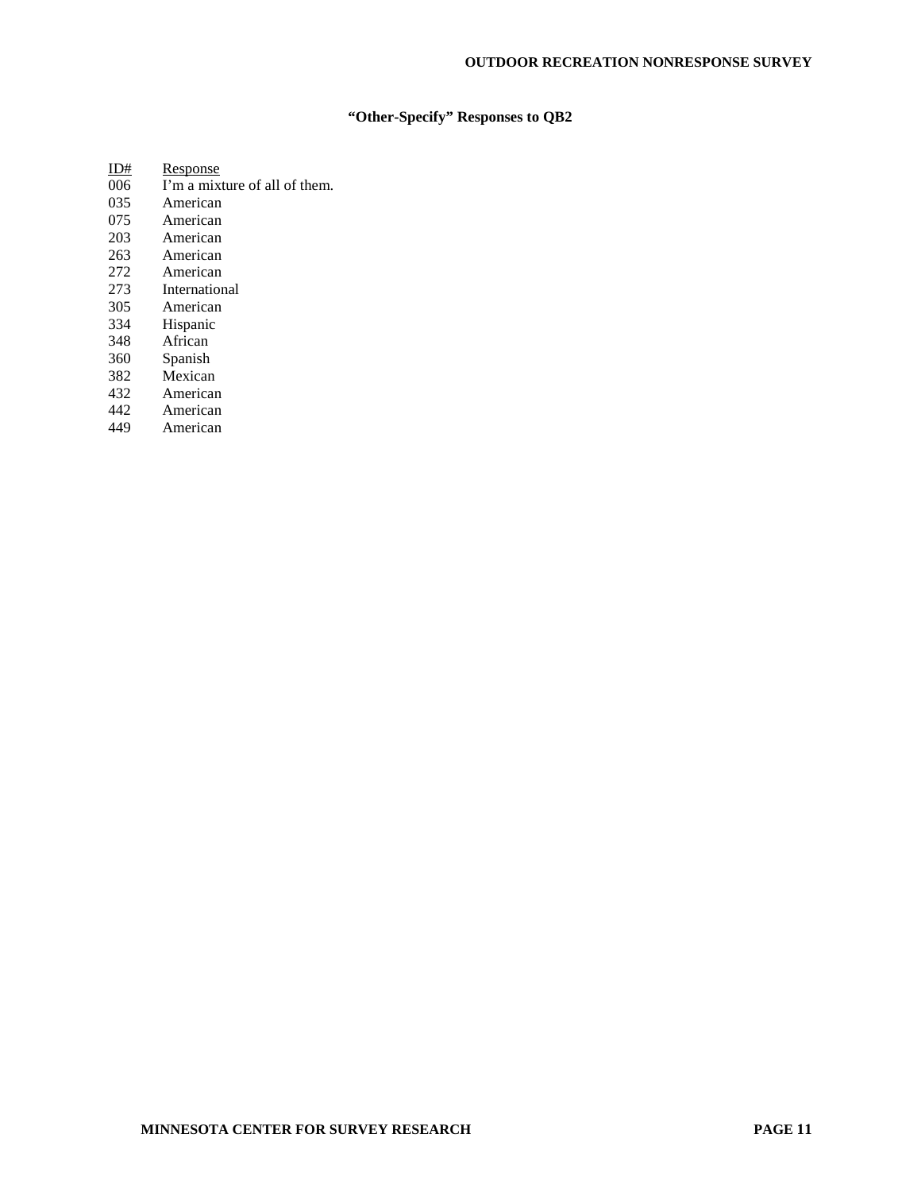## "Other-Specify" Responses to QB2

| ID# | Response |
| --- | --- |
| 006 | I'm a mixture of all of them. |
| 035 | American |
| 075 | American |
| 203 | American |
| 263 | American |
| 272 | American |
| 273 | International |
| 305 | American |
| 334 | Hispanic |
| 348 | African |
| 360 | Spanish |
| 382 | Mexican |
| 432 | American |
| 442 | American |
| 449 | American |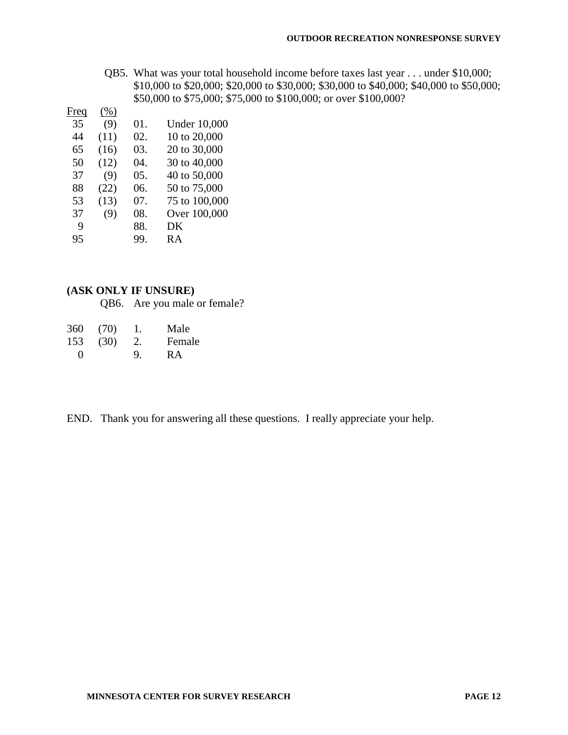QB5. What was your total household income before taxes last year . . . under $10,000; $10,000 to $20,000; $20,000 to $30,000; $30,000 to $40,000; $40,000 to $50,000; $50,000 to $75,000; $75,000 to $100,000; or over $100,000?

| Freq | (%) | | |
|---|---|---|---|
| 35 | (9) | 01. | Under 10,000 |
| 44 | (11) | 02. | 10 to 20,000 |
| 65 | (16) | 03. | 20 to 30,000 |
| 50 | (12) | 04. | 30 to 40,000 |
| 37 | (9) | 05. | 40 to 50,000 |
| 88 | (22) | 06. | 50 to 75,000 |
| 53 | (13) | 07. | 75 to 100,000 |
| 37 | (9) | 08. | Over 100,000 |
| 9 | | 88. | DK |
| 95 | | 99. | RA |

**(ASK ONLY IF UNSURE)**

QB6. Are you male or female?

| Freq | (%) | | |
|---|---|---|---|
| 360 | (70) | 1. | Male |
| 153 | (30) | 2. | Female |
| 0 | | 9. | RA |

END. Thank you for answering all these questions. I really appreciate your help.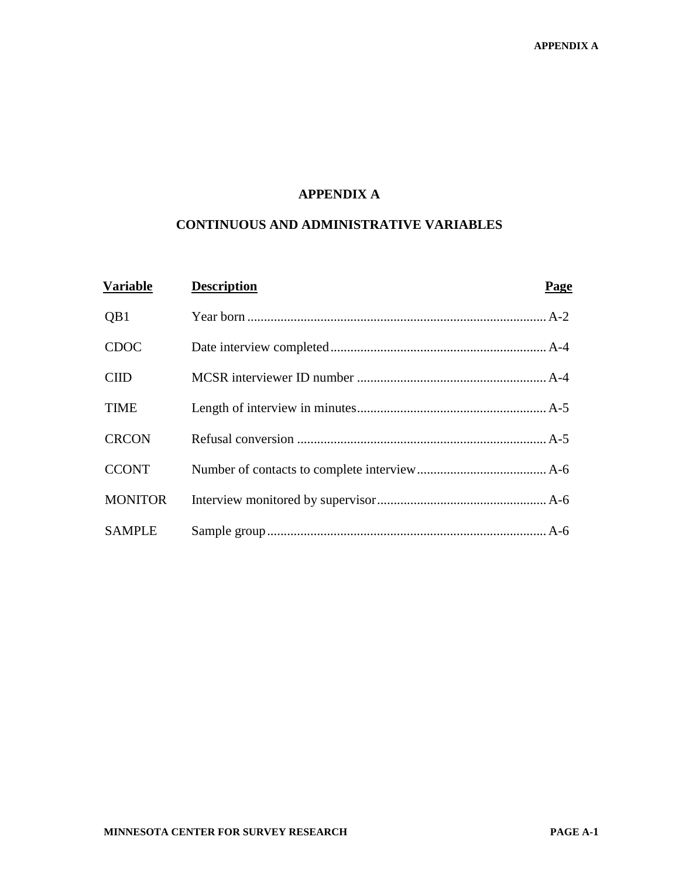# APPENDIX A

## CONTINUOUS AND ADMINISTRATIVE VARIABLES

| Variable | Description | Page |
|---|---|---|
| QB1 | Year born | A-2 |
| CDOC | Date interview completed | A-4 |
| CIID | MCSR interviewer ID number | A-4 |
| TIME | Length of interview in minutes | A-5 |
| CRCON | Refusal conversion | A-5 |
| CCONT | Number of contacts to complete interview | A-6 |
| MONITOR | Interview monitored by supervisor | A-6 |
| SAMPLE | Sample group | A-6 |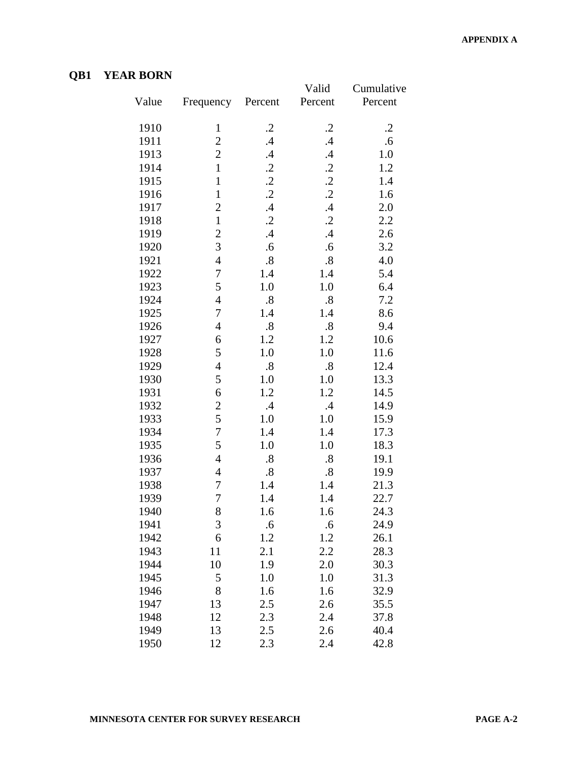## QB1 YEAR BORN

| Value | Frequency | Percent | Valid Percent | Cumulative Percent |
|---|---|---|---|---|
| 1910 | 1 | .2 | .2 | .2 |
| 1911 | 2 | .4 | .4 | .6 |
| 1913 | 2 | .4 | .4 | 1.0 |
| 1914 | 1 | .2 | .2 | 1.2 |
| 1915 | 1 | .2 | .2 | 1.4 |
| 1916 | 1 | .2 | .2 | 1.6 |
| 1917 | 2 | .4 | .4 | 2.0 |
| 1918 | 1 | .2 | .2 | 2.2 |
| 1919 | 2 | .4 | .4 | 2.6 |
| 1920 | 3 | .6 | .6 | 3.2 |
| 1921 | 4 | .8 | .8 | 4.0 |
| 1922 | 7 | 1.4 | 1.4 | 5.4 |
| 1923 | 5 | 1.0 | 1.0 | 6.4 |
| 1924 | 4 | .8 | .8 | 7.2 |
| 1925 | 7 | 1.4 | 1.4 | 8.6 |
| 1926 | 4 | .8 | .8 | 9.4 |
| 1927 | 6 | 1.2 | 1.2 | 10.6 |
| 1928 | 5 | 1.0 | 1.0 | 11.6 |
| 1929 | 4 | .8 | .8 | 12.4 |
| 1930 | 5 | 1.0 | 1.0 | 13.3 |
| 1931 | 6 | 1.2 | 1.2 | 14.5 |
| 1932 | 2 | .4 | .4 | 14.9 |
| 1933 | 5 | 1.0 | 1.0 | 15.9 |
| 1934 | 7 | 1.4 | 1.4 | 17.3 |
| 1935 | 5 | 1.0 | 1.0 | 18.3 |
| 1936 | 4 | .8 | .8 | 19.1 |
| 1937 | 4 | .8 | .8 | 19.9 |
| 1938 | 7 | 1.4 | 1.4 | 21.3 |
| 1939 | 7 | 1.4 | 1.4 | 22.7 |
| 1940 | 8 | 1.6 | 1.6 | 24.3 |
| 1941 | 3 | .6 | .6 | 24.9 |
| 1942 | 6 | 1.2 | 1.2 | 26.1 |
| 1943 | 11 | 2.1 | 2.2 | 28.3 |
| 1944 | 10 | 1.9 | 2.0 | 30.3 |
| 1945 | 5 | 1.0 | 1.0 | 31.3 |
| 1946 | 8 | 1.6 | 1.6 | 32.9 |
| 1947 | 13 | 2.5 | 2.6 | 35.5 |
| 1948 | 12 | 2.3 | 2.4 | 37.8 |
| 1949 | 13 | 2.5 | 2.6 | 40.4 |
| 1950 | 12 | 2.3 | 2.4 | 42.8 |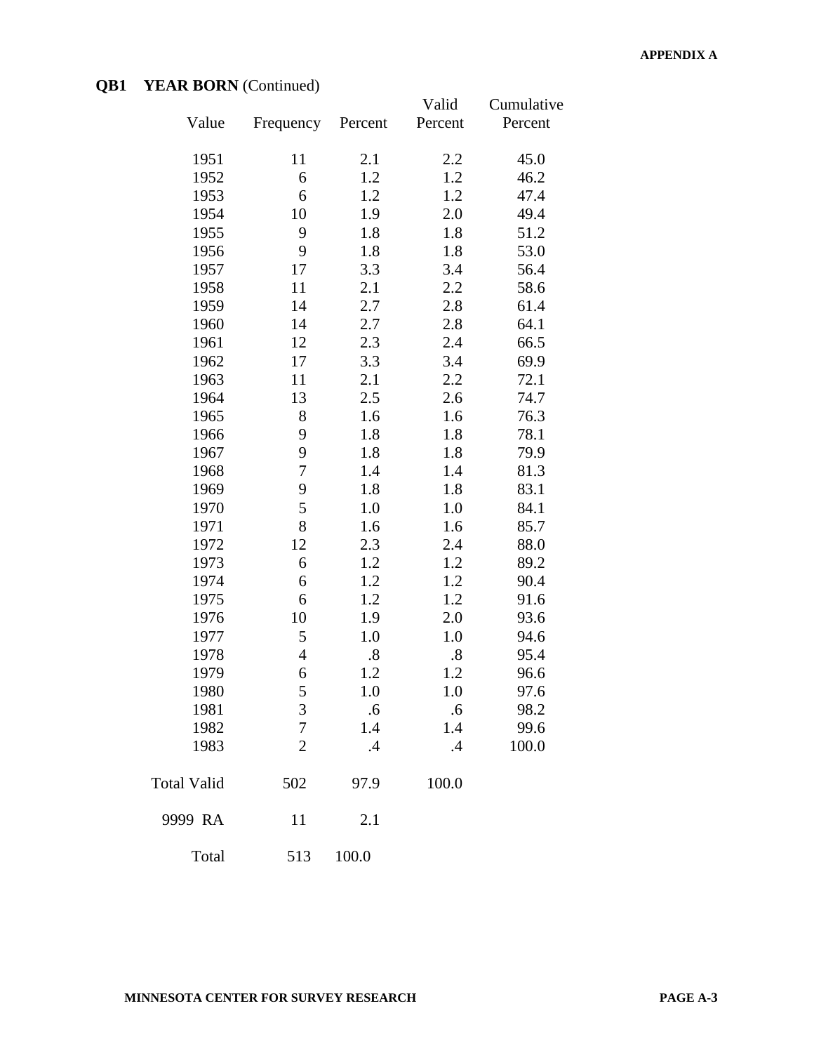**QB1 YEAR BORN** (Continued)

| Value | Frequency | Percent | Valid Percent | Cumulative Percent |
|---|---|---|---|---|
| 1951 | 11 | 2.1 | 2.2 | 45.0 |
| 1952 | 6 | 1.2 | 1.2 | 46.2 |
| 1953 | 6 | 1.2 | 1.2 | 47.4 |
| 1954 | 10 | 1.9 | 2.0 | 49.4 |
| 1955 | 9 | 1.8 | 1.8 | 51.2 |
| 1956 | 9 | 1.8 | 1.8 | 53.0 |
| 1957 | 17 | 3.3 | 3.4 | 56.4 |
| 1958 | 11 | 2.1 | 2.2 | 58.6 |
| 1959 | 14 | 2.7 | 2.8 | 61.4 |
| 1960 | 14 | 2.7 | 2.8 | 64.1 |
| 1961 | 12 | 2.3 | 2.4 | 66.5 |
| 1962 | 17 | 3.3 | 3.4 | 69.9 |
| 1963 | 11 | 2.1 | 2.2 | 72.1 |
| 1964 | 13 | 2.5 | 2.6 | 74.7 |
| 1965 | 8 | 1.6 | 1.6 | 76.3 |
| 1966 | 9 | 1.8 | 1.8 | 78.1 |
| 1967 | 9 | 1.8 | 1.8 | 79.9 |
| 1968 | 7 | 1.4 | 1.4 | 81.3 |
| 1969 | 9 | 1.8 | 1.8 | 83.1 |
| 1970 | 5 | 1.0 | 1.0 | 84.1 |
| 1971 | 8 | 1.6 | 1.6 | 85.7 |
| 1972 | 12 | 2.3 | 2.4 | 88.0 |
| 1973 | 6 | 1.2 | 1.2 | 89.2 |
| 1974 | 6 | 1.2 | 1.2 | 90.4 |
| 1975 | 6 | 1.2 | 1.2 | 91.6 |
| 1976 | 10 | 1.9 | 2.0 | 93.6 |
| 1977 | 5 | 1.0 | 1.0 | 94.6 |
| 1978 | 4 | .8 | .8 | 95.4 |
| 1979 | 6 | 1.2 | 1.2 | 96.6 |
| 1980 | 5 | 1.0 | 1.0 | 97.6 |
| 1981 | 3 | .6 | .6 | 98.2 |
| 1982 | 7 | 1.4 | 1.4 | 99.6 |
| 1983 | 2 | .4 | .4 | 100.0 |
| Total Valid | 502 | 97.9 | 100.0 | |
| 9999 RA | 11 | 2.1 | | |
| Total | 513 | 100.0 | | |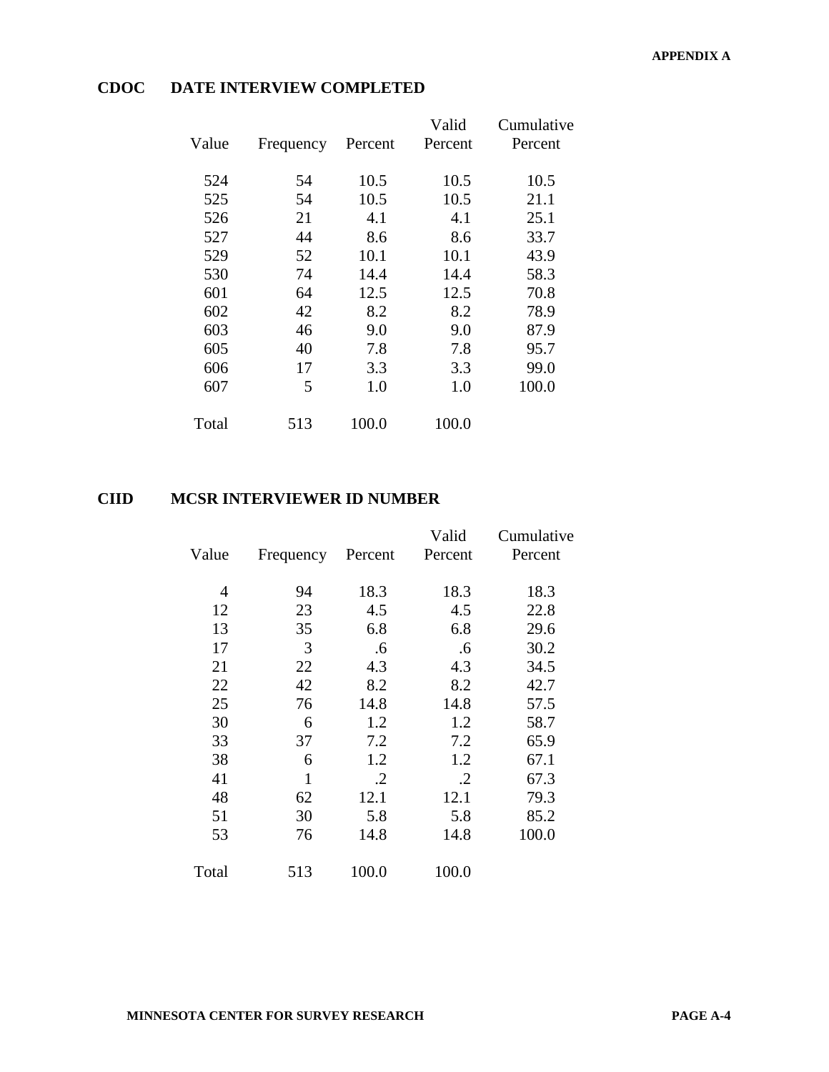## CDOC DATE INTERVIEW COMPLETED

| Value | Frequency | Percent | Valid Percent | Cumulative Percent |
|---|---|---|---|---|
| 524 | 54 | 10.5 | 10.5 | 10.5 |
| 525 | 54 | 10.5 | 10.5 | 21.1 |
| 526 | 21 | 4.1 | 4.1 | 25.1 |
| 527 | 44 | 8.6 | 8.6 | 33.7 |
| 529 | 52 | 10.1 | 10.1 | 43.9 |
| 530 | 74 | 14.4 | 14.4 | 58.3 |
| 601 | 64 | 12.5 | 12.5 | 70.8 |
| 602 | 42 | 8.2 | 8.2 | 78.9 |
| 603 | 46 | 9.0 | 9.0 | 87.9 |
| 605 | 40 | 7.8 | 7.8 | 95.7 |
| 606 | 17 | 3.3 | 3.3 | 99.0 |
| 607 | 5 | 1.0 | 1.0 | 100.0 |
| Total | 513 | 100.0 | 100.0 | |

## CIID MCSR INTERVIEWER ID NUMBER

| Value | Frequency | Percent | Valid Percent | Cumulative Percent |
|---|---|---|---|---|
| 4 | 94 | 18.3 | 18.3 | 18.3 |
| 12 | 23 | 4.5 | 4.5 | 22.8 |
| 13 | 35 | 6.8 | 6.8 | 29.6 |
| 17 | 3 | .6 | .6 | 30.2 |
| 21 | 22 | 4.3 | 4.3 | 34.5 |
| 22 | 42 | 8.2 | 8.2 | 42.7 |
| 25 | 76 | 14.8 | 14.8 | 57.5 |
| 30 | 6 | 1.2 | 1.2 | 58.7 |
| 33 | 37 | 7.2 | 7.2 | 65.9 |
| 38 | 6 | 1.2 | 1.2 | 67.1 |
| 41 | 1 | .2 | .2 | 67.3 |
| 48 | 62 | 12.1 | 12.1 | 79.3 |
| 51 | 30 | 5.8 | 5.8 | 85.2 |
| 53 | 76 | 14.8 | 14.8 | 100.0 |
| Total | 513 | 100.0 | 100.0 | |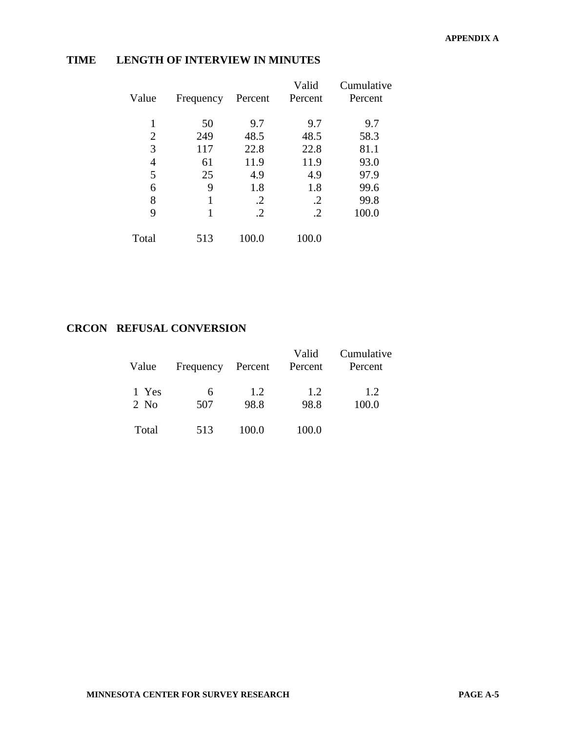## TIME LENGTH OF INTERVIEW IN MINUTES

| Value | Frequency | Percent | Valid Percent | Cumulative Percent |
|---|---|---|---|---|
| 1 | 50 | 9.7 | 9.7 | 9.7 |
| 2 | 249 | 48.5 | 48.5 | 58.3 |
| 3 | 117 | 22.8 | 22.8 | 81.1 |
| 4 | 61 | 11.9 | 11.9 | 93.0 |
| 5 | 25 | 4.9 | 4.9 | 97.9 |
| 6 | 9 | 1.8 | 1.8 | 99.6 |
| 8 | 1 | .2 | .2 | 99.8 |
| 9 | 1 | .2 | .2 | 100.0 |
| Total | 513 | 100.0 | 100.0 | |

## CRCON REFUSAL CONVERSION

| Value | Frequency | Percent | Valid Percent | Cumulative Percent |
|---|---|---|---|---|
| 1 Yes | 6 | 1.2 | 1.2 | 1.2 |
| 2 No | 507 | 98.8 | 98.8 | 100.0 |
| Total | 513 | 100.0 | 100.0 | |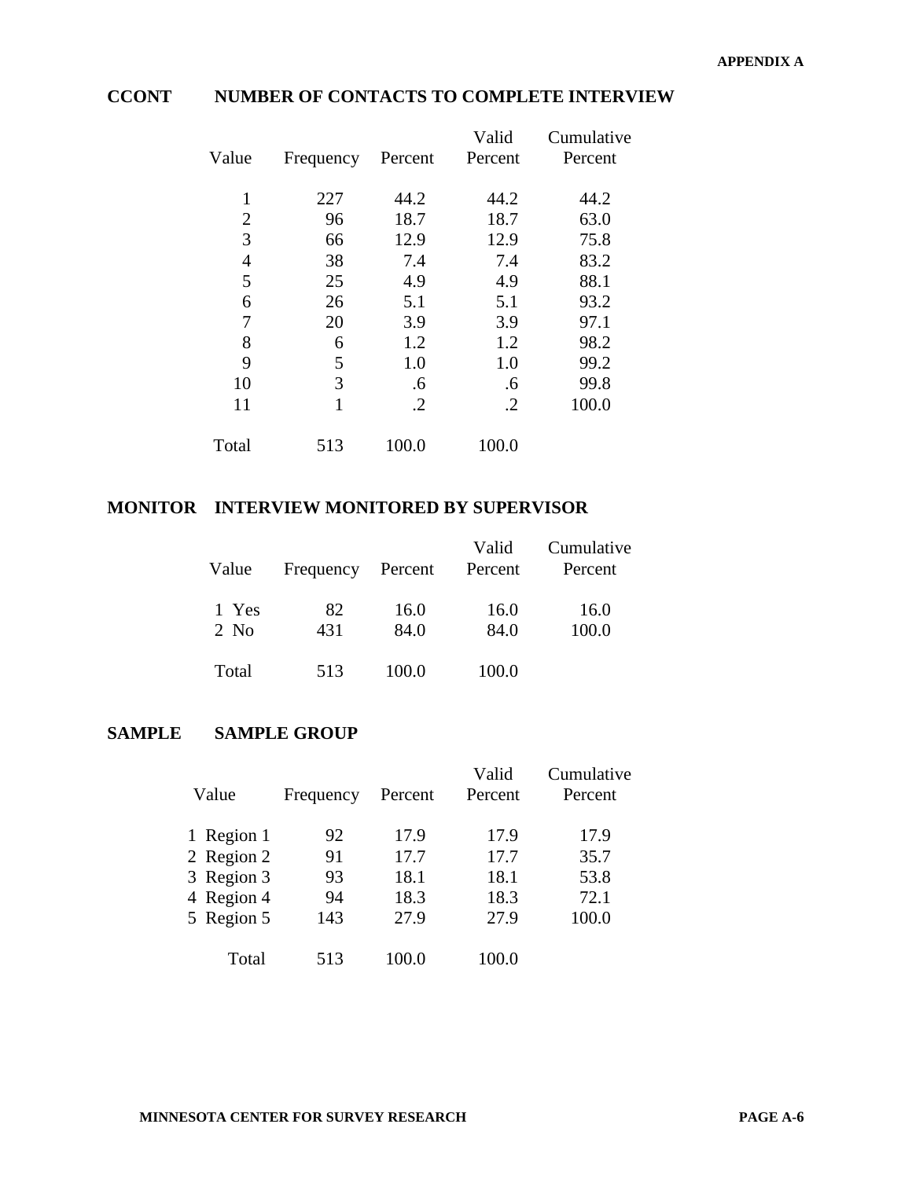## CCONT NUMBER OF CONTACTS TO COMPLETE INTERVIEW

| Value | Frequency | Percent | Valid Percent | Cumulative Percent |
|---|---|---|---|---|
| 1 | 227 | 44.2 | 44.2 | 44.2 |
| 2 | 96 | 18.7 | 18.7 | 63.0 |
| 3 | 66 | 12.9 | 12.9 | 75.8 |
| 4 | 38 | 7.4 | 7.4 | 83.2 |
| 5 | 25 | 4.9 | 4.9 | 88.1 |
| 6 | 26 | 5.1 | 5.1 | 93.2 |
| 7 | 20 | 3.9 | 3.9 | 97.1 |
| 8 | 6 | 1.2 | 1.2 | 98.2 |
| 9 | 5 | 1.0 | 1.0 | 99.2 |
| 10 | 3 | .6 | .6 | 99.8 |
| 11 | 1 | .2 | .2 | 100.0 |
| Total | 513 | 100.0 | 100.0 | |

## MONITOR INTERVIEW MONITORED BY SUPERVISOR

| Value | Frequency | Percent | Valid Percent | Cumulative Percent |
|---|---|---|---|---|
| 1 Yes | 82 | 16.0 | 16.0 | 16.0 |
| 2 No | 431 | 84.0 | 84.0 | 100.0 |
| Total | 513 | 100.0 | 100.0 | |

## SAMPLE SAMPLE GROUP

| Value | Frequency | Percent | Valid Percent | Cumulative Percent |
|---|---|---|---|---|
| 1 Region 1 | 92 | 17.9 | 17.9 | 17.9 |
| 2 Region 2 | 91 | 17.7 | 17.7 | 35.7 |
| 3 Region 3 | 93 | 18.1 | 18.1 | 53.8 |
| 4 Region 4 | 94 | 18.3 | 18.3 | 72.1 |
| 5 Region 5 | 143 | 27.9 | 27.9 | 100.0 |
| Total | 513 | 100.0 | 100.0 | |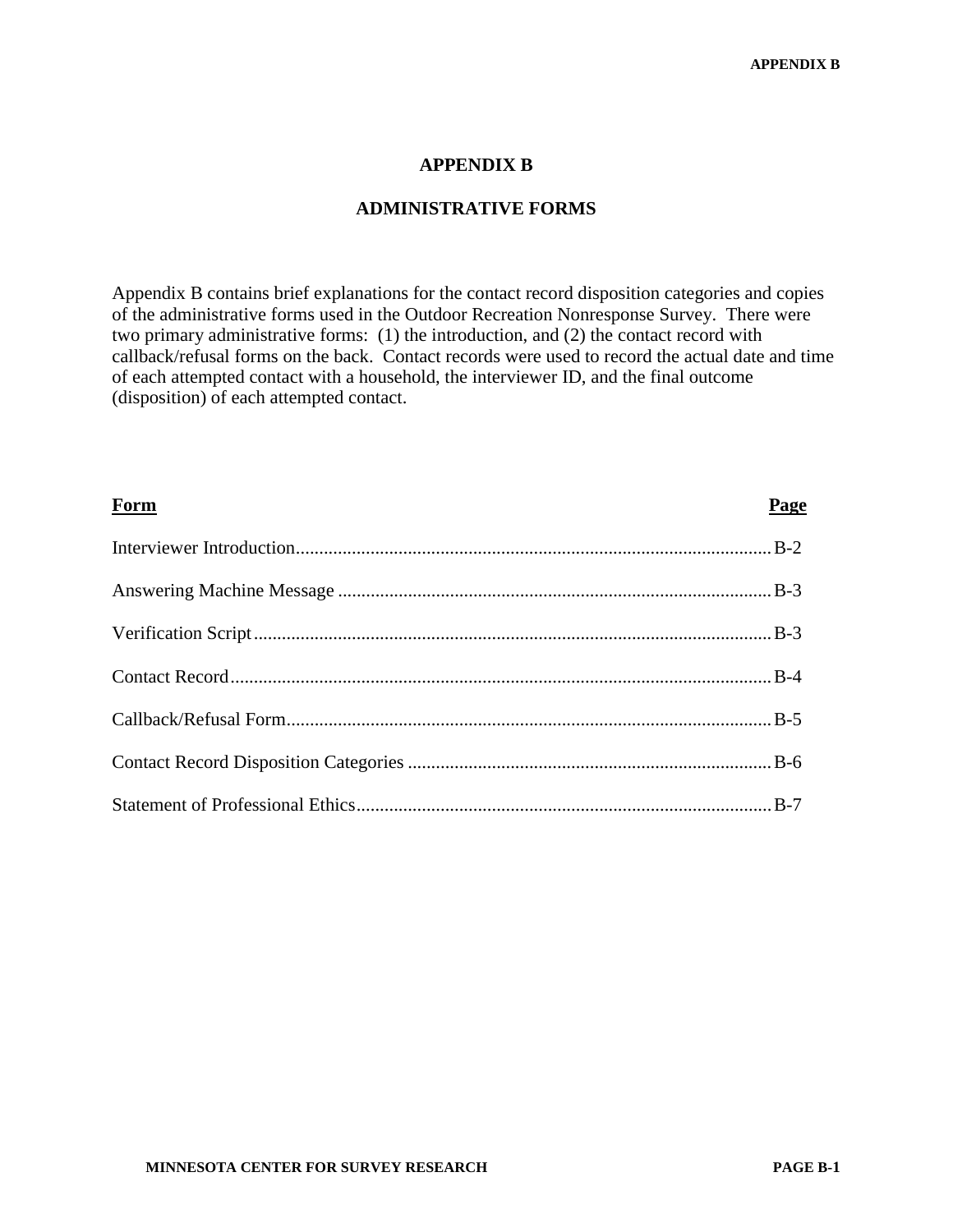# APPENDIX B

## ADMINISTRATIVE FORMS

Appendix B contains brief explanations for the contact record disposition categories and copies of the administrative forms used in the Outdoor Recreation Nonresponse Survey. There were two primary administrative forms: (1) the introduction, and (2) the contact record with callback/refusal forms on the back. Contact records were used to record the actual date and time of each attempted contact with a household, the interviewer ID, and the final outcome (disposition) of each attempted contact.

| Form | Page |
|---|---|
| Interviewer Introduction | B-2 |
| Answering Machine Message | B-3 |
| Verification Script | B-3 |
| Contact Record | B-4 |
| Callback/Refusal Form | B-5 |
| Contact Record Disposition Categories | B-6 |
| Statement of Professional Ethics | B-7 |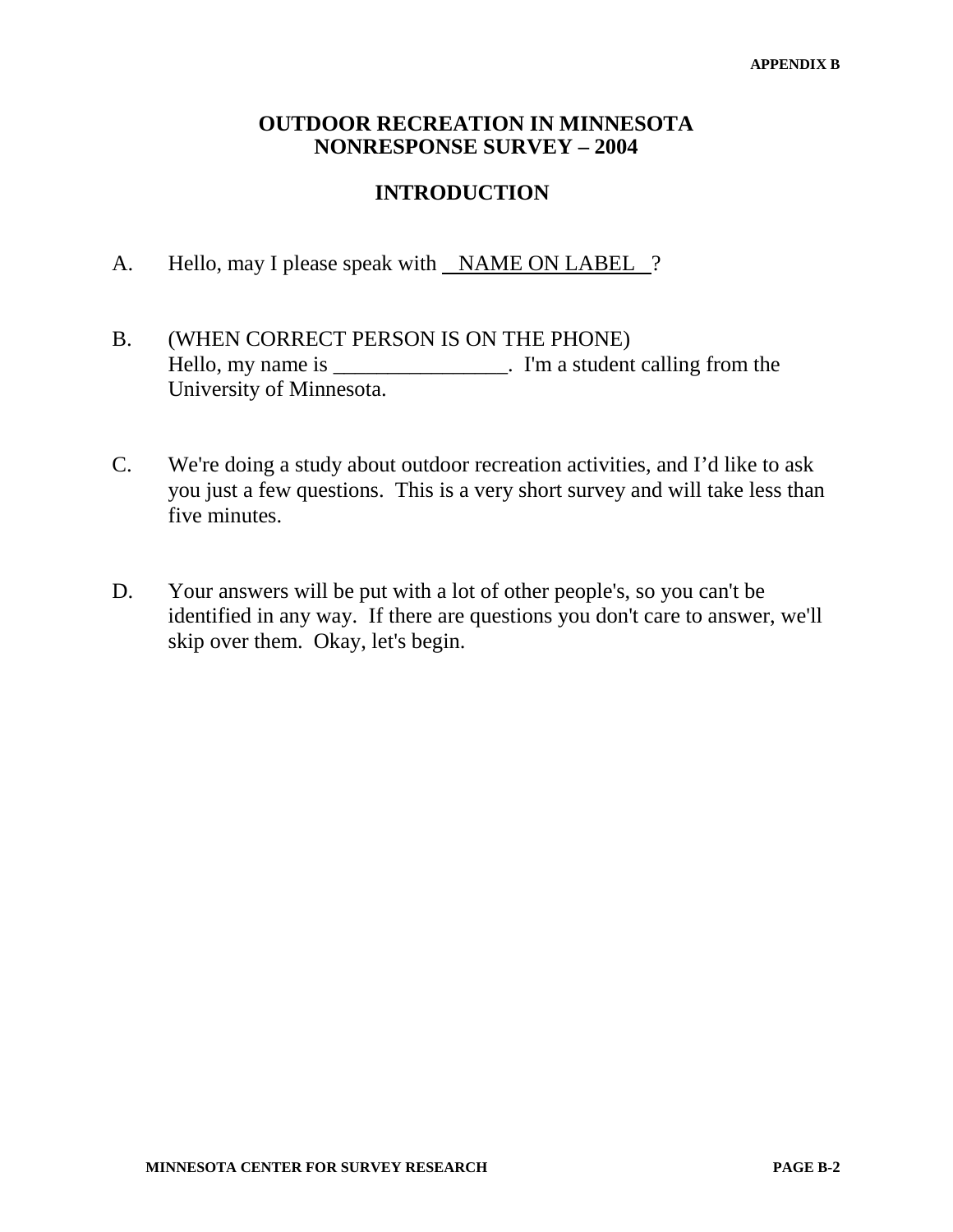APPENDIX B

# OUTDOOR RECREATION IN MINNESOTA
# NONRESPONSE SURVEY – 2004

## INTRODUCTION

A. Hello, may I please speak with NAME ON LABEL ?

B. (WHEN CORRECT PERSON IS ON THE PHONE)
Hello, my name is ________________. I'm a student calling from the University of Minnesota.

C. We're doing a study about outdoor recreation activities, and I'd like to ask you just a few questions. This is a very short survey and will take less than five minutes.

D. Your answers will be put with a lot of other people's, so you can't be identified in any way. If there are questions you don't care to answer, we'll skip over them. Okay, let's begin.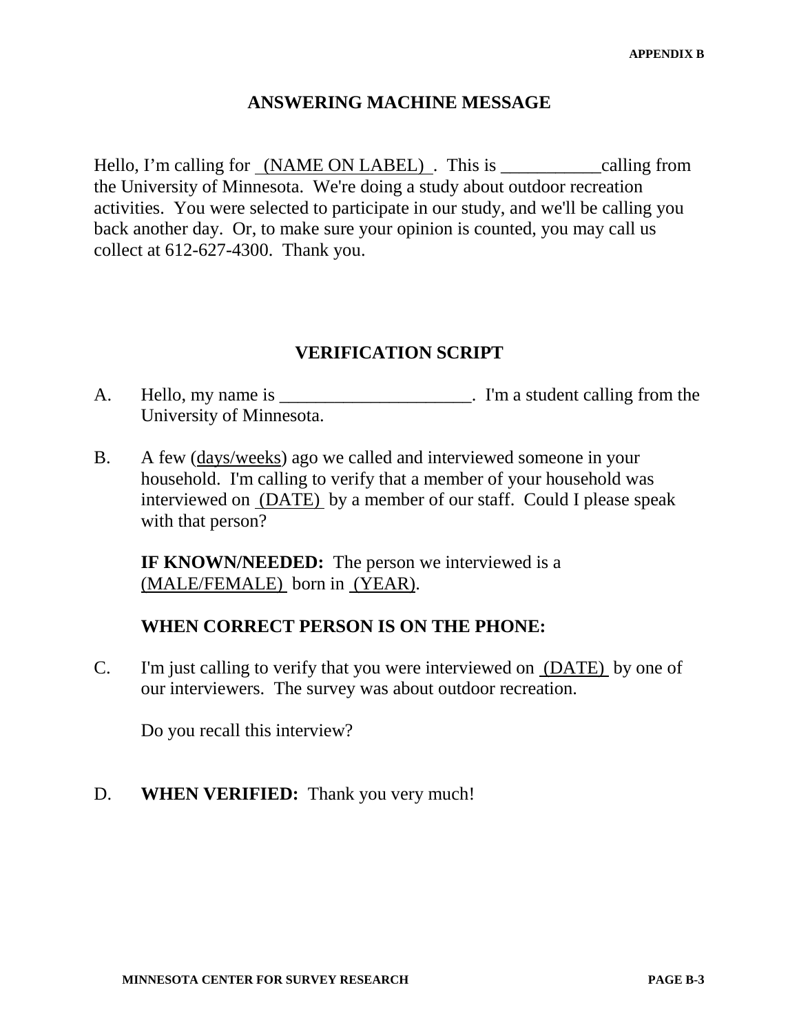APPENDIX B

## ANSWERING MACHINE MESSAGE

Hello, I'm calling for (NAME ON LABEL) . This is ___________calling from the University of Minnesota. We're doing a study about outdoor recreation activities. You were selected to participate in our study, and we'll be calling you back another day. Or, to make sure your opinion is counted, you may call us collect at 612-627-4300. Thank you.

## VERIFICATION SCRIPT

A. Hello, my name is _____________________. I'm a student calling from the University of Minnesota.

B. A few (days/weeks) ago we called and interviewed someone in your household. I'm calling to verify that a member of your household was interviewed on (DATE) by a member of our staff. Could I please speak with that person?

**IF KNOWN/NEEDED:** The person we interviewed is a (MALE/FEMALE) born in (YEAR).

**WHEN CORRECT PERSON IS ON THE PHONE:**

C. I'm just calling to verify that you were interviewed on (DATE) by one of our interviewers. The survey was about outdoor recreation.

Do you recall this interview?

D. **WHEN VERIFIED:** Thank you very much!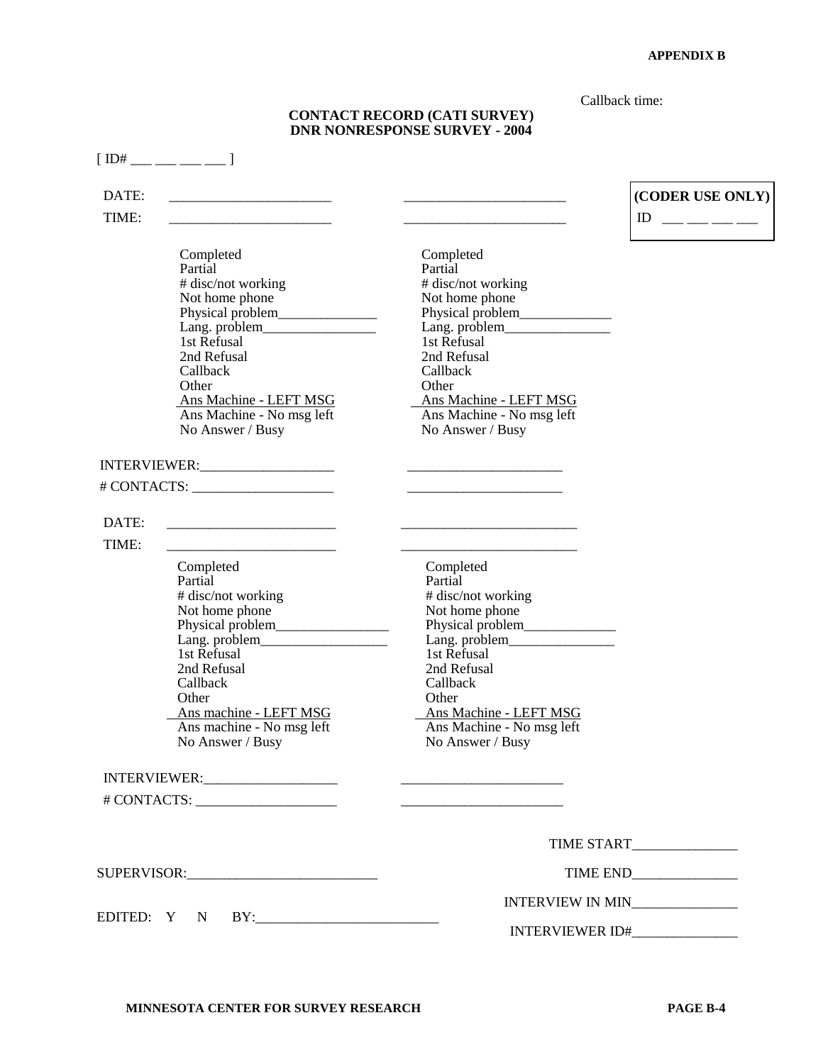**APPENDIX B**

Callback time:

**CONTACT RECORD (CATI SURVEY)**
**DNR NONRESPONSE SURVEY - 2004**

[ ID# ___ ___ ___ ___ ]

**(CODER USE ONLY)**
ID ___ ___ ___ ___

DATE: _______________________ _______________________

TIME: _______________________ _______________________

| | |
|---|---|
| Completed | Completed |
| Partial | Partial |
| # disc/not working | # disc/not working |
| Not home phone | Not home phone |
| Physical problem______________ | Physical problem_____________ |
| Lang. problem________________ | Lang. problem_______________ |
| 1st Refusal | 1st Refusal |
| 2nd Refusal | 2nd Refusal |
| Callback | Callback |
| Other | Other |
| Ans Machine - LEFT MSG | Ans Machine - LEFT MSG |
| Ans Machine - No msg left | Ans Machine - No msg left |
| No Answer / Busy | No Answer / Busy |

INTERVIEWER:___________________ ______________________

# CONTACTS: ____________________ ______________________

DATE: ________________________ _________________________

TIME: ________________________ _________________________

| | |
|---|---|
| Completed | Completed |
| Partial | Partial |
| # disc/not working | # disc/not working |
| Not home phone | Not home phone |
| Physical problem________________ | Physical problem_____________ |
| Lang. problem__________________ | Lang. problem_______________ |
| 1st Refusal | 1st Refusal |
| 2nd Refusal | 2nd Refusal |
| Callback | Callback |
| Other | Other |
| Ans machine - LEFT MSG | Ans Machine - LEFT MSG |
| Ans machine - No msg left | Ans Machine - No msg left |
| No Answer / Busy | No Answer / Busy |

INTERVIEWER:___________________ _______________________

# CONTACTS: ____________________ _______________________

TIME START_______________

SUPERVISOR:___________________________

TIME END_______________

INTERVIEW IN MIN_______________

EDITED: Y N BY:__________________________

INTERVIEWER ID#_______________

**MINNESOTA CENTER FOR SURVEY RESEARCH**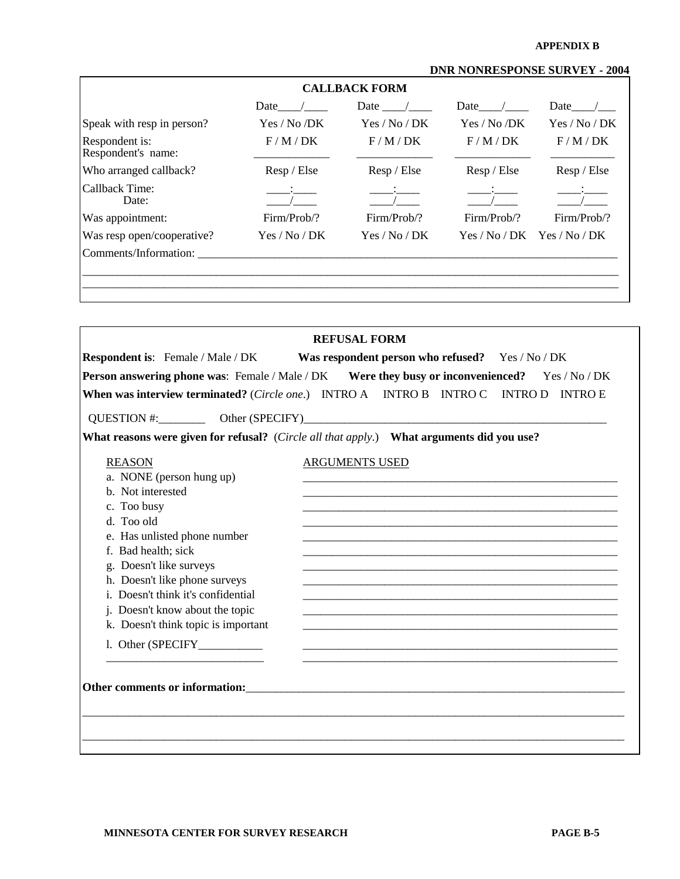**APPENDIX B**

**DNR NONRESPONSE SURVEY - 2004**

## CALLBACK FORM

| | Date\_\_\_\_/\_\_\_\_ | Date \_\_\_\_/\_\_\_\_ | Date\_\_\_\_/\_\_\_\_ | Date\_\_\_\_/\_\_\_ |
|---|---|---|---|---|
| Speak with resp in person? | Yes / No /DK | Yes / No / DK | Yes / No /DK | Yes / No / DK |
| Respondent is: | F / M / DK | F / M / DK | F / M / DK | F / M / DK |
| Respondent's name: | \_\_\_\_\_\_\_\_\_\_\_\_\_ | \_\_\_\_\_\_\_\_\_\_\_\_\_ | \_\_\_\_\_\_\_\_\_\_\_\_\_ | \_\_\_\_\_\_\_\_\_\_\_ |
| Who arranged callback? | Resp / Else | Resp / Else | Resp / Else | Resp / Else |
| Callback Time: | \_\_\_\_:\_\_\_\_ | \_\_\_\_:\_\_\_\_ | \_\_\_\_:\_\_\_\_ | \_\_\_\_:\_\_\_\_ |
| Date: | \_\_\_\_/\_\_\_\_ | \_\_\_\_/\_\_\_\_ | \_\_\_\_/\_\_\_\_ | \_\_\_\_/\_\_\_\_ |
| Was appointment: | Firm/Prob/? | Firm/Prob/? | Firm/Prob/? | Firm/Prob/? |
| Was resp open/cooperative? | Yes / No / DK | Yes / No / DK | Yes / No / DK | Yes / No / DK |

Comments/Information: \_\_\_\_\_\_\_\_\_\_\_\_\_\_\_\_\_\_\_\_\_\_\_\_\_\_\_\_\_\_\_\_\_\_\_\_\_\_\_\_\_\_\_\_\_\_\_\_\_\_\_\_\_\_\_\_\_\_\_\_

\_\_\_\_\_\_\_\_\_\_\_\_\_\_\_\_\_\_\_\_\_\_\_\_\_\_\_\_\_\_\_\_\_\_\_\_\_\_\_\_\_\_\_\_\_\_\_\_\_\_\_\_\_\_\_\_\_\_\_\_\_\_\_\_\_\_\_\_\_\_\_\_\_\_\_\_\_\_

\_\_\_\_\_\_\_\_\_\_\_\_\_\_\_\_\_\_\_\_\_\_\_\_\_\_\_\_\_\_\_\_\_\_\_\_\_\_\_\_\_\_\_\_\_\_\_\_\_\_\_\_\_\_\_\_\_\_\_\_\_\_\_\_\_\_\_\_\_\_\_\_\_\_\_\_\_\_

## REFUSAL FORM

**Respondent is**: Female / Male / DK **Was respondent person who refused?** Yes / No / DK

**Person answering phone was**: Female / Male / DK **Were they busy or inconvenienced?** Yes / No / DK

**When was interview terminated?** (*Circle one*.) INTRO A INTRO B INTRO C INTRO D INTRO E

QUESTION #:\_\_\_\_\_\_\_\_ Other (SPECIFY)\_\_\_\_\_\_\_\_\_\_\_\_\_\_\_\_\_\_\_\_\_\_\_\_\_\_\_\_\_\_\_\_\_\_\_\_\_\_\_\_\_\_\_\_\_\_\_\_\_\_\_\_

**What reasons were given for refusal?** (*Circle all that apply*.) **What arguments did you use?**

| REASON | ARGUMENTS USED |
|---|---|
| a. NONE (person hung up) | \_\_\_\_\_\_\_\_\_\_\_\_\_\_\_\_\_\_\_\_\_\_\_\_\_\_\_\_\_\_\_\_\_\_\_\_\_\_\_\_\_\_\_\_ |
| b. Not interested | \_\_\_\_\_\_\_\_\_\_\_\_\_\_\_\_\_\_\_\_\_\_\_\_\_\_\_\_\_\_\_\_\_\_\_\_\_\_\_\_\_\_\_\_ |
| c. Too busy | \_\_\_\_\_\_\_\_\_\_\_\_\_\_\_\_\_\_\_\_\_\_\_\_\_\_\_\_\_\_\_\_\_\_\_\_\_\_\_\_\_\_\_\_ |
| d. Too old | \_\_\_\_\_\_\_\_\_\_\_\_\_\_\_\_\_\_\_\_\_\_\_\_\_\_\_\_\_\_\_\_\_\_\_\_\_\_\_\_\_\_\_\_ |
| e. Has unlisted phone number | \_\_\_\_\_\_\_\_\_\_\_\_\_\_\_\_\_\_\_\_\_\_\_\_\_\_\_\_\_\_\_\_\_\_\_\_\_\_\_\_\_\_\_\_ |
| f. Bad health; sick | \_\_\_\_\_\_\_\_\_\_\_\_\_\_\_\_\_\_\_\_\_\_\_\_\_\_\_\_\_\_\_\_\_\_\_\_\_\_\_\_\_\_\_\_ |
| g. Doesn't like surveys | \_\_\_\_\_\_\_\_\_\_\_\_\_\_\_\_\_\_\_\_\_\_\_\_\_\_\_\_\_\_\_\_\_\_\_\_\_\_\_\_\_\_\_\_ |
| h. Doesn't like phone surveys | \_\_\_\_\_\_\_\_\_\_\_\_\_\_\_\_\_\_\_\_\_\_\_\_\_\_\_\_\_\_\_\_\_\_\_\_\_\_\_\_\_\_\_\_ |
| i. Doesn't think it's confidential | \_\_\_\_\_\_\_\_\_\_\_\_\_\_\_\_\_\_\_\_\_\_\_\_\_\_\_\_\_\_\_\_\_\_\_\_\_\_\_\_\_\_\_\_ |
| j. Doesn't know about the topic | \_\_\_\_\_\_\_\_\_\_\_\_\_\_\_\_\_\_\_\_\_\_\_\_\_\_\_\_\_\_\_\_\_\_\_\_\_\_\_\_\_\_\_\_ |
| k. Doesn't think topic is important | \_\_\_\_\_\_\_\_\_\_\_\_\_\_\_\_\_\_\_\_\_\_\_\_\_\_\_\_\_\_\_\_\_\_\_\_\_\_\_\_\_\_\_\_ |
| l. Other (SPECIFY\_\_\_\_\_\_\_\_\_\_\_ | \_\_\_\_\_\_\_\_\_\_\_\_\_\_\_\_\_\_\_\_\_\_\_\_\_\_\_\_\_\_\_\_\_\_\_\_\_\_\_\_\_\_\_\_ |
| \_\_\_\_\_\_\_\_\_\_\_\_\_\_\_\_\_\_\_\_\_\_\_\_\_\_ | \_\_\_\_\_\_\_\_\_\_\_\_\_\_\_\_\_\_\_\_\_\_\_\_\_\_\_\_\_\_\_\_\_\_\_\_\_\_\_\_\_\_\_\_ |

**Other comments or information:**\_\_\_\_\_\_\_\_\_\_\_\_\_\_\_\_\_\_\_\_\_\_\_\_\_\_\_\_\_\_\_\_\_\_\_\_\_\_\_\_\_\_\_\_\_\_\_\_\_\_\_\_\_\_\_\_\_\_\_\_

\_\_\_\_\_\_\_\_\_\_\_\_\_\_\_\_\_\_\_\_\_\_\_\_\_\_\_\_\_\_\_\_\_\_\_\_\_\_\_\_\_\_\_\_\_\_\_\_\_\_\_\_\_\_\_\_\_\_\_\_\_\_\_\_\_\_\_\_\_\_\_\_\_\_\_\_\_\_

\_\_\_\_\_\_\_\_\_\_\_\_\_\_\_\_\_\_\_\_\_\_\_\_\_\_\_\_\_\_\_\_\_\_\_\_\_\_\_\_\_\_\_\_\_\_\_\_\_\_\_\_\_\_\_\_\_\_\_\_\_\_\_\_\_\_\_\_\_\_\_\_\_\_\_\_\_\_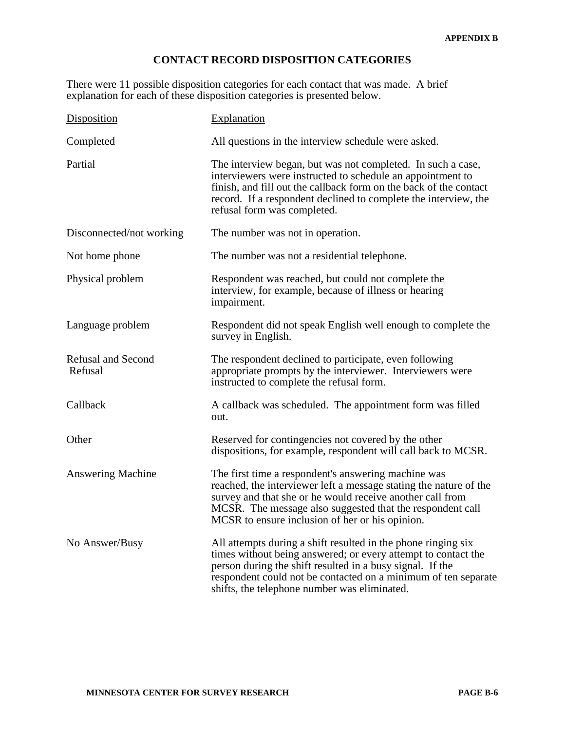APPENDIX B

## CONTACT RECORD DISPOSITION CATEGORIES

There were 11 possible disposition categories for each contact that was made. A brief explanation for each of these disposition categories is presented below.

| Disposition | Explanation |
|---|---|
| Completed | All questions in the interview schedule were asked. |
| Partial | The interview began, but was not completed. In such a case, interviewers were instructed to schedule an appointment to finish, and fill out the callback form on the back of the contact record. If a respondent declined to complete the interview, the refusal form was completed. |
| Disconnected/not working | The number was not in operation. |
| Not home phone | The number was not a residential telephone. |
| Physical problem | Respondent was reached, but could not complete the interview, for example, because of illness or hearing impairment. |
| Language problem | Respondent did not speak English well enough to complete the survey in English. |
| Refusal and Second Refusal | The respondent declined to participate, even following appropriate prompts by the interviewer. Interviewers were instructed to complete the refusal form. |
| Callback | A callback was scheduled. The appointment form was filled out. |
| Other | Reserved for contingencies not covered by the other dispositions, for example, respondent will call back to MCSR. |
| Answering Machine | The first time a respondent's answering machine was reached, the interviewer left a message stating the nature of the survey and that she or he would receive another call from MCSR. The message also suggested that the respondent call MCSR to ensure inclusion of her or his opinion. |
| No Answer/Busy | All attempts during a shift resulted in the phone ringing six times without being answered; or every attempt to contact the person during the shift resulted in a busy signal. If the respondent could not be contacted on a minimum of ten separate shifts, the telephone number was eliminated. |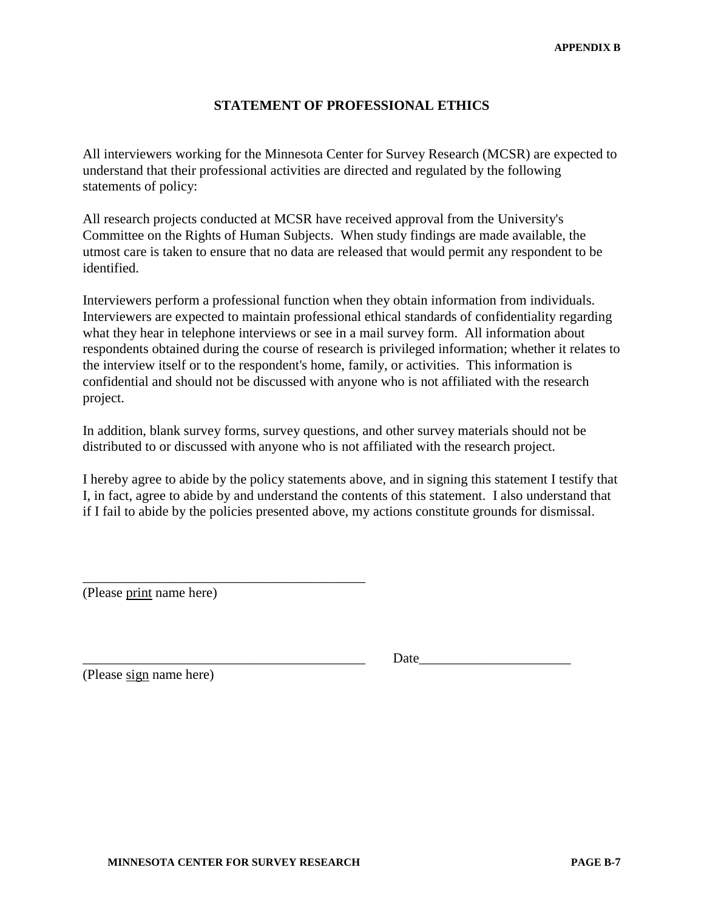APPENDIX B

## STATEMENT OF PROFESSIONAL ETHICS

All interviewers working for the Minnesota Center for Survey Research (MCSR) are expected to understand that their professional activities are directed and regulated by the following statements of policy:

All research projects conducted at MCSR have received approval from the University's Committee on the Rights of Human Subjects. When study findings are made available, the utmost care is taken to ensure that no data are released that would permit any respondent to be identified.

Interviewers perform a professional function when they obtain information from individuals. Interviewers are expected to maintain professional ethical standards of confidentiality regarding what they hear in telephone interviews or see in a mail survey form. All information about respondents obtained during the course of research is privileged information; whether it relates to the interview itself or to the respondent's home, family, or activities. This information is confidential and should not be discussed with anyone who is not affiliated with the research project.

In addition, blank survey forms, survey questions, and other survey materials should not be distributed to or discussed with anyone who is not affiliated with the research project.

I hereby agree to abide by the policy statements above, and in signing this statement I testify that I, in fact, agree to abide by and understand the contents of this statement. I also understand that if I fail to abide by the policies presented above, my actions constitute grounds for dismissal.

__________________________________________
(Please <u>print</u> name here)

__________________________________________ Date______________________
(Please <u>sign</u> name here)